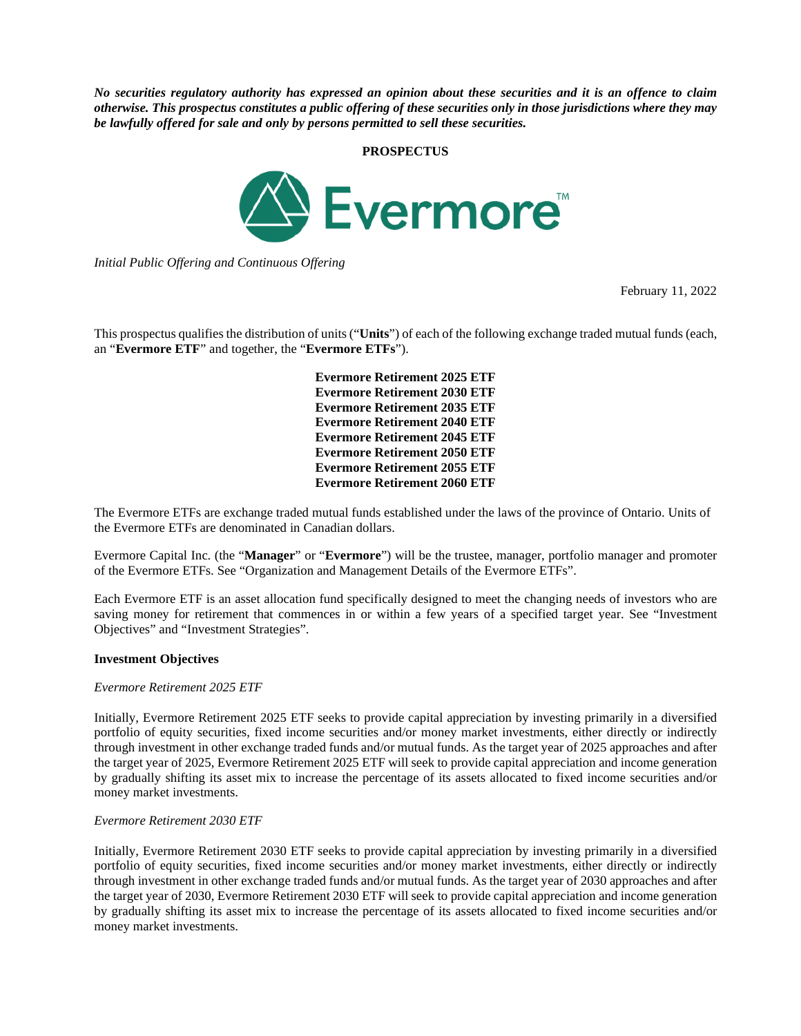***No securities regulatory authority has expressed an opinion about these securities and it is an offence to claim otherwise. This prospectus constitutes a public offering of these securities only in those jurisdictions where they may be lawfully offered for sale and only by persons permitted to sell these securities.***

**PROSPECTUS**

Evermore™

*Initial Public Offering and Continuous Offering*

February 11, 2022

This prospectus qualifies the distribution of units ("**Units**") of each of the following exchange traded mutual funds (each, an "**Evermore ETF**" and together, the "**Evermore ETFs**").

**Evermore Retirement 2025 ETF**
**Evermore Retirement 2030 ETF**
**Evermore Retirement 2035 ETF**
**Evermore Retirement 2040 ETF**
**Evermore Retirement 2045 ETF**
**Evermore Retirement 2050 ETF**
**Evermore Retirement 2055 ETF**
**Evermore Retirement 2060 ETF**

The Evermore ETFs are exchange traded mutual funds established under the laws of the province of Ontario. Units of the Evermore ETFs are denominated in Canadian dollars.

Evermore Capital Inc. (the "**Manager**" or "**Evermore**") will be the trustee, manager, portfolio manager and promoter of the Evermore ETFs. See "Organization and Management Details of the Evermore ETFs".

Each Evermore ETF is an asset allocation fund specifically designed to meet the changing needs of investors who are saving money for retirement that commences in or within a few years of a specified target year. See "Investment Objectives" and "Investment Strategies".

**Investment Objectives**

*Evermore Retirement 2025 ETF*

Initially, Evermore Retirement 2025 ETF seeks to provide capital appreciation by investing primarily in a diversified portfolio of equity securities, fixed income securities and/or money market investments, either directly or indirectly through investment in other exchange traded funds and/or mutual funds. As the target year of 2025 approaches and after the target year of 2025, Evermore Retirement 2025 ETF will seek to provide capital appreciation and income generation by gradually shifting its asset mix to increase the percentage of its assets allocated to fixed income securities and/or money market investments.

*Evermore Retirement 2030 ETF*

Initially, Evermore Retirement 2030 ETF seeks to provide capital appreciation by investing primarily in a diversified portfolio of equity securities, fixed income securities and/or money market investments, either directly or indirectly through investment in other exchange traded funds and/or mutual funds. As the target year of 2030 approaches and after the target year of 2030, Evermore Retirement 2030 ETF will seek to provide capital appreciation and income generation by gradually shifting its asset mix to increase the percentage of its assets allocated to fixed income securities and/or money market investments.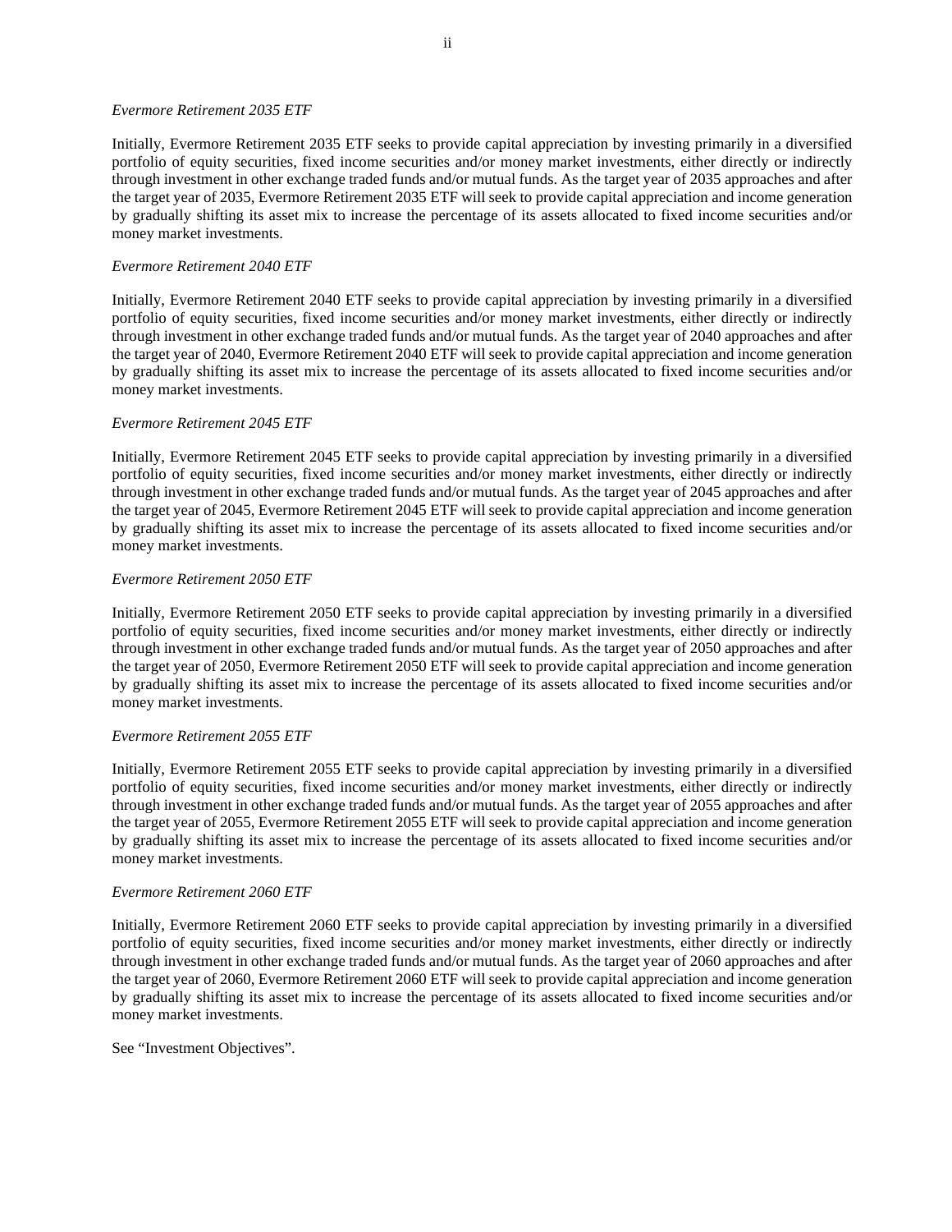*Evermore Retirement 2035 ETF*

Initially, Evermore Retirement 2035 ETF seeks to provide capital appreciation by investing primarily in a diversified portfolio of equity securities, fixed income securities and/or money market investments, either directly or indirectly through investment in other exchange traded funds and/or mutual funds. As the target year of 2035 approaches and after the target year of 2035, Evermore Retirement 2035 ETF will seek to provide capital appreciation and income generation by gradually shifting its asset mix to increase the percentage of its assets allocated to fixed income securities and/or money market investments.

*Evermore Retirement 2040 ETF*

Initially, Evermore Retirement 2040 ETF seeks to provide capital appreciation by investing primarily in a diversified portfolio of equity securities, fixed income securities and/or money market investments, either directly or indirectly through investment in other exchange traded funds and/or mutual funds. As the target year of 2040 approaches and after the target year of 2040, Evermore Retirement 2040 ETF will seek to provide capital appreciation and income generation by gradually shifting its asset mix to increase the percentage of its assets allocated to fixed income securities and/or money market investments.

*Evermore Retirement 2045 ETF*

Initially, Evermore Retirement 2045 ETF seeks to provide capital appreciation by investing primarily in a diversified portfolio of equity securities, fixed income securities and/or money market investments, either directly or indirectly through investment in other exchange traded funds and/or mutual funds. As the target year of 2045 approaches and after the target year of 2045, Evermore Retirement 2045 ETF will seek to provide capital appreciation and income generation by gradually shifting its asset mix to increase the percentage of its assets allocated to fixed income securities and/or money market investments.

*Evermore Retirement 2050 ETF*

Initially, Evermore Retirement 2050 ETF seeks to provide capital appreciation by investing primarily in a diversified portfolio of equity securities, fixed income securities and/or money market investments, either directly or indirectly through investment in other exchange traded funds and/or mutual funds. As the target year of 2050 approaches and after the target year of 2050, Evermore Retirement 2050 ETF will seek to provide capital appreciation and income generation by gradually shifting its asset mix to increase the percentage of its assets allocated to fixed income securities and/or money market investments.

*Evermore Retirement 2055 ETF*

Initially, Evermore Retirement 2055 ETF seeks to provide capital appreciation by investing primarily in a diversified portfolio of equity securities, fixed income securities and/or money market investments, either directly or indirectly through investment in other exchange traded funds and/or mutual funds. As the target year of 2055 approaches and after the target year of 2055, Evermore Retirement 2055 ETF will seek to provide capital appreciation and income generation by gradually shifting its asset mix to increase the percentage of its assets allocated to fixed income securities and/or money market investments.

*Evermore Retirement 2060 ETF*

Initially, Evermore Retirement 2060 ETF seeks to provide capital appreciation by investing primarily in a diversified portfolio of equity securities, fixed income securities and/or money market investments, either directly or indirectly through investment in other exchange traded funds and/or mutual funds. As the target year of 2060 approaches and after the target year of 2060, Evermore Retirement 2060 ETF will seek to provide capital appreciation and income generation by gradually shifting its asset mix to increase the percentage of its assets allocated to fixed income securities and/or money market investments.

See "Investment Objectives".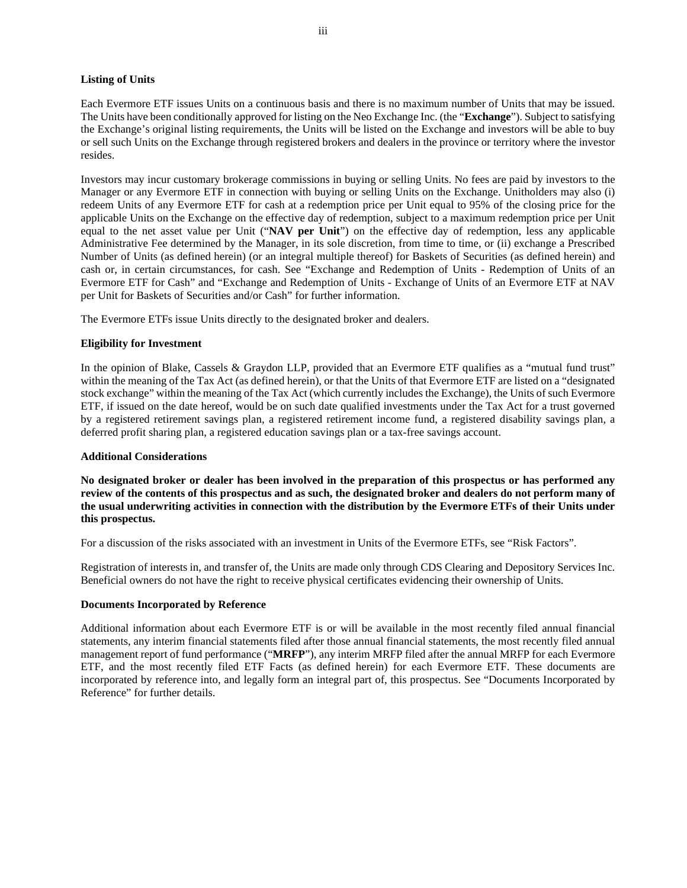**Listing of Units**

Each Evermore ETF issues Units on a continuous basis and there is no maximum number of Units that may be issued. The Units have been conditionally approved for listing on the Neo Exchange Inc. (the "**Exchange**"). Subject to satisfying the Exchange's original listing requirements, the Units will be listed on the Exchange and investors will be able to buy or sell such Units on the Exchange through registered brokers and dealers in the province or territory where the investor resides.

Investors may incur customary brokerage commissions in buying or selling Units. No fees are paid by investors to the Manager or any Evermore ETF in connection with buying or selling Units on the Exchange. Unitholders may also (i) redeem Units of any Evermore ETF for cash at a redemption price per Unit equal to 95% of the closing price for the applicable Units on the Exchange on the effective day of redemption, subject to a maximum redemption price per Unit equal to the net asset value per Unit ("**NAV per Unit**") on the effective day of redemption, less any applicable Administrative Fee determined by the Manager, in its sole discretion, from time to time, or (ii) exchange a Prescribed Number of Units (as defined herein) (or an integral multiple thereof) for Baskets of Securities (as defined herein) and cash or, in certain circumstances, for cash. See "Exchange and Redemption of Units - Redemption of Units of an Evermore ETF for Cash" and "Exchange and Redemption of Units - Exchange of Units of an Evermore ETF at NAV per Unit for Baskets of Securities and/or Cash" for further information.

The Evermore ETFs issue Units directly to the designated broker and dealers.

**Eligibility for Investment**

In the opinion of Blake, Cassels & Graydon LLP, provided that an Evermore ETF qualifies as a "mutual fund trust" within the meaning of the Tax Act (as defined herein), or that the Units of that Evermore ETF are listed on a "designated stock exchange" within the meaning of the Tax Act (which currently includes the Exchange), the Units of such Evermore ETF, if issued on the date hereof, would be on such date qualified investments under the Tax Act for a trust governed by a registered retirement savings plan, a registered retirement income fund, a registered disability savings plan, a deferred profit sharing plan, a registered education savings plan or a tax-free savings account.

**Additional Considerations**

**No designated broker or dealer has been involved in the preparation of this prospectus or has performed any review of the contents of this prospectus and as such, the designated broker and dealers do not perform many of the usual underwriting activities in connection with the distribution by the Evermore ETFs of their Units under this prospectus.**

For a discussion of the risks associated with an investment in Units of the Evermore ETFs, see "Risk Factors".

Registration of interests in, and transfer of, the Units are made only through CDS Clearing and Depository Services Inc. Beneficial owners do not have the right to receive physical certificates evidencing their ownership of Units.

**Documents Incorporated by Reference**

Additional information about each Evermore ETF is or will be available in the most recently filed annual financial statements, any interim financial statements filed after those annual financial statements, the most recently filed annual management report of fund performance ("**MRFP**"), any interim MRFP filed after the annual MRFP for each Evermore ETF, and the most recently filed ETF Facts (as defined herein) for each Evermore ETF. These documents are incorporated by reference into, and legally form an integral part of, this prospectus. See "Documents Incorporated by Reference" for further details.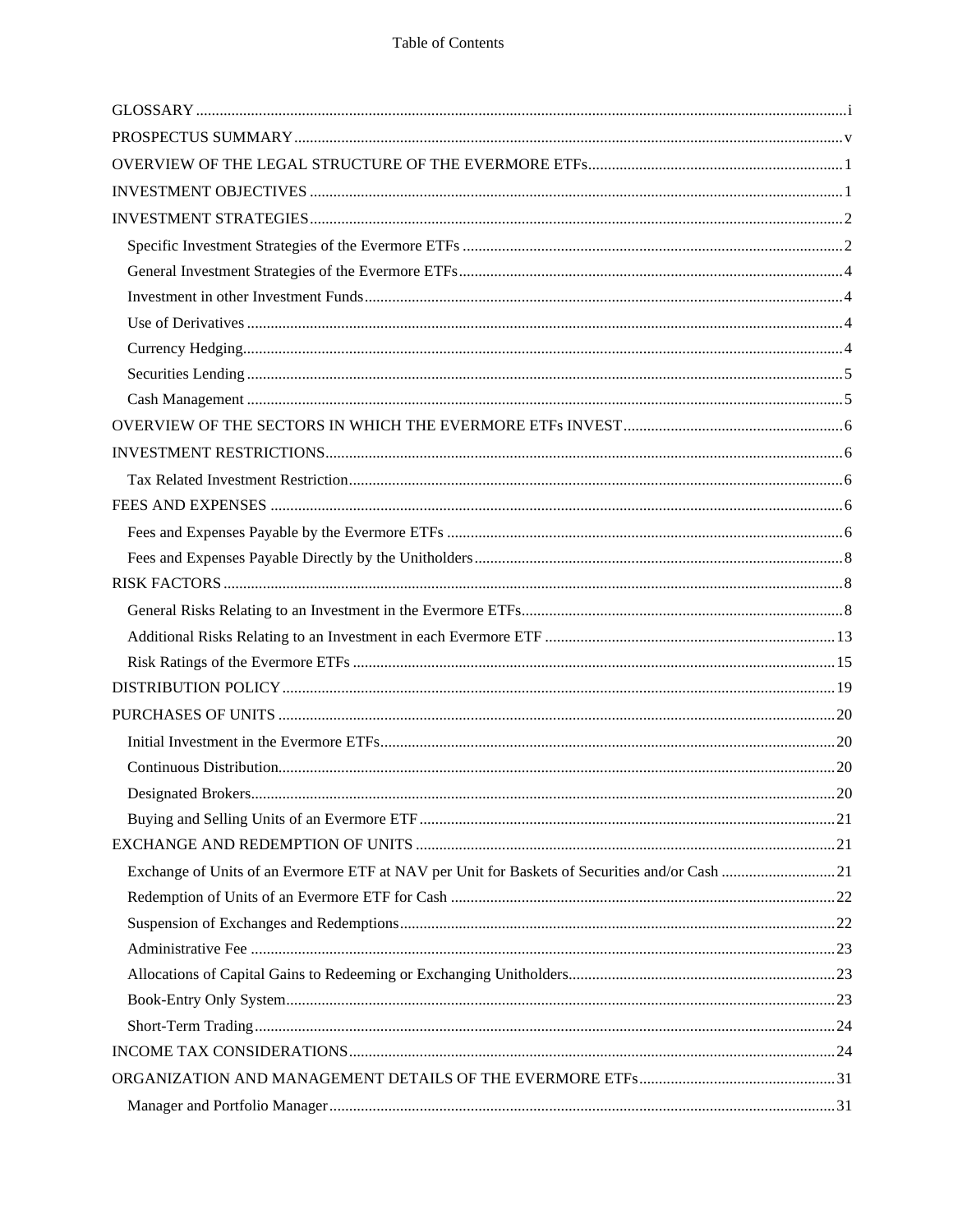# Table of Contents

| | |
|---|---|
| GLOSSARY | i |
| PROSPECTUS SUMMARY | v |
| OVERVIEW OF THE LEGAL STRUCTURE OF THE EVERMORE ETFs | 1 |
| INVESTMENT OBJECTIVES | 1 |
| INVESTMENT STRATEGIES | 2 |
| Specific Investment Strategies of the Evermore ETFs | 2 |
| General Investment Strategies of the Evermore ETFs | 4 |
| Investment in other Investment Funds | 4 |
| Use of Derivatives | 4 |
| Currency Hedging | 4 |
| Securities Lending | 5 |
| Cash Management | 5 |
| OVERVIEW OF THE SECTORS IN WHICH THE EVERMORE ETFs INVEST | 6 |
| INVESTMENT RESTRICTIONS | 6 |
| Tax Related Investment Restriction | 6 |
| FEES AND EXPENSES | 6 |
| Fees and Expenses Payable by the Evermore ETFs | 6 |
| Fees and Expenses Payable Directly by the Unitholders | 8 |
| RISK FACTORS | 8 |
| General Risks Relating to an Investment in the Evermore ETFs | 8 |
| Additional Risks Relating to an Investment in each Evermore ETF | 13 |
| Risk Ratings of the Evermore ETFs | 15 |
| DISTRIBUTION POLICY | 19 |
| PURCHASES OF UNITS | 20 |
| Initial Investment in the Evermore ETFs | 20 |
| Continuous Distribution | 20 |
| Designated Brokers | 20 |
| Buying and Selling Units of an Evermore ETF | 21 |
| EXCHANGE AND REDEMPTION OF UNITS | 21 |
| Exchange of Units of an Evermore ETF at NAV per Unit for Baskets of Securities and/or Cash | 21 |
| Redemption of Units of an Evermore ETF for Cash | 22 |
| Suspension of Exchanges and Redemptions | 22 |
| Administrative Fee | 23 |
| Allocations of Capital Gains to Redeeming or Exchanging Unitholders | 23 |
| Book-Entry Only System | 23 |
| Short-Term Trading | 24 |
| INCOME TAX CONSIDERATIONS | 24 |
| ORGANIZATION AND MANAGEMENT DETAILS OF THE EVERMORE ETFs | 31 |
| Manager and Portfolio Manager | 31 |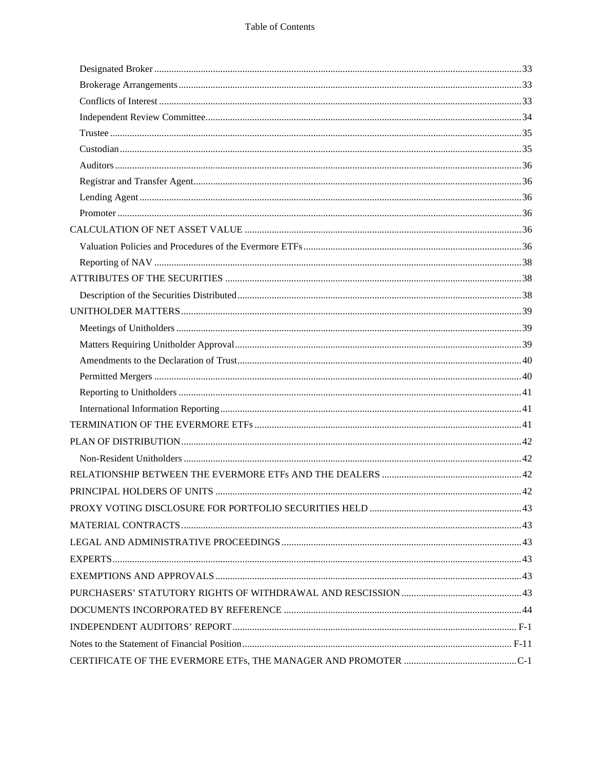Table of Contents

| | |
|---|---|
| Designated Broker | 33 |
| Brokerage Arrangements | 33 |
| Conflicts of Interest | 33 |
| Independent Review Committee | 34 |
| Trustee | 35 |
| Custodian | 35 |
| Auditors | 36 |
| Registrar and Transfer Agent | 36 |
| Lending Agent | 36 |
| Promoter | 36 |
| CALCULATION OF NET ASSET VALUE | 36 |
| Valuation Policies and Procedures of the Evermore ETFs | 36 |
| Reporting of NAV | 38 |
| ATTRIBUTES OF THE SECURITIES | 38 |
| Description of the Securities Distributed | 38 |
| UNITHOLDER MATTERS | 39 |
| Meetings of Unitholders | 39 |
| Matters Requiring Unitholder Approval | 39 |
| Amendments to the Declaration of Trust | 40 |
| Permitted Mergers | 40 |
| Reporting to Unitholders | 41 |
| International Information Reporting | 41 |
| TERMINATION OF THE EVERMORE ETFs | 41 |
| PLAN OF DISTRIBUTION | 42 |
| Non-Resident Unitholders | 42 |
| RELATIONSHIP BETWEEN THE EVERMORE ETFs AND THE DEALERS | 42 |
| PRINCIPAL HOLDERS OF UNITS | 42 |
| PROXY VOTING DISCLOSURE FOR PORTFOLIO SECURITIES HELD | 43 |
| MATERIAL CONTRACTS | 43 |
| LEGAL AND ADMINISTRATIVE PROCEEDINGS | 43 |
| EXPERTS | 43 |
| EXEMPTIONS AND APPROVALS | 43 |
| PURCHASERS' STATUTORY RIGHTS OF WITHDRAWAL AND RESCISSION | 43 |
| DOCUMENTS INCORPORATED BY REFERENCE | 44 |
| INDEPENDENT AUDITORS' REPORT | F-1 |
| Notes to the Statement of Financial Position | F-11 |
| CERTIFICATE OF THE EVERMORE ETFs, THE MANAGER AND PROMOTER | C-1 |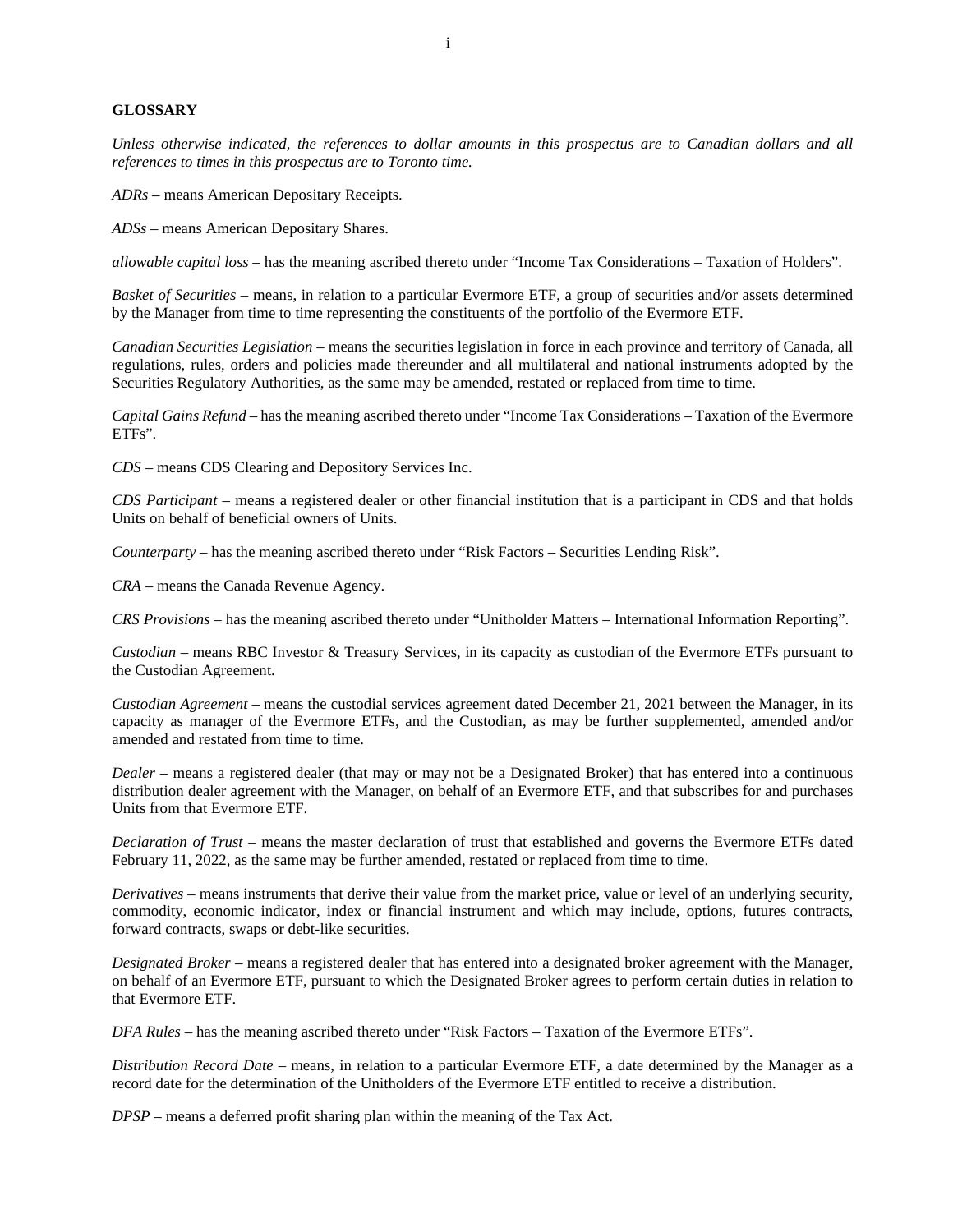## GLOSSARY

*Unless otherwise indicated, the references to dollar amounts in this prospectus are to Canadian dollars and all references to times in this prospectus are to Toronto time.*

*ADRs* – means American Depositary Receipts.

*ADSs* – means American Depositary Shares.

*allowable capital loss* – has the meaning ascribed thereto under "Income Tax Considerations – Taxation of Holders".

*Basket of Securities* – means, in relation to a particular Evermore ETF, a group of securities and/or assets determined by the Manager from time to time representing the constituents of the portfolio of the Evermore ETF.

*Canadian Securities Legislation* – means the securities legislation in force in each province and territory of Canada, all regulations, rules, orders and policies made thereunder and all multilateral and national instruments adopted by the Securities Regulatory Authorities, as the same may be amended, restated or replaced from time to time.

*Capital Gains Refund* – has the meaning ascribed thereto under "Income Tax Considerations – Taxation of the Evermore ETFs".

*CDS* – means CDS Clearing and Depository Services Inc.

*CDS Participant* – means a registered dealer or other financial institution that is a participant in CDS and that holds Units on behalf of beneficial owners of Units.

*Counterparty* – has the meaning ascribed thereto under "Risk Factors – Securities Lending Risk".

*CRA* – means the Canada Revenue Agency.

*CRS Provisions* – has the meaning ascribed thereto under "Unitholder Matters – International Information Reporting".

*Custodian* – means RBC Investor & Treasury Services, in its capacity as custodian of the Evermore ETFs pursuant to the Custodian Agreement.

*Custodian Agreement* – means the custodial services agreement dated December 21, 2021 between the Manager, in its capacity as manager of the Evermore ETFs, and the Custodian, as may be further supplemented, amended and/or amended and restated from time to time.

*Dealer* – means a registered dealer (that may or may not be a Designated Broker) that has entered into a continuous distribution dealer agreement with the Manager, on behalf of an Evermore ETF, and that subscribes for and purchases Units from that Evermore ETF.

*Declaration of Trust* – means the master declaration of trust that established and governs the Evermore ETFs dated February 11, 2022, as the same may be further amended, restated or replaced from time to time.

*Derivatives* – means instruments that derive their value from the market price, value or level of an underlying security, commodity, economic indicator, index or financial instrument and which may include, options, futures contracts, forward contracts, swaps or debt-like securities.

*Designated Broker* – means a registered dealer that has entered into a designated broker agreement with the Manager, on behalf of an Evermore ETF, pursuant to which the Designated Broker agrees to perform certain duties in relation to that Evermore ETF.

*DFA Rules* – has the meaning ascribed thereto under "Risk Factors – Taxation of the Evermore ETFs".

*Distribution Record Date* – means, in relation to a particular Evermore ETF, a date determined by the Manager as a record date for the determination of the Unitholders of the Evermore ETF entitled to receive a distribution.

*DPSP* – means a deferred profit sharing plan within the meaning of the Tax Act.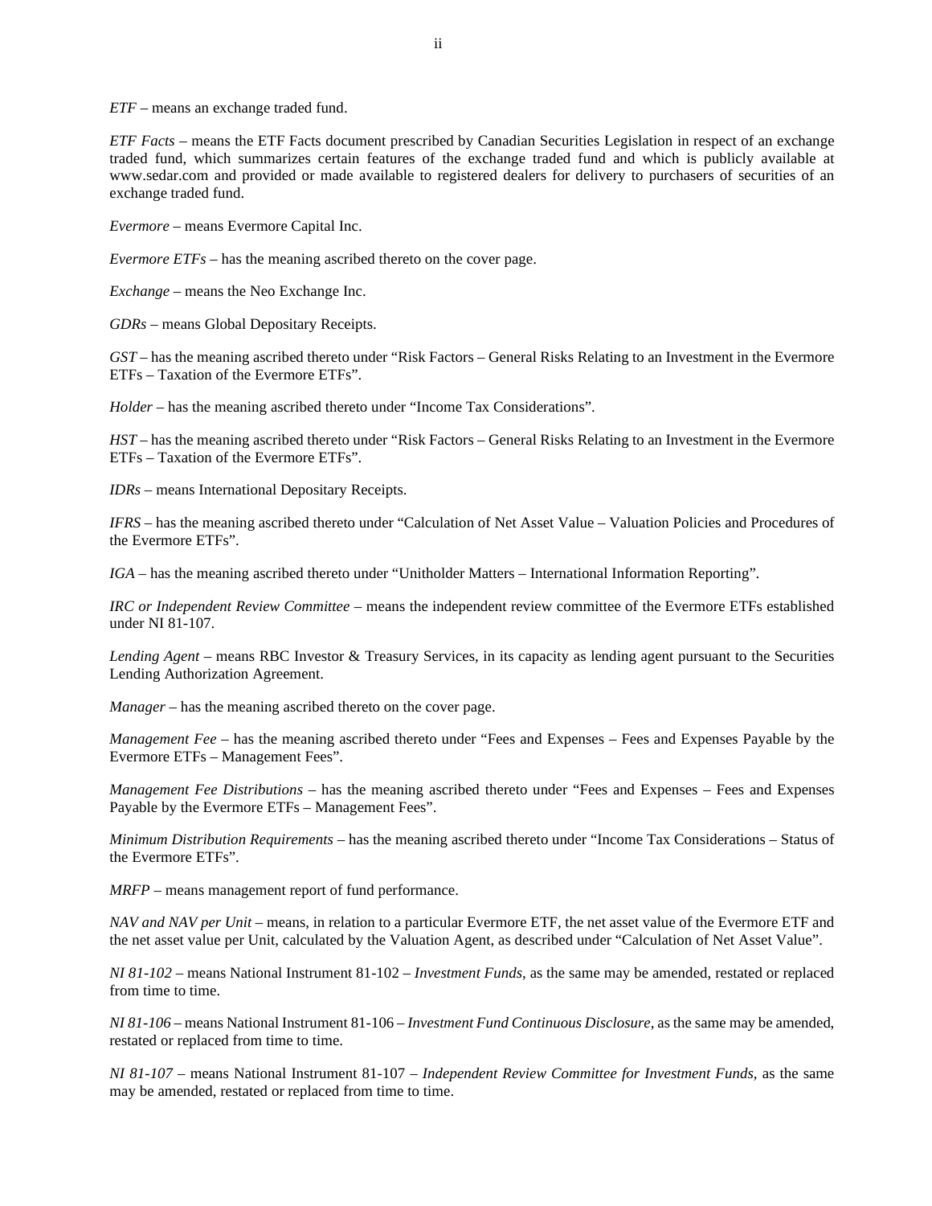*ETF* – means an exchange traded fund.

*ETF Facts* – means the ETF Facts document prescribed by Canadian Securities Legislation in respect of an exchange traded fund, which summarizes certain features of the exchange traded fund and which is publicly available at www.sedar.com and provided or made available to registered dealers for delivery to purchasers of securities of an exchange traded fund.

*Evermore* – means Evermore Capital Inc.

*Evermore ETFs* – has the meaning ascribed thereto on the cover page.

*Exchange* – means the Neo Exchange Inc.

*GDRs* – means Global Depositary Receipts.

*GST* – has the meaning ascribed thereto under "Risk Factors – General Risks Relating to an Investment in the Evermore ETFs – Taxation of the Evermore ETFs".

*Holder* – has the meaning ascribed thereto under "Income Tax Considerations".

*HST* – has the meaning ascribed thereto under "Risk Factors – General Risks Relating to an Investment in the Evermore ETFs – Taxation of the Evermore ETFs".

*IDRs* – means International Depositary Receipts.

*IFRS* – has the meaning ascribed thereto under "Calculation of Net Asset Value – Valuation Policies and Procedures of the Evermore ETFs".

*IGA* – has the meaning ascribed thereto under "Unitholder Matters – International Information Reporting".

*IRC or Independent Review Committee* – means the independent review committee of the Evermore ETFs established under NI 81-107.

*Lending Agent* – means RBC Investor & Treasury Services, in its capacity as lending agent pursuant to the Securities Lending Authorization Agreement.

*Manager* – has the meaning ascribed thereto on the cover page.

*Management Fee* – has the meaning ascribed thereto under "Fees and Expenses – Fees and Expenses Payable by the Evermore ETFs – Management Fees".

*Management Fee Distributions* – has the meaning ascribed thereto under "Fees and Expenses – Fees and Expenses Payable by the Evermore ETFs – Management Fees".

*Minimum Distribution Requirements* – has the meaning ascribed thereto under "Income Tax Considerations – Status of the Evermore ETFs".

*MRFP* – means management report of fund performance.

*NAV and NAV per Unit* – means, in relation to a particular Evermore ETF, the net asset value of the Evermore ETF and the net asset value per Unit, calculated by the Valuation Agent, as described under "Calculation of Net Asset Value".

*NI 81-102* – means National Instrument 81-102 – *Investment Funds*, as the same may be amended, restated or replaced from time to time.

*NI 81-106* – means National Instrument 81-106 – *Investment Fund Continuous Disclosure*, as the same may be amended, restated or replaced from time to time.

*NI 81-107* – means National Instrument 81-107 – *Independent Review Committee for Investment Funds*, as the same may be amended, restated or replaced from time to time.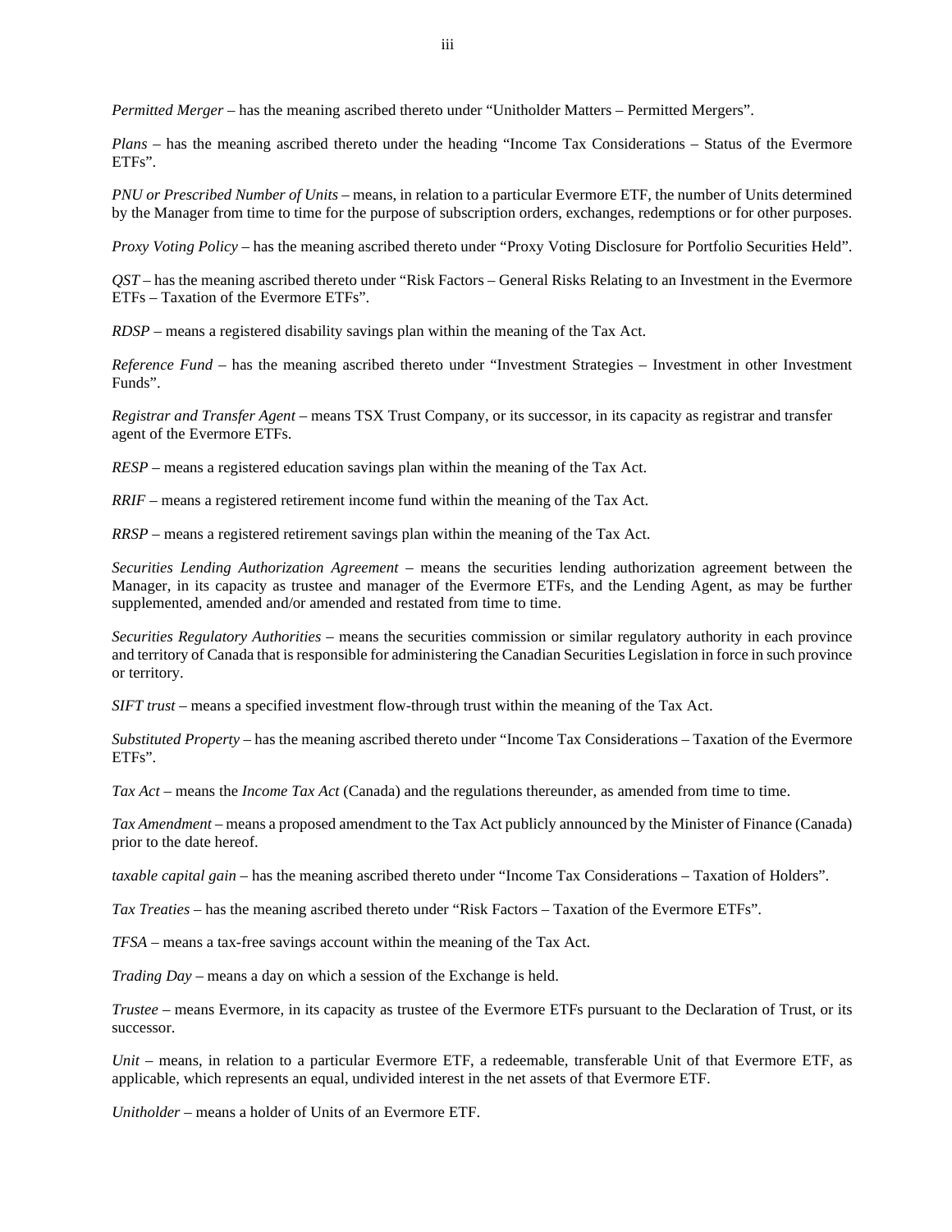*Permitted Merger* – has the meaning ascribed thereto under "Unitholder Matters – Permitted Mergers".

*Plans* – has the meaning ascribed thereto under the heading "Income Tax Considerations – Status of the Evermore ETFs".

*PNU or Prescribed Number of Units* – means, in relation to a particular Evermore ETF, the number of Units determined by the Manager from time to time for the purpose of subscription orders, exchanges, redemptions or for other purposes.

*Proxy Voting Policy* – has the meaning ascribed thereto under "Proxy Voting Disclosure for Portfolio Securities Held".

*QST* – has the meaning ascribed thereto under "Risk Factors – General Risks Relating to an Investment in the Evermore ETFs – Taxation of the Evermore ETFs".

*RDSP* – means a registered disability savings plan within the meaning of the Tax Act.

*Reference Fund* – has the meaning ascribed thereto under "Investment Strategies – Investment in other Investment Funds".

*Registrar and Transfer Agent* – means TSX Trust Company, or its successor, in its capacity as registrar and transfer agent of the Evermore ETFs.

*RESP* – means a registered education savings plan within the meaning of the Tax Act.

*RRIF* – means a registered retirement income fund within the meaning of the Tax Act.

*RRSP* – means a registered retirement savings plan within the meaning of the Tax Act.

*Securities Lending Authorization Agreement* – means the securities lending authorization agreement between the Manager, in its capacity as trustee and manager of the Evermore ETFs, and the Lending Agent, as may be further supplemented, amended and/or amended and restated from time to time.

*Securities Regulatory Authorities* – means the securities commission or similar regulatory authority in each province and territory of Canada that is responsible for administering the Canadian Securities Legislation in force in such province or territory.

*SIFT trust* – means a specified investment flow-through trust within the meaning of the Tax Act.

*Substituted Property* – has the meaning ascribed thereto under "Income Tax Considerations – Taxation of the Evermore ETFs".

*Tax Act* – means the *Income Tax Act* (Canada) and the regulations thereunder, as amended from time to time.

*Tax Amendment* – means a proposed amendment to the Tax Act publicly announced by the Minister of Finance (Canada) prior to the date hereof.

*taxable capital gain* – has the meaning ascribed thereto under "Income Tax Considerations – Taxation of Holders".

*Tax Treaties* – has the meaning ascribed thereto under "Risk Factors – Taxation of the Evermore ETFs".

*TFSA* – means a tax-free savings account within the meaning of the Tax Act.

*Trading Day* – means a day on which a session of the Exchange is held.

*Trustee* – means Evermore, in its capacity as trustee of the Evermore ETFs pursuant to the Declaration of Trust, or its successor.

*Unit* – means, in relation to a particular Evermore ETF, a redeemable, transferable Unit of that Evermore ETF, as applicable, which represents an equal, undivided interest in the net assets of that Evermore ETF.

*Unitholder* – means a holder of Units of an Evermore ETF.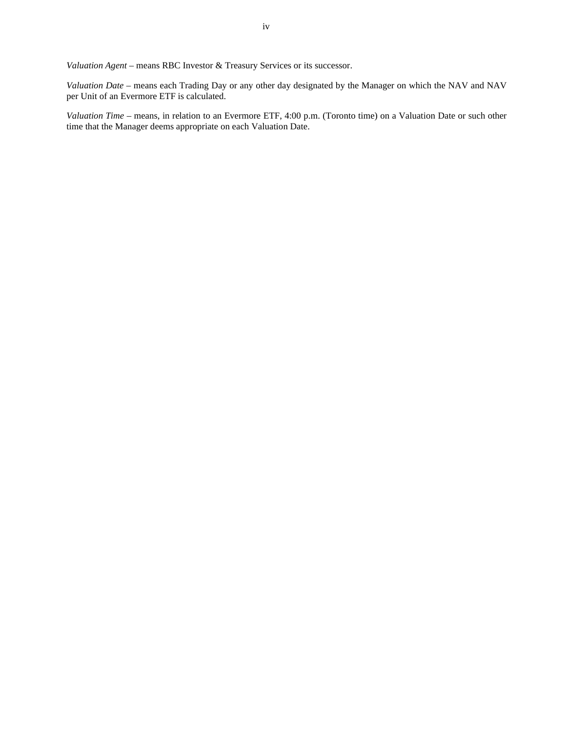*Valuation Agent* – means RBC Investor & Treasury Services or its successor.

*Valuation Date* – means each Trading Day or any other day designated by the Manager on which the NAV and NAV per Unit of an Evermore ETF is calculated.

*Valuation Time* – means, in relation to an Evermore ETF, 4:00 p.m. (Toronto time) on a Valuation Date or such other time that the Manager deems appropriate on each Valuation Date.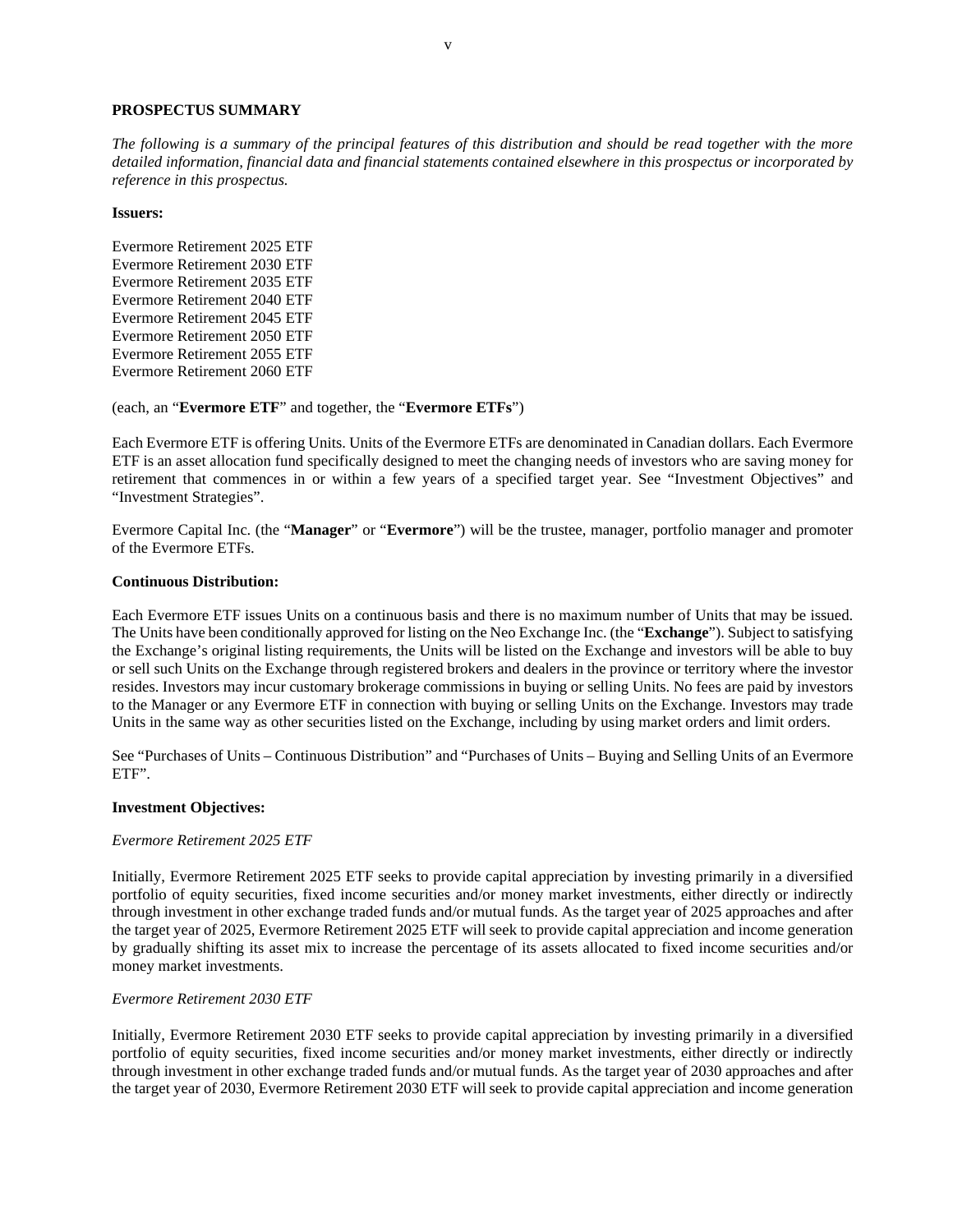**PROSPECTUS SUMMARY**

*The following is a summary of the principal features of this distribution and should be read together with the more detailed information, financial data and financial statements contained elsewhere in this prospectus or incorporated by reference in this prospectus.*

**Issuers:**

Evermore Retirement 2025 ETF
Evermore Retirement 2030 ETF
Evermore Retirement 2035 ETF
Evermore Retirement 2040 ETF
Evermore Retirement 2045 ETF
Evermore Retirement 2050 ETF
Evermore Retirement 2055 ETF
Evermore Retirement 2060 ETF

(each, an "**Evermore ETF**" and together, the "**Evermore ETFs**")

Each Evermore ETF is offering Units. Units of the Evermore ETFs are denominated in Canadian dollars. Each Evermore ETF is an asset allocation fund specifically designed to meet the changing needs of investors who are saving money for retirement that commences in or within a few years of a specified target year. See "Investment Objectives" and "Investment Strategies".

Evermore Capital Inc. (the "**Manager**" or "**Evermore**") will be the trustee, manager, portfolio manager and promoter of the Evermore ETFs.

**Continuous Distribution:**

Each Evermore ETF issues Units on a continuous basis and there is no maximum number of Units that may be issued. The Units have been conditionally approved for listing on the Neo Exchange Inc. (the "**Exchange**"). Subject to satisfying the Exchange's original listing requirements, the Units will be listed on the Exchange and investors will be able to buy or sell such Units on the Exchange through registered brokers and dealers in the province or territory where the investor resides. Investors may incur customary brokerage commissions in buying or selling Units. No fees are paid by investors to the Manager or any Evermore ETF in connection with buying or selling Units on the Exchange. Investors may trade Units in the same way as other securities listed on the Exchange, including by using market orders and limit orders.

See "Purchases of Units – Continuous Distribution" and "Purchases of Units – Buying and Selling Units of an Evermore ETF".

**Investment Objectives:**

*Evermore Retirement 2025 ETF*

Initially, Evermore Retirement 2025 ETF seeks to provide capital appreciation by investing primarily in a diversified portfolio of equity securities, fixed income securities and/or money market investments, either directly or indirectly through investment in other exchange traded funds and/or mutual funds. As the target year of 2025 approaches and after the target year of 2025, Evermore Retirement 2025 ETF will seek to provide capital appreciation and income generation by gradually shifting its asset mix to increase the percentage of its assets allocated to fixed income securities and/or money market investments.

*Evermore Retirement 2030 ETF*

Initially, Evermore Retirement 2030 ETF seeks to provide capital appreciation by investing primarily in a diversified portfolio of equity securities, fixed income securities and/or money market investments, either directly or indirectly through investment in other exchange traded funds and/or mutual funds. As the target year of 2030 approaches and after the target year of 2030, Evermore Retirement 2030 ETF will seek to provide capital appreciation and income generation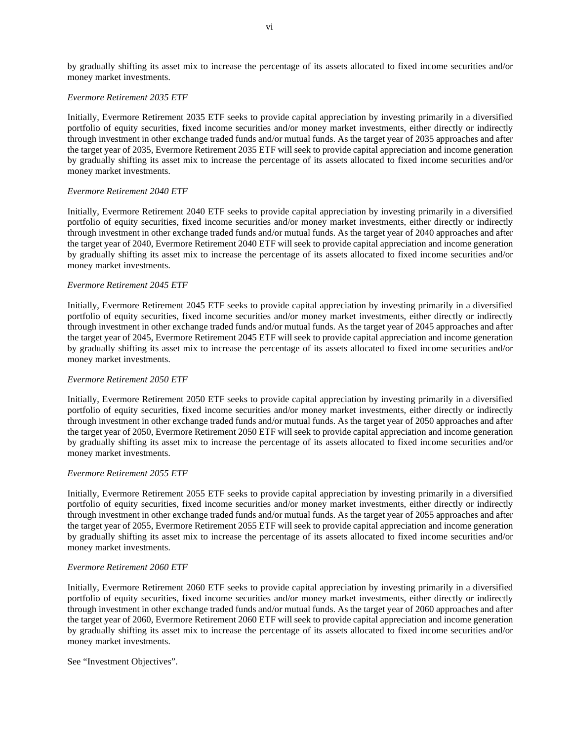by gradually shifting its asset mix to increase the percentage of its assets allocated to fixed income securities and/or money market investments.

*Evermore Retirement 2035 ETF*

Initially, Evermore Retirement 2035 ETF seeks to provide capital appreciation by investing primarily in a diversified portfolio of equity securities, fixed income securities and/or money market investments, either directly or indirectly through investment in other exchange traded funds and/or mutual funds. As the target year of 2035 approaches and after the target year of 2035, Evermore Retirement 2035 ETF will seek to provide capital appreciation and income generation by gradually shifting its asset mix to increase the percentage of its assets allocated to fixed income securities and/or money market investments.

*Evermore Retirement 2040 ETF*

Initially, Evermore Retirement 2040 ETF seeks to provide capital appreciation by investing primarily in a diversified portfolio of equity securities, fixed income securities and/or money market investments, either directly or indirectly through investment in other exchange traded funds and/or mutual funds. As the target year of 2040 approaches and after the target year of 2040, Evermore Retirement 2040 ETF will seek to provide capital appreciation and income generation by gradually shifting its asset mix to increase the percentage of its assets allocated to fixed income securities and/or money market investments.

*Evermore Retirement 2045 ETF*

Initially, Evermore Retirement 2045 ETF seeks to provide capital appreciation by investing primarily in a diversified portfolio of equity securities, fixed income securities and/or money market investments, either directly or indirectly through investment in other exchange traded funds and/or mutual funds. As the target year of 2045 approaches and after the target year of 2045, Evermore Retirement 2045 ETF will seek to provide capital appreciation and income generation by gradually shifting its asset mix to increase the percentage of its assets allocated to fixed income securities and/or money market investments.

*Evermore Retirement 2050 ETF*

Initially, Evermore Retirement 2050 ETF seeks to provide capital appreciation by investing primarily in a diversified portfolio of equity securities, fixed income securities and/or money market investments, either directly or indirectly through investment in other exchange traded funds and/or mutual funds. As the target year of 2050 approaches and after the target year of 2050, Evermore Retirement 2050 ETF will seek to provide capital appreciation and income generation by gradually shifting its asset mix to increase the percentage of its assets allocated to fixed income securities and/or money market investments.

*Evermore Retirement 2055 ETF*

Initially, Evermore Retirement 2055 ETF seeks to provide capital appreciation by investing primarily in a diversified portfolio of equity securities, fixed income securities and/or money market investments, either directly or indirectly through investment in other exchange traded funds and/or mutual funds. As the target year of 2055 approaches and after the target year of 2055, Evermore Retirement 2055 ETF will seek to provide capital appreciation and income generation by gradually shifting its asset mix to increase the percentage of its assets allocated to fixed income securities and/or money market investments.

*Evermore Retirement 2060 ETF*

Initially, Evermore Retirement 2060 ETF seeks to provide capital appreciation by investing primarily in a diversified portfolio of equity securities, fixed income securities and/or money market investments, either directly or indirectly through investment in other exchange traded funds and/or mutual funds. As the target year of 2060 approaches and after the target year of 2060, Evermore Retirement 2060 ETF will seek to provide capital appreciation and income generation by gradually shifting its asset mix to increase the percentage of its assets allocated to fixed income securities and/or money market investments.

See "Investment Objectives".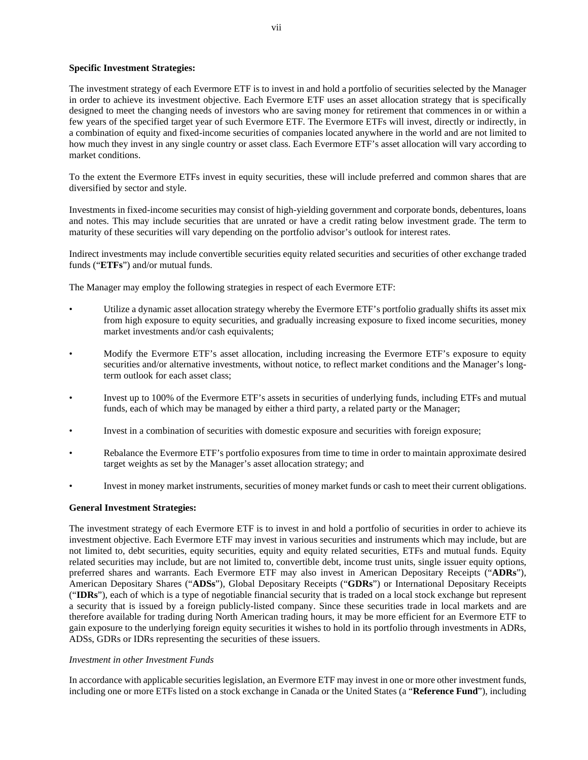**Specific Investment Strategies:**

The investment strategy of each Evermore ETF is to invest in and hold a portfolio of securities selected by the Manager in order to achieve its investment objective. Each Evermore ETF uses an asset allocation strategy that is specifically designed to meet the changing needs of investors who are saving money for retirement that commences in or within a few years of the specified target year of such Evermore ETF. The Evermore ETFs will invest, directly or indirectly, in a combination of equity and fixed-income securities of companies located anywhere in the world and are not limited to how much they invest in any single country or asset class. Each Evermore ETF's asset allocation will vary according to market conditions.

To the extent the Evermore ETFs invest in equity securities, these will include preferred and common shares that are diversified by sector and style.

Investments in fixed-income securities may consist of high-yielding government and corporate bonds, debentures, loans and notes. This may include securities that are unrated or have a credit rating below investment grade. The term to maturity of these securities will vary depending on the portfolio advisor's outlook for interest rates.

Indirect investments may include convertible securities equity related securities and securities of other exchange traded funds ("**ETFs**") and/or mutual funds.

The Manager may employ the following strategies in respect of each Evermore ETF:

- Utilize a dynamic asset allocation strategy whereby the Evermore ETF's portfolio gradually shifts its asset mix from high exposure to equity securities, and gradually increasing exposure to fixed income securities, money market investments and/or cash equivalents;
- Modify the Evermore ETF's asset allocation, including increasing the Evermore ETF's exposure to equity securities and/or alternative investments, without notice, to reflect market conditions and the Manager's long-term outlook for each asset class;
- Invest up to 100% of the Evermore ETF's assets in securities of underlying funds, including ETFs and mutual funds, each of which may be managed by either a third party, a related party or the Manager;
- Invest in a combination of securities with domestic exposure and securities with foreign exposure;
- Rebalance the Evermore ETF's portfolio exposures from time to time in order to maintain approximate desired target weights as set by the Manager's asset allocation strategy; and
- Invest in money market instruments, securities of money market funds or cash to meet their current obligations.

**General Investment Strategies:**

The investment strategy of each Evermore ETF is to invest in and hold a portfolio of securities in order to achieve its investment objective. Each Evermore ETF may invest in various securities and instruments which may include, but are not limited to, debt securities, equity securities, equity and equity related securities, ETFs and mutual funds. Equity related securities may include, but are not limited to, convertible debt, income trust units, single issuer equity options, preferred shares and warrants. Each Evermore ETF may also invest in American Depositary Receipts ("**ADRs**"), American Depositary Shares ("**ADSs**"), Global Depositary Receipts ("**GDRs**") or International Depositary Receipts ("**IDRs**"), each of which is a type of negotiable financial security that is traded on a local stock exchange but represent a security that is issued by a foreign publicly-listed company. Since these securities trade in local markets and are therefore available for trading during North American trading hours, it may be more efficient for an Evermore ETF to gain exposure to the underlying foreign equity securities it wishes to hold in its portfolio through investments in ADRs, ADSs, GDRs or IDRs representing the securities of these issuers.

*Investment in other Investment Funds*

In accordance with applicable securities legislation, an Evermore ETF may invest in one or more other investment funds, including one or more ETFs listed on a stock exchange in Canada or the United States (a "**Reference Fund**"), including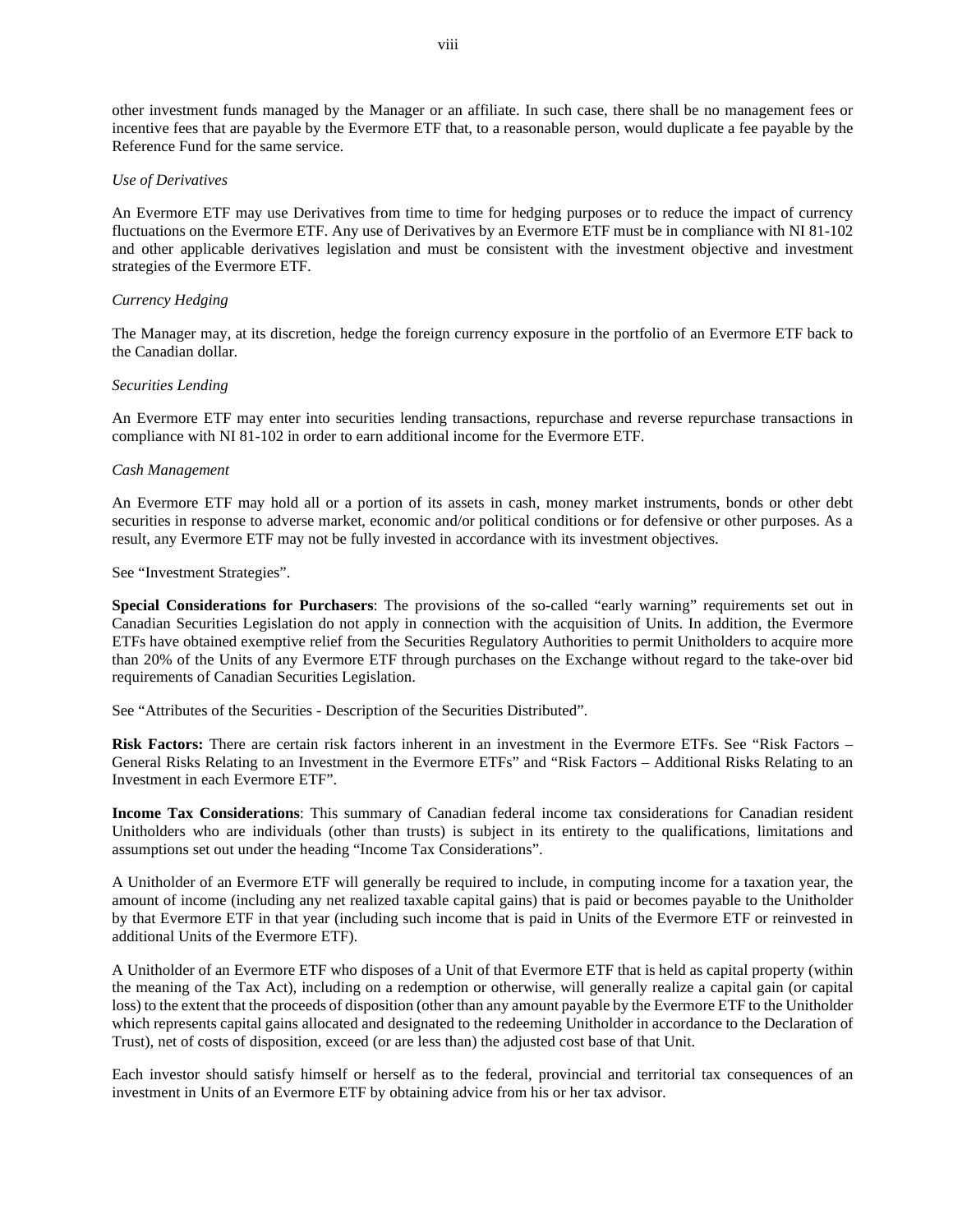other investment funds managed by the Manager or an affiliate. In such case, there shall be no management fees or incentive fees that are payable by the Evermore ETF that, to a reasonable person, would duplicate a fee payable by the Reference Fund for the same service.

*Use of Derivatives*

An Evermore ETF may use Derivatives from time to time for hedging purposes or to reduce the impact of currency fluctuations on the Evermore ETF. Any use of Derivatives by an Evermore ETF must be in compliance with NI 81-102 and other applicable derivatives legislation and must be consistent with the investment objective and investment strategies of the Evermore ETF.

*Currency Hedging*

The Manager may, at its discretion, hedge the foreign currency exposure in the portfolio of an Evermore ETF back to the Canadian dollar.

*Securities Lending*

An Evermore ETF may enter into securities lending transactions, repurchase and reverse repurchase transactions in compliance with NI 81-102 in order to earn additional income for the Evermore ETF.

*Cash Management*

An Evermore ETF may hold all or a portion of its assets in cash, money market instruments, bonds or other debt securities in response to adverse market, economic and/or political conditions or for defensive or other purposes. As a result, any Evermore ETF may not be fully invested in accordance with its investment objectives.

See "Investment Strategies".

**Special Considerations for Purchasers**: The provisions of the so-called "early warning" requirements set out in Canadian Securities Legislation do not apply in connection with the acquisition of Units. In addition, the Evermore ETFs have obtained exemptive relief from the Securities Regulatory Authorities to permit Unitholders to acquire more than 20% of the Units of any Evermore ETF through purchases on the Exchange without regard to the take-over bid requirements of Canadian Securities Legislation.

See "Attributes of the Securities - Description of the Securities Distributed".

**Risk Factors:** There are certain risk factors inherent in an investment in the Evermore ETFs. See "Risk Factors – General Risks Relating to an Investment in the Evermore ETFs" and "Risk Factors – Additional Risks Relating to an Investment in each Evermore ETF".

**Income Tax Considerations**: This summary of Canadian federal income tax considerations for Canadian resident Unitholders who are individuals (other than trusts) is subject in its entirety to the qualifications, limitations and assumptions set out under the heading "Income Tax Considerations".

A Unitholder of an Evermore ETF will generally be required to include, in computing income for a taxation year, the amount of income (including any net realized taxable capital gains) that is paid or becomes payable to the Unitholder by that Evermore ETF in that year (including such income that is paid in Units of the Evermore ETF or reinvested in additional Units of the Evermore ETF).

A Unitholder of an Evermore ETF who disposes of a Unit of that Evermore ETF that is held as capital property (within the meaning of the Tax Act), including on a redemption or otherwise, will generally realize a capital gain (or capital loss) to the extent that the proceeds of disposition (other than any amount payable by the Evermore ETF to the Unitholder which represents capital gains allocated and designated to the redeeming Unitholder in accordance to the Declaration of Trust), net of costs of disposition, exceed (or are less than) the adjusted cost base of that Unit.

Each investor should satisfy himself or herself as to the federal, provincial and territorial tax consequences of an investment in Units of an Evermore ETF by obtaining advice from his or her tax advisor.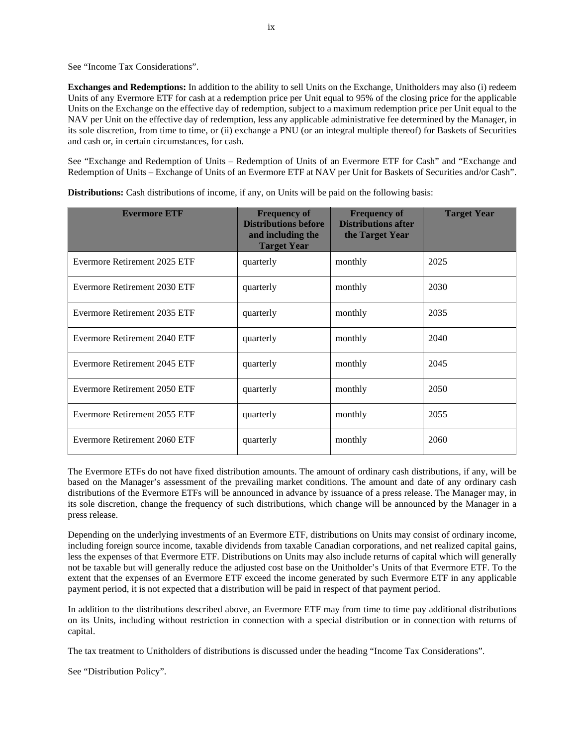See "Income Tax Considerations".

**Exchanges and Redemptions:** In addition to the ability to sell Units on the Exchange, Unitholders may also (i) redeem Units of any Evermore ETF for cash at a redemption price per Unit equal to 95% of the closing price for the applicable Units on the Exchange on the effective day of redemption, subject to a maximum redemption price per Unit equal to the NAV per Unit on the effective day of redemption, less any applicable administrative fee determined by the Manager, in its sole discretion, from time to time, or (ii) exchange a PNU (or an integral multiple thereof) for Baskets of Securities and cash or, in certain circumstances, for cash.

See "Exchange and Redemption of Units – Redemption of Units of an Evermore ETF for Cash" and "Exchange and Redemption of Units – Exchange of Units of an Evermore ETF at NAV per Unit for Baskets of Securities and/or Cash".

**Distributions:** Cash distributions of income, if any, on Units will be paid on the following basis:

| Evermore ETF | Frequency of Distributions before and including the Target Year | Frequency of Distributions after the Target Year | Target Year |
|---|---|---|---|
| Evermore Retirement 2025 ETF | quarterly | monthly | 2025 |
| Evermore Retirement 2030 ETF | quarterly | monthly | 2030 |
| Evermore Retirement 2035 ETF | quarterly | monthly | 2035 |
| Evermore Retirement 2040 ETF | quarterly | monthly | 2040 |
| Evermore Retirement 2045 ETF | quarterly | monthly | 2045 |
| Evermore Retirement 2050 ETF | quarterly | monthly | 2050 |
| Evermore Retirement 2055 ETF | quarterly | monthly | 2055 |
| Evermore Retirement 2060 ETF | quarterly | monthly | 2060 |

The Evermore ETFs do not have fixed distribution amounts. The amount of ordinary cash distributions, if any, will be based on the Manager's assessment of the prevailing market conditions. The amount and date of any ordinary cash distributions of the Evermore ETFs will be announced in advance by issuance of a press release. The Manager may, in its sole discretion, change the frequency of such distributions, which change will be announced by the Manager in a press release.

Depending on the underlying investments of an Evermore ETF, distributions on Units may consist of ordinary income, including foreign source income, taxable dividends from taxable Canadian corporations, and net realized capital gains, less the expenses of that Evermore ETF. Distributions on Units may also include returns of capital which will generally not be taxable but will generally reduce the adjusted cost base on the Unitholder's Units of that Evermore ETF. To the extent that the expenses of an Evermore ETF exceed the income generated by such Evermore ETF in any applicable payment period, it is not expected that a distribution will be paid in respect of that payment period.

In addition to the distributions described above, an Evermore ETF may from time to time pay additional distributions on its Units, including without restriction in connection with a special distribution or in connection with returns of capital.

The tax treatment to Unitholders of distributions is discussed under the heading "Income Tax Considerations".

See "Distribution Policy".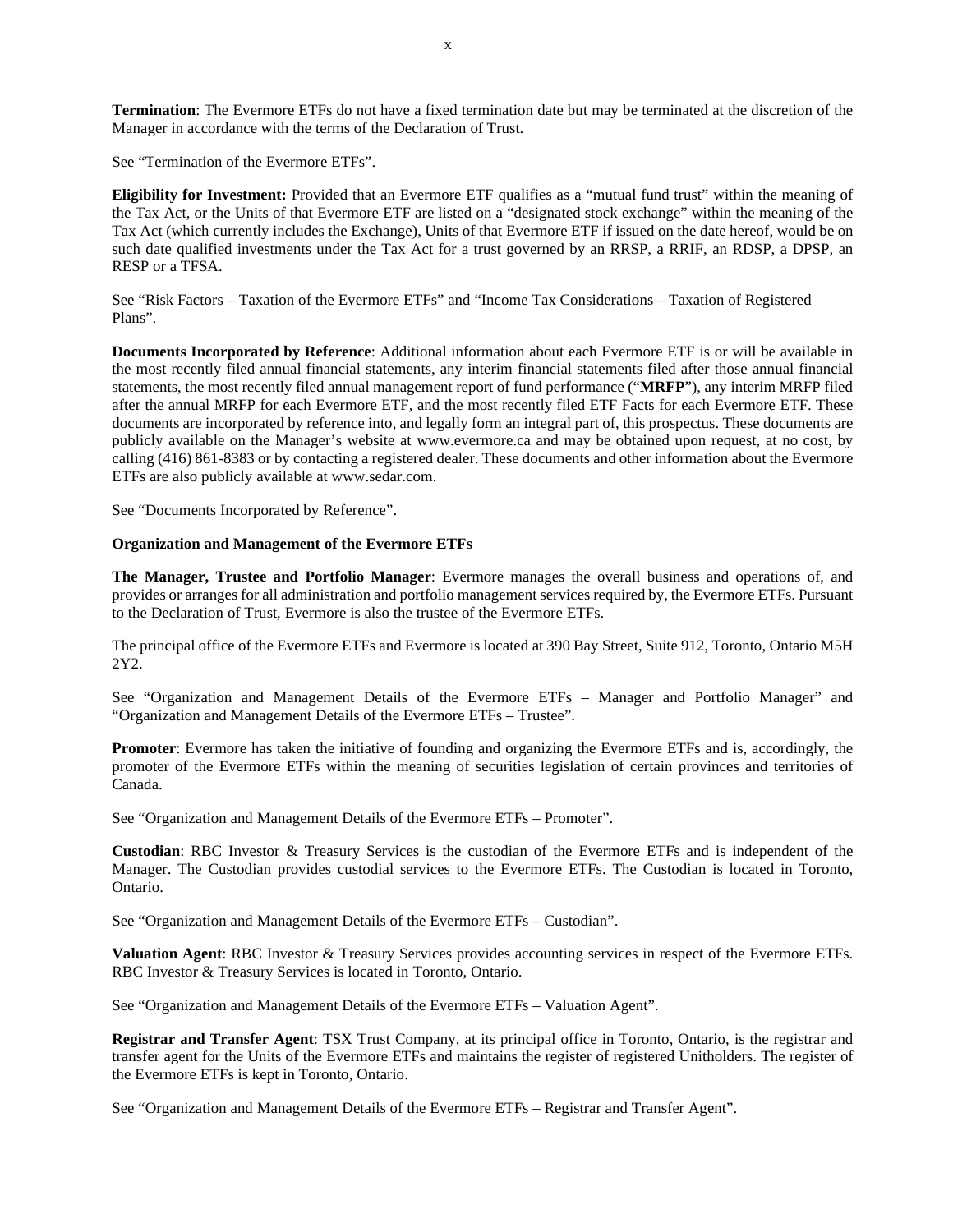**Termination**: The Evermore ETFs do not have a fixed termination date but may be terminated at the discretion of the Manager in accordance with the terms of the Declaration of Trust.

See "Termination of the Evermore ETFs".

**Eligibility for Investment:** Provided that an Evermore ETF qualifies as a "mutual fund trust" within the meaning of the Tax Act, or the Units of that Evermore ETF are listed on a "designated stock exchange" within the meaning of the Tax Act (which currently includes the Exchange), Units of that Evermore ETF if issued on the date hereof, would be on such date qualified investments under the Tax Act for a trust governed by an RRSP, a RRIF, an RDSP, a DPSP, an RESP or a TFSA.

See "Risk Factors – Taxation of the Evermore ETFs" and "Income Tax Considerations – Taxation of Registered Plans".

**Documents Incorporated by Reference**: Additional information about each Evermore ETF is or will be available in the most recently filed annual financial statements, any interim financial statements filed after those annual financial statements, the most recently filed annual management report of fund performance ("**MRFP**"), any interim MRFP filed after the annual MRFP for each Evermore ETF, and the most recently filed ETF Facts for each Evermore ETF. These documents are incorporated by reference into, and legally form an integral part of, this prospectus. These documents are publicly available on the Manager's website at www.evermore.ca and may be obtained upon request, at no cost, by calling (416) 861-8383 or by contacting a registered dealer. These documents and other information about the Evermore ETFs are also publicly available at www.sedar.com.

See "Documents Incorporated by Reference".

**Organization and Management of the Evermore ETFs**

**The Manager, Trustee and Portfolio Manager**: Evermore manages the overall business and operations of, and provides or arranges for all administration and portfolio management services required by, the Evermore ETFs. Pursuant to the Declaration of Trust, Evermore is also the trustee of the Evermore ETFs.

The principal office of the Evermore ETFs and Evermore is located at 390 Bay Street, Suite 912, Toronto, Ontario M5H 2Y2.

See "Organization and Management Details of the Evermore ETFs – Manager and Portfolio Manager" and "Organization and Management Details of the Evermore ETFs – Trustee".

**Promoter**: Evermore has taken the initiative of founding and organizing the Evermore ETFs and is, accordingly, the promoter of the Evermore ETFs within the meaning of securities legislation of certain provinces and territories of Canada.

See "Organization and Management Details of the Evermore ETFs – Promoter".

**Custodian**: RBC Investor & Treasury Services is the custodian of the Evermore ETFs and is independent of the Manager. The Custodian provides custodial services to the Evermore ETFs. The Custodian is located in Toronto, Ontario.

See "Organization and Management Details of the Evermore ETFs – Custodian".

**Valuation Agent**: RBC Investor & Treasury Services provides accounting services in respect of the Evermore ETFs. RBC Investor & Treasury Services is located in Toronto, Ontario.

See "Organization and Management Details of the Evermore ETFs – Valuation Agent".

**Registrar and Transfer Agent**: TSX Trust Company, at its principal office in Toronto, Ontario, is the registrar and transfer agent for the Units of the Evermore ETFs and maintains the register of registered Unitholders. The register of the Evermore ETFs is kept in Toronto, Ontario.

See "Organization and Management Details of the Evermore ETFs – Registrar and Transfer Agent".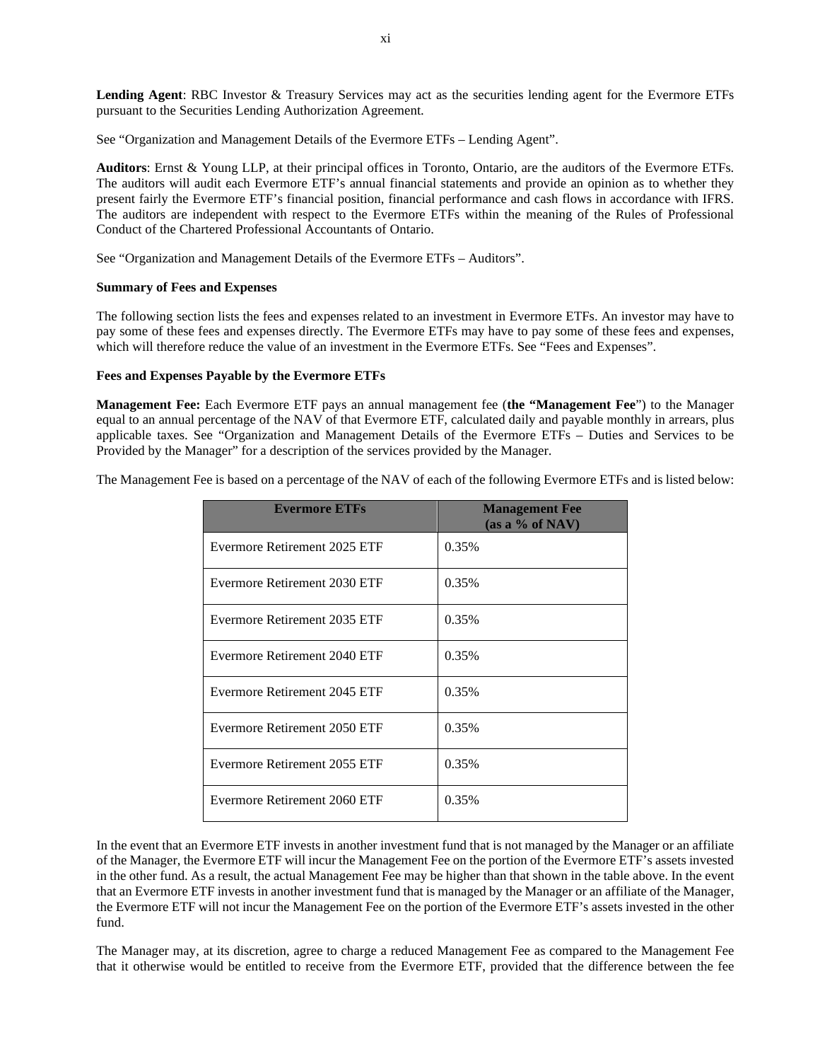**Lending Agent**: RBC Investor & Treasury Services may act as the securities lending agent for the Evermore ETFs pursuant to the Securities Lending Authorization Agreement.

See "Organization and Management Details of the Evermore ETFs – Lending Agent".

**Auditors**: Ernst & Young LLP, at their principal offices in Toronto, Ontario, are the auditors of the Evermore ETFs. The auditors will audit each Evermore ETF's annual financial statements and provide an opinion as to whether they present fairly the Evermore ETF's financial position, financial performance and cash flows in accordance with IFRS. The auditors are independent with respect to the Evermore ETFs within the meaning of the Rules of Professional Conduct of the Chartered Professional Accountants of Ontario.

See "Organization and Management Details of the Evermore ETFs – Auditors".

**Summary of Fees and Expenses**

The following section lists the fees and expenses related to an investment in Evermore ETFs. An investor may have to pay some of these fees and expenses directly. The Evermore ETFs may have to pay some of these fees and expenses, which will therefore reduce the value of an investment in the Evermore ETFs. See "Fees and Expenses".

**Fees and Expenses Payable by the Evermore ETFs**

**Management Fee:** Each Evermore ETF pays an annual management fee (**the "Management Fee**") to the Manager equal to an annual percentage of the NAV of that Evermore ETF, calculated daily and payable monthly in arrears, plus applicable taxes. See "Organization and Management Details of the Evermore ETFs – Duties and Services to be Provided by the Manager" for a description of the services provided by the Manager.

The Management Fee is based on a percentage of the NAV of each of the following Evermore ETFs and is listed below:

| Evermore ETFs | Management Fee (as a % of NAV) |
|---|---|
| Evermore Retirement 2025 ETF | 0.35% |
| Evermore Retirement 2030 ETF | 0.35% |
| Evermore Retirement 2035 ETF | 0.35% |
| Evermore Retirement 2040 ETF | 0.35% |
| Evermore Retirement 2045 ETF | 0.35% |
| Evermore Retirement 2050 ETF | 0.35% |
| Evermore Retirement 2055 ETF | 0.35% |
| Evermore Retirement 2060 ETF | 0.35% |

In the event that an Evermore ETF invests in another investment fund that is not managed by the Manager or an affiliate of the Manager, the Evermore ETF will incur the Management Fee on the portion of the Evermore ETF's assets invested in the other fund. As a result, the actual Management Fee may be higher than that shown in the table above. In the event that an Evermore ETF invests in another investment fund that is managed by the Manager or an affiliate of the Manager, the Evermore ETF will not incur the Management Fee on the portion of the Evermore ETF's assets invested in the other fund.

The Manager may, at its discretion, agree to charge a reduced Management Fee as compared to the Management Fee that it otherwise would be entitled to receive from the Evermore ETF, provided that the difference between the fee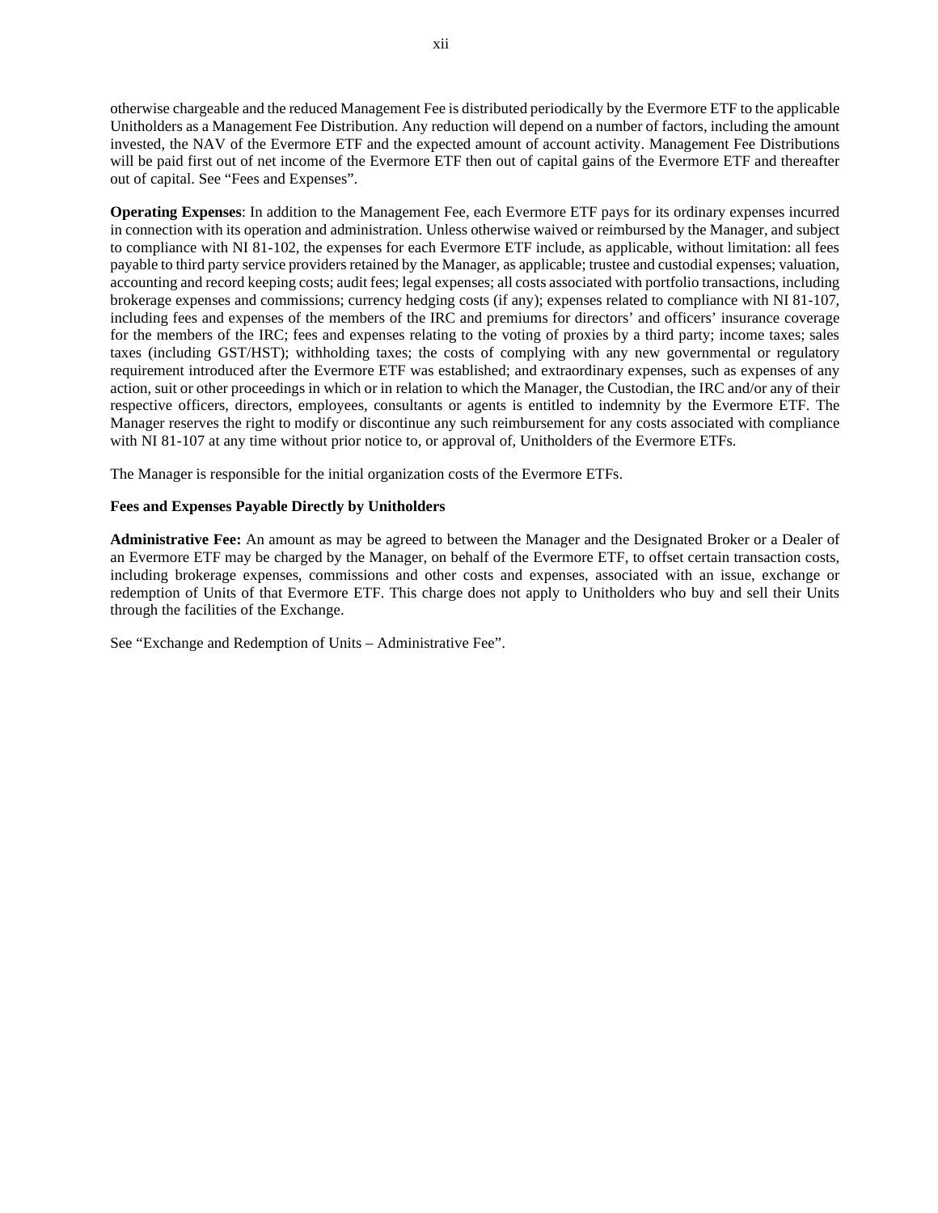otherwise chargeable and the reduced Management Fee is distributed periodically by the Evermore ETF to the applicable Unitholders as a Management Fee Distribution. Any reduction will depend on a number of factors, including the amount invested, the NAV of the Evermore ETF and the expected amount of account activity. Management Fee Distributions will be paid first out of net income of the Evermore ETF then out of capital gains of the Evermore ETF and thereafter out of capital. See "Fees and Expenses".

**Operating Expenses**: In addition to the Management Fee, each Evermore ETF pays for its ordinary expenses incurred in connection with its operation and administration. Unless otherwise waived or reimbursed by the Manager, and subject to compliance with NI 81-102, the expenses for each Evermore ETF include, as applicable, without limitation: all fees payable to third party service providers retained by the Manager, as applicable; trustee and custodial expenses; valuation, accounting and record keeping costs; audit fees; legal expenses; all costs associated with portfolio transactions, including brokerage expenses and commissions; currency hedging costs (if any); expenses related to compliance with NI 81-107, including fees and expenses of the members of the IRC and premiums for directors' and officers' insurance coverage for the members of the IRC; fees and expenses relating to the voting of proxies by a third party; income taxes; sales taxes (including GST/HST); withholding taxes; the costs of complying with any new governmental or regulatory requirement introduced after the Evermore ETF was established; and extraordinary expenses, such as expenses of any action, suit or other proceedings in which or in relation to which the Manager, the Custodian, the IRC and/or any of their respective officers, directors, employees, consultants or agents is entitled to indemnity by the Evermore ETF. The Manager reserves the right to modify or discontinue any such reimbursement for any costs associated with compliance with NI 81-107 at any time without prior notice to, or approval of, Unitholders of the Evermore ETFs.

The Manager is responsible for the initial organization costs of the Evermore ETFs.

**Fees and Expenses Payable Directly by Unitholders**

**Administrative Fee:** An amount as may be agreed to between the Manager and the Designated Broker or a Dealer of an Evermore ETF may be charged by the Manager, on behalf of the Evermore ETF, to offset certain transaction costs, including brokerage expenses, commissions and other costs and expenses, associated with an issue, exchange or redemption of Units of that Evermore ETF. This charge does not apply to Unitholders who buy and sell their Units through the facilities of the Exchange.

See "Exchange and Redemption of Units – Administrative Fee".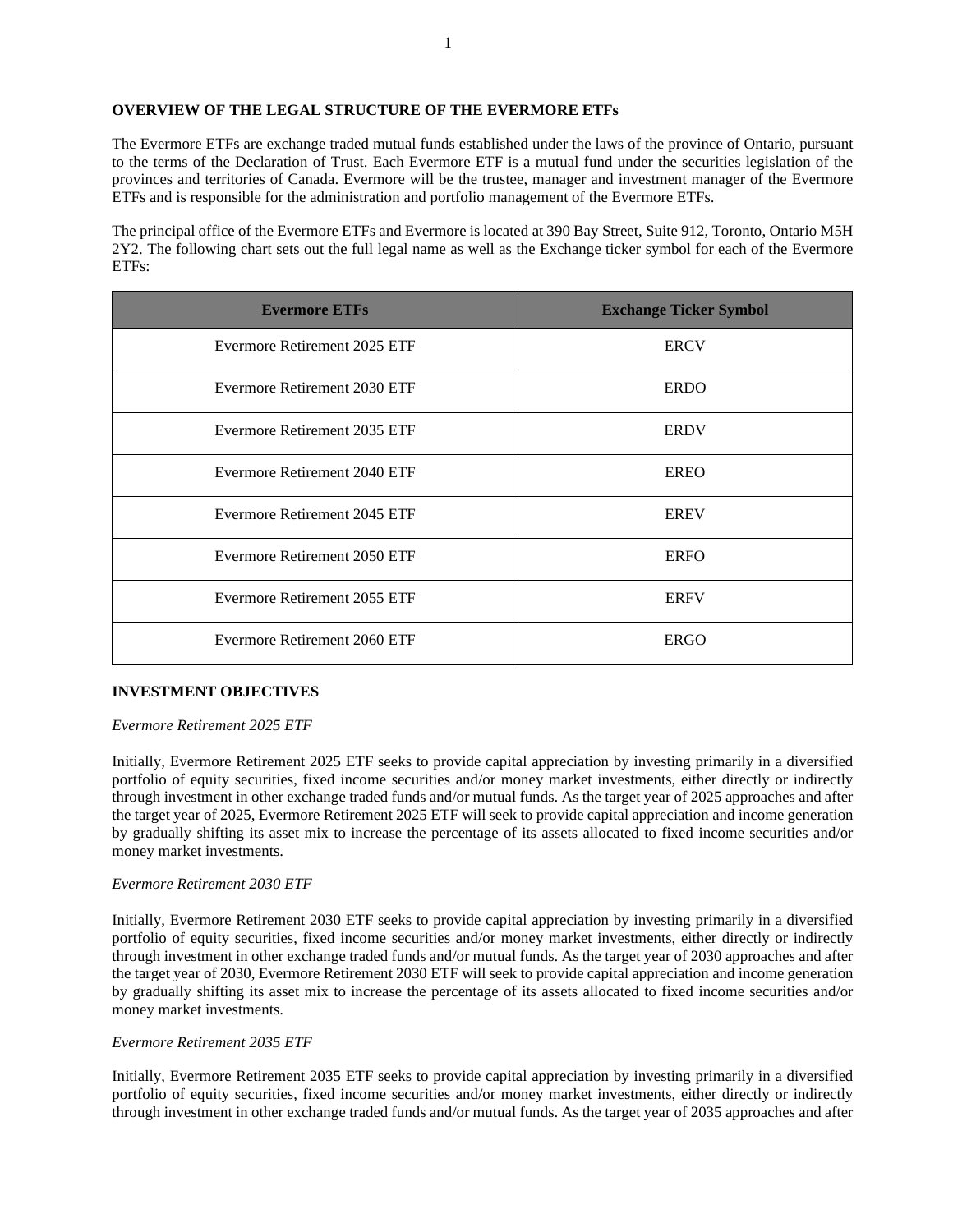## OVERVIEW OF THE LEGAL STRUCTURE OF THE EVERMORE ETFs

The Evermore ETFs are exchange traded mutual funds established under the laws of the province of Ontario, pursuant to the terms of the Declaration of Trust. Each Evermore ETF is a mutual fund under the securities legislation of the provinces and territories of Canada. Evermore will be the trustee, manager and investment manager of the Evermore ETFs and is responsible for the administration and portfolio management of the Evermore ETFs.

The principal office of the Evermore ETFs and Evermore is located at 390 Bay Street, Suite 912, Toronto, Ontario M5H 2Y2. The following chart sets out the full legal name as well as the Exchange ticker symbol for each of the Evermore ETFs:

| Evermore ETFs | Exchange Ticker Symbol |
| --- | --- |
| Evermore Retirement 2025 ETF | ERCV |
| Evermore Retirement 2030 ETF | ERDO |
| Evermore Retirement 2035 ETF | ERDV |
| Evermore Retirement 2040 ETF | EREO |
| Evermore Retirement 2045 ETF | EREV |
| Evermore Retirement 2050 ETF | ERFO |
| Evermore Retirement 2055 ETF | ERFV |
| Evermore Retirement 2060 ETF | ERGO |

## INVESTMENT OBJECTIVES

*Evermore Retirement 2025 ETF*

Initially, Evermore Retirement 2025 ETF seeks to provide capital appreciation by investing primarily in a diversified portfolio of equity securities, fixed income securities and/or money market investments, either directly or indirectly through investment in other exchange traded funds and/or mutual funds. As the target year of 2025 approaches and after the target year of 2025, Evermore Retirement 2025 ETF will seek to provide capital appreciation and income generation by gradually shifting its asset mix to increase the percentage of its assets allocated to fixed income securities and/or money market investments.

*Evermore Retirement 2030 ETF*

Initially, Evermore Retirement 2030 ETF seeks to provide capital appreciation by investing primarily in a diversified portfolio of equity securities, fixed income securities and/or money market investments, either directly or indirectly through investment in other exchange traded funds and/or mutual funds. As the target year of 2030 approaches and after the target year of 2030, Evermore Retirement 2030 ETF will seek to provide capital appreciation and income generation by gradually shifting its asset mix to increase the percentage of its assets allocated to fixed income securities and/or money market investments.

*Evermore Retirement 2035 ETF*

Initially, Evermore Retirement 2035 ETF seeks to provide capital appreciation by investing primarily in a diversified portfolio of equity securities, fixed income securities and/or money market investments, either directly or indirectly through investment in other exchange traded funds and/or mutual funds. As the target year of 2035 approaches and after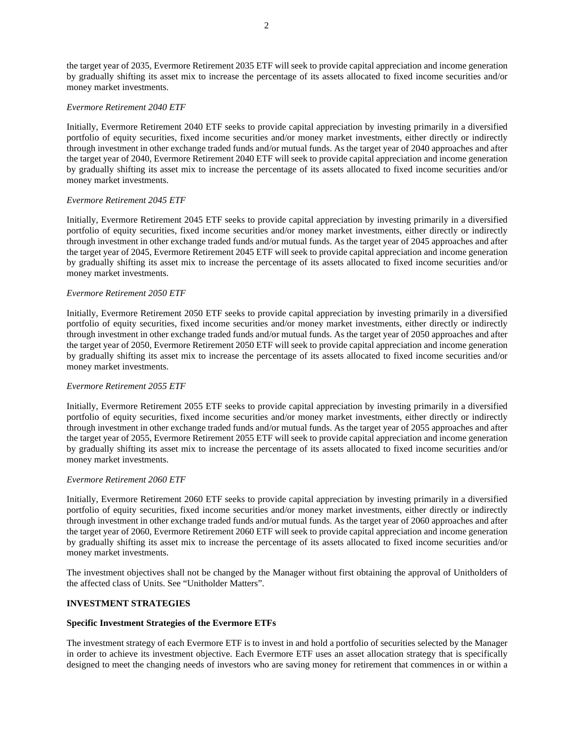the target year of 2035, Evermore Retirement 2035 ETF will seek to provide capital appreciation and income generation by gradually shifting its asset mix to increase the percentage of its assets allocated to fixed income securities and/or money market investments.

*Evermore Retirement 2040 ETF*

Initially, Evermore Retirement 2040 ETF seeks to provide capital appreciation by investing primarily in a diversified portfolio of equity securities, fixed income securities and/or money market investments, either directly or indirectly through investment in other exchange traded funds and/or mutual funds. As the target year of 2040 approaches and after the target year of 2040, Evermore Retirement 2040 ETF will seek to provide capital appreciation and income generation by gradually shifting its asset mix to increase the percentage of its assets allocated to fixed income securities and/or money market investments.

*Evermore Retirement 2045 ETF*

Initially, Evermore Retirement 2045 ETF seeks to provide capital appreciation by investing primarily in a diversified portfolio of equity securities, fixed income securities and/or money market investments, either directly or indirectly through investment in other exchange traded funds and/or mutual funds. As the target year of 2045 approaches and after the target year of 2045, Evermore Retirement 2045 ETF will seek to provide capital appreciation and income generation by gradually shifting its asset mix to increase the percentage of its assets allocated to fixed income securities and/or money market investments.

*Evermore Retirement 2050 ETF*

Initially, Evermore Retirement 2050 ETF seeks to provide capital appreciation by investing primarily in a diversified portfolio of equity securities, fixed income securities and/or money market investments, either directly or indirectly through investment in other exchange traded funds and/or mutual funds. As the target year of 2050 approaches and after the target year of 2050, Evermore Retirement 2050 ETF will seek to provide capital appreciation and income generation by gradually shifting its asset mix to increase the percentage of its assets allocated to fixed income securities and/or money market investments.

*Evermore Retirement 2055 ETF*

Initially, Evermore Retirement 2055 ETF seeks to provide capital appreciation by investing primarily in a diversified portfolio of equity securities, fixed income securities and/or money market investments, either directly or indirectly through investment in other exchange traded funds and/or mutual funds. As the target year of 2055 approaches and after the target year of 2055, Evermore Retirement 2055 ETF will seek to provide capital appreciation and income generation by gradually shifting its asset mix to increase the percentage of its assets allocated to fixed income securities and/or money market investments.

*Evermore Retirement 2060 ETF*

Initially, Evermore Retirement 2060 ETF seeks to provide capital appreciation by investing primarily in a diversified portfolio of equity securities, fixed income securities and/or money market investments, either directly or indirectly through investment in other exchange traded funds and/or mutual funds. As the target year of 2060 approaches and after the target year of 2060, Evermore Retirement 2060 ETF will seek to provide capital appreciation and income generation by gradually shifting its asset mix to increase the percentage of its assets allocated to fixed income securities and/or money market investments.

The investment objectives shall not be changed by the Manager without first obtaining the approval of Unitholders of the affected class of Units. See "Unitholder Matters".

## INVESTMENT STRATEGIES

### Specific Investment Strategies of the Evermore ETFs

The investment strategy of each Evermore ETF is to invest in and hold a portfolio of securities selected by the Manager in order to achieve its investment objective. Each Evermore ETF uses an asset allocation strategy that is specifically designed to meet the changing needs of investors who are saving money for retirement that commences in or within a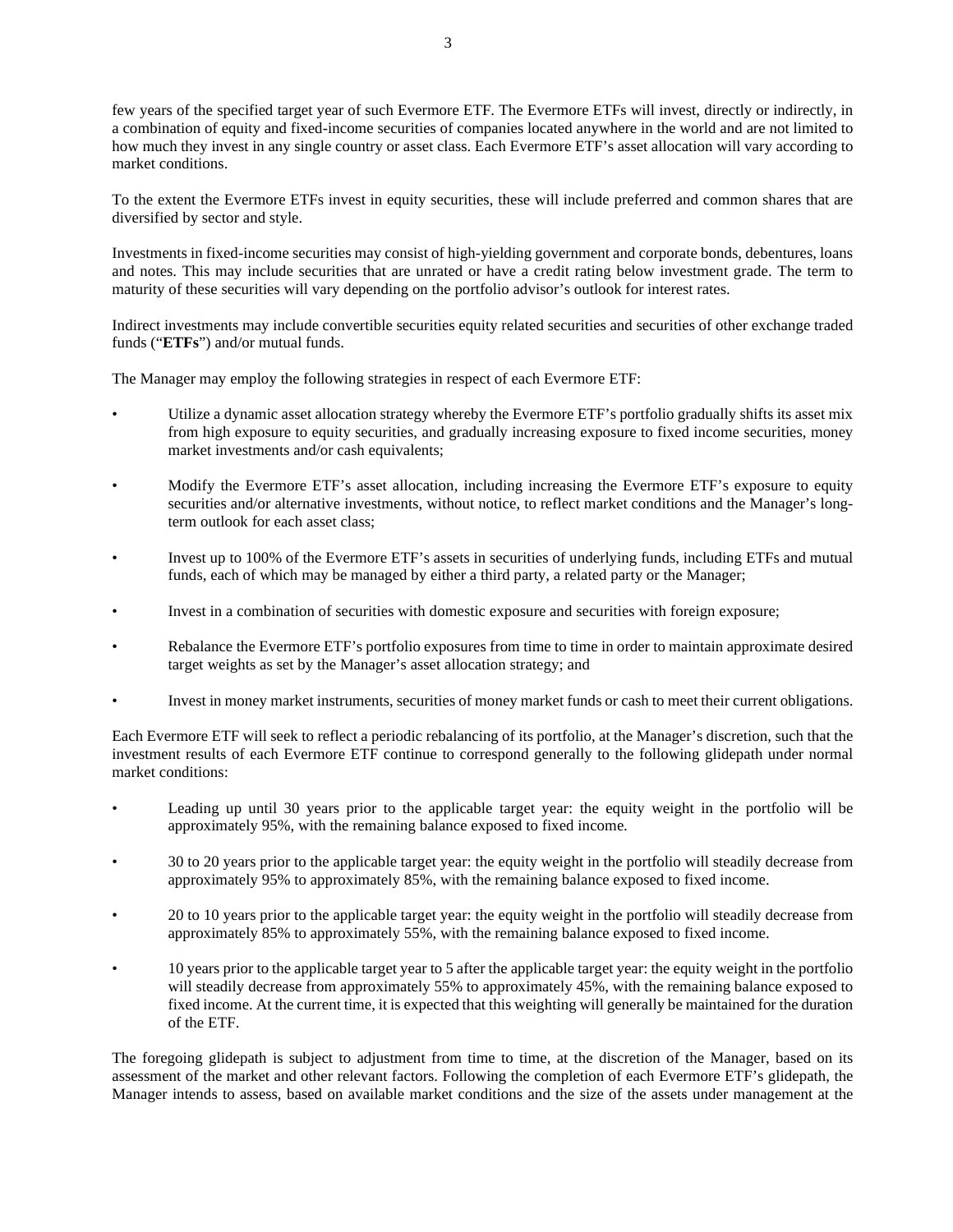few years of the specified target year of such Evermore ETF. The Evermore ETFs will invest, directly or indirectly, in a combination of equity and fixed-income securities of companies located anywhere in the world and are not limited to how much they invest in any single country or asset class. Each Evermore ETF's asset allocation will vary according to market conditions.

To the extent the Evermore ETFs invest in equity securities, these will include preferred and common shares that are diversified by sector and style.

Investments in fixed-income securities may consist of high-yielding government and corporate bonds, debentures, loans and notes. This may include securities that are unrated or have a credit rating below investment grade. The term to maturity of these securities will vary depending on the portfolio advisor's outlook for interest rates.

Indirect investments may include convertible securities equity related securities and securities of other exchange traded funds ("**ETFs**") and/or mutual funds.

The Manager may employ the following strategies in respect of each Evermore ETF:

- Utilize a dynamic asset allocation strategy whereby the Evermore ETF's portfolio gradually shifts its asset mix from high exposure to equity securities, and gradually increasing exposure to fixed income securities, money market investments and/or cash equivalents;
- Modify the Evermore ETF's asset allocation, including increasing the Evermore ETF's exposure to equity securities and/or alternative investments, without notice, to reflect market conditions and the Manager's long-term outlook for each asset class;
- Invest up to 100% of the Evermore ETF's assets in securities of underlying funds, including ETFs and mutual funds, each of which may be managed by either a third party, a related party or the Manager;
- Invest in a combination of securities with domestic exposure and securities with foreign exposure;
- Rebalance the Evermore ETF's portfolio exposures from time to time in order to maintain approximate desired target weights as set by the Manager's asset allocation strategy; and
- Invest in money market instruments, securities of money market funds or cash to meet their current obligations.

Each Evermore ETF will seek to reflect a periodic rebalancing of its portfolio, at the Manager's discretion, such that the investment results of each Evermore ETF continue to correspond generally to the following glidepath under normal market conditions:

- Leading up until 30 years prior to the applicable target year: the equity weight in the portfolio will be approximately 95%, with the remaining balance exposed to fixed income.
- 30 to 20 years prior to the applicable target year: the equity weight in the portfolio will steadily decrease from approximately 95% to approximately 85%, with the remaining balance exposed to fixed income.
- 20 to 10 years prior to the applicable target year: the equity weight in the portfolio will steadily decrease from approximately 85% to approximately 55%, with the remaining balance exposed to fixed income.
- 10 years prior to the applicable target year to 5 after the applicable target year: the equity weight in the portfolio will steadily decrease from approximately 55% to approximately 45%, with the remaining balance exposed to fixed income. At the current time, it is expected that this weighting will generally be maintained for the duration of the ETF.

The foregoing glidepath is subject to adjustment from time to time, at the discretion of the Manager, based on its assessment of the market and other relevant factors. Following the completion of each Evermore ETF's glidepath, the Manager intends to assess, based on available market conditions and the size of the assets under management at the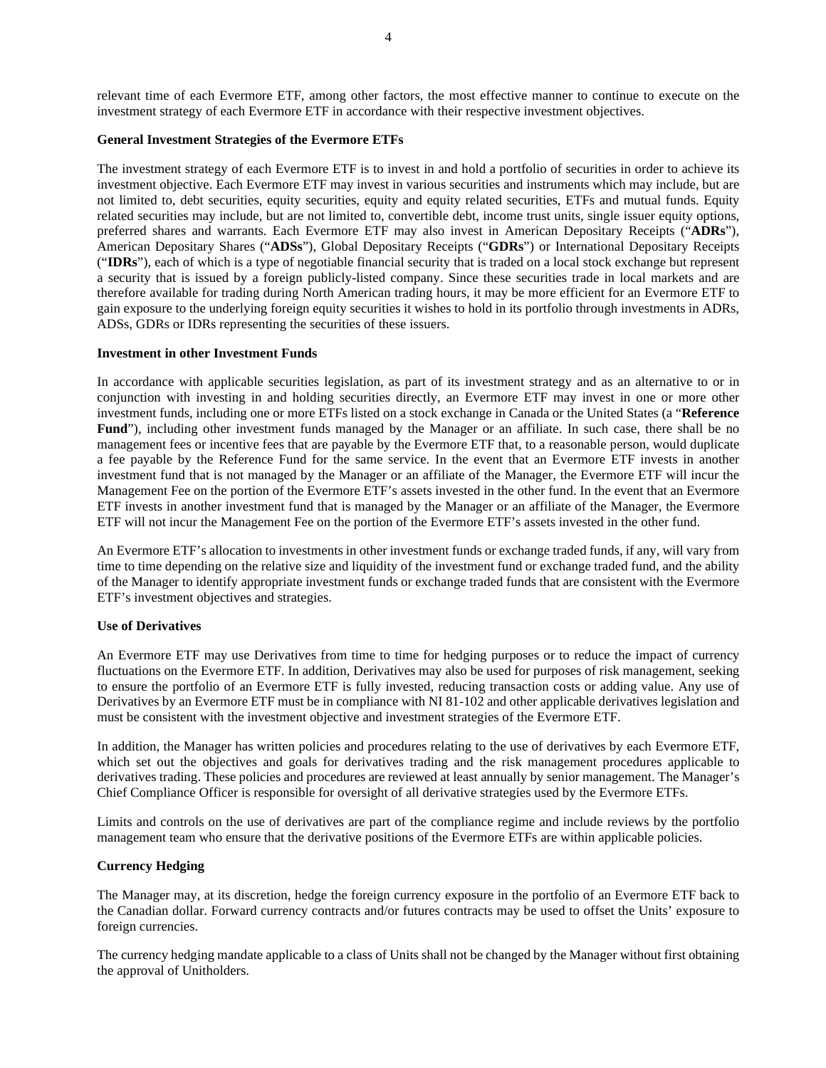relevant time of each Evermore ETF, among other factors, the most effective manner to continue to execute on the investment strategy of each Evermore ETF in accordance with their respective investment objectives.

**General Investment Strategies of the Evermore ETFs**

The investment strategy of each Evermore ETF is to invest in and hold a portfolio of securities in order to achieve its investment objective. Each Evermore ETF may invest in various securities and instruments which may include, but are not limited to, debt securities, equity securities, equity and equity related securities, ETFs and mutual funds. Equity related securities may include, but are not limited to, convertible debt, income trust units, single issuer equity options, preferred shares and warrants. Each Evermore ETF may also invest in American Depositary Receipts ("**ADRs**"), American Depositary Shares ("**ADSs**"), Global Depositary Receipts ("**GDRs**") or International Depositary Receipts ("**IDRs**"), each of which is a type of negotiable financial security that is traded on a local stock exchange but represent a security that is issued by a foreign publicly-listed company. Since these securities trade in local markets and are therefore available for trading during North American trading hours, it may be more efficient for an Evermore ETF to gain exposure to the underlying foreign equity securities it wishes to hold in its portfolio through investments in ADRs, ADSs, GDRs or IDRs representing the securities of these issuers.

**Investment in other Investment Funds**

In accordance with applicable securities legislation, as part of its investment strategy and as an alternative to or in conjunction with investing in and holding securities directly, an Evermore ETF may invest in one or more other investment funds, including one or more ETFs listed on a stock exchange in Canada or the United States (a "**Reference Fund**"), including other investment funds managed by the Manager or an affiliate. In such case, there shall be no management fees or incentive fees that are payable by the Evermore ETF that, to a reasonable person, would duplicate a fee payable by the Reference Fund for the same service. In the event that an Evermore ETF invests in another investment fund that is not managed by the Manager or an affiliate of the Manager, the Evermore ETF will incur the Management Fee on the portion of the Evermore ETF's assets invested in the other fund. In the event that an Evermore ETF invests in another investment fund that is managed by the Manager or an affiliate of the Manager, the Evermore ETF will not incur the Management Fee on the portion of the Evermore ETF's assets invested in the other fund.

An Evermore ETF's allocation to investments in other investment funds or exchange traded funds, if any, will vary from time to time depending on the relative size and liquidity of the investment fund or exchange traded fund, and the ability of the Manager to identify appropriate investment funds or exchange traded funds that are consistent with the Evermore ETF's investment objectives and strategies.

**Use of Derivatives**

An Evermore ETF may use Derivatives from time to time for hedging purposes or to reduce the impact of currency fluctuations on the Evermore ETF. In addition, Derivatives may also be used for purposes of risk management, seeking to ensure the portfolio of an Evermore ETF is fully invested, reducing transaction costs or adding value. Any use of Derivatives by an Evermore ETF must be in compliance with NI 81-102 and other applicable derivatives legislation and must be consistent with the investment objective and investment strategies of the Evermore ETF.

In addition, the Manager has written policies and procedures relating to the use of derivatives by each Evermore ETF, which set out the objectives and goals for derivatives trading and the risk management procedures applicable to derivatives trading. These policies and procedures are reviewed at least annually by senior management. The Manager's Chief Compliance Officer is responsible for oversight of all derivative strategies used by the Evermore ETFs.

Limits and controls on the use of derivatives are part of the compliance regime and include reviews by the portfolio management team who ensure that the derivative positions of the Evermore ETFs are within applicable policies.

**Currency Hedging**

The Manager may, at its discretion, hedge the foreign currency exposure in the portfolio of an Evermore ETF back to the Canadian dollar. Forward currency contracts and/or futures contracts may be used to offset the Units' exposure to foreign currencies.

The currency hedging mandate applicable to a class of Units shall not be changed by the Manager without first obtaining the approval of Unitholders.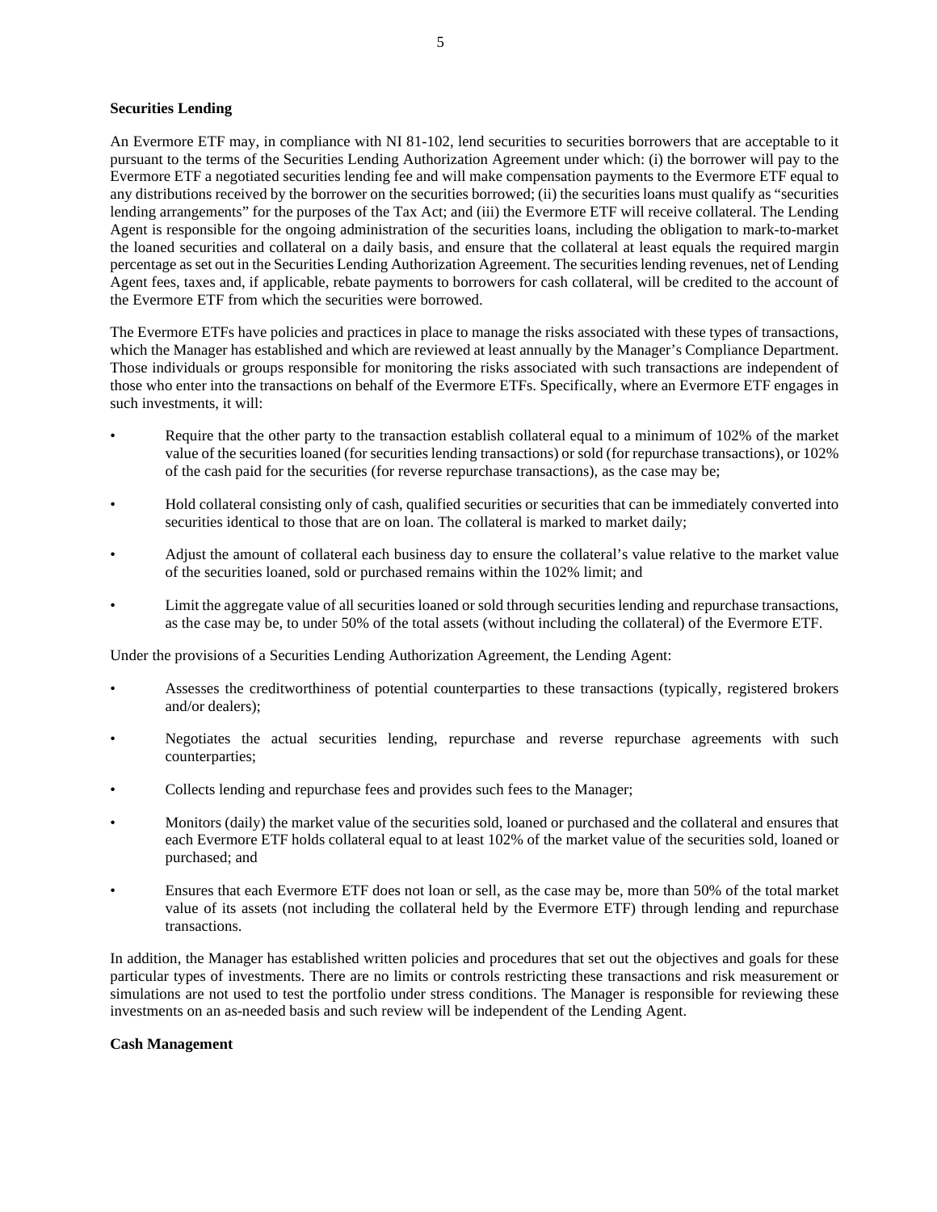**Securities Lending**

An Evermore ETF may, in compliance with NI 81-102, lend securities to securities borrowers that are acceptable to it pursuant to the terms of the Securities Lending Authorization Agreement under which: (i) the borrower will pay to the Evermore ETF a negotiated securities lending fee and will make compensation payments to the Evermore ETF equal to any distributions received by the borrower on the securities borrowed; (ii) the securities loans must qualify as "securities lending arrangements" for the purposes of the Tax Act; and (iii) the Evermore ETF will receive collateral. The Lending Agent is responsible for the ongoing administration of the securities loans, including the obligation to mark-to-market the loaned securities and collateral on a daily basis, and ensure that the collateral at least equals the required margin percentage as set out in the Securities Lending Authorization Agreement. The securities lending revenues, net of Lending Agent fees, taxes and, if applicable, rebate payments to borrowers for cash collateral, will be credited to the account of the Evermore ETF from which the securities were borrowed.

The Evermore ETFs have policies and practices in place to manage the risks associated with these types of transactions, which the Manager has established and which are reviewed at least annually by the Manager's Compliance Department. Those individuals or groups responsible for monitoring the risks associated with such transactions are independent of those who enter into the transactions on behalf of the Evermore ETFs. Specifically, where an Evermore ETF engages in such investments, it will:

- Require that the other party to the transaction establish collateral equal to a minimum of 102% of the market value of the securities loaned (for securities lending transactions) or sold (for repurchase transactions), or 102% of the cash paid for the securities (for reverse repurchase transactions), as the case may be;
- Hold collateral consisting only of cash, qualified securities or securities that can be immediately converted into securities identical to those that are on loan. The collateral is marked to market daily;
- Adjust the amount of collateral each business day to ensure the collateral's value relative to the market value of the securities loaned, sold or purchased remains within the 102% limit; and
- Limit the aggregate value of all securities loaned or sold through securities lending and repurchase transactions, as the case may be, to under 50% of the total assets (without including the collateral) of the Evermore ETF.

Under the provisions of a Securities Lending Authorization Agreement, the Lending Agent:

- Assesses the creditworthiness of potential counterparties to these transactions (typically, registered brokers and/or dealers);
- Negotiates the actual securities lending, repurchase and reverse repurchase agreements with such counterparties;
- Collects lending and repurchase fees and provides such fees to the Manager;
- Monitors (daily) the market value of the securities sold, loaned or purchased and the collateral and ensures that each Evermore ETF holds collateral equal to at least 102% of the market value of the securities sold, loaned or purchased; and
- Ensures that each Evermore ETF does not loan or sell, as the case may be, more than 50% of the total market value of its assets (not including the collateral held by the Evermore ETF) through lending and repurchase transactions.

In addition, the Manager has established written policies and procedures that set out the objectives and goals for these particular types of investments. There are no limits or controls restricting these transactions and risk measurement or simulations are not used to test the portfolio under stress conditions. The Manager is responsible for reviewing these investments on an as-needed basis and such review will be independent of the Lending Agent.

**Cash Management**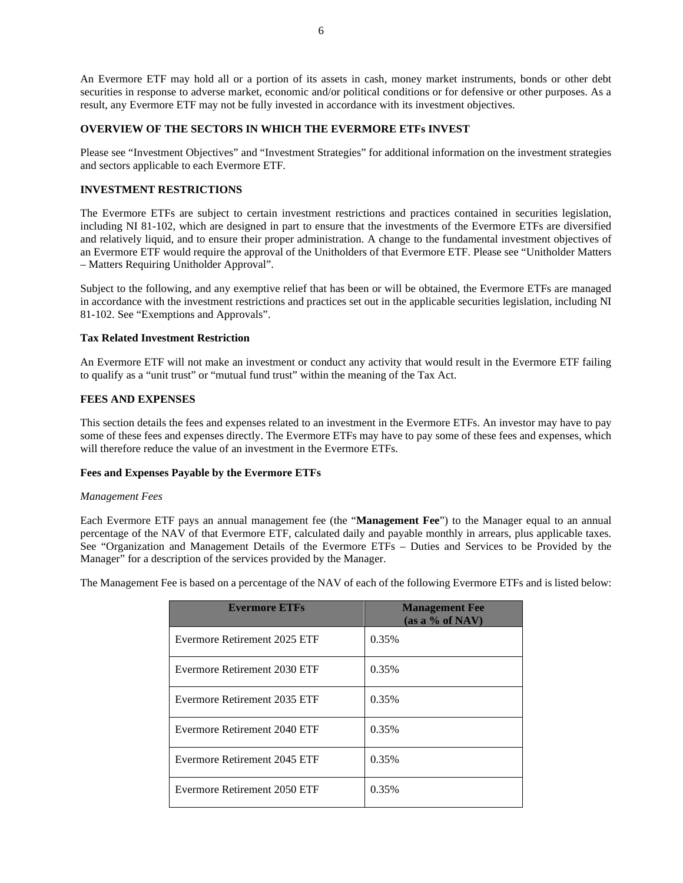An Evermore ETF may hold all or a portion of its assets in cash, money market instruments, bonds or other debt securities in response to adverse market, economic and/or political conditions or for defensive or other purposes. As a result, any Evermore ETF may not be fully invested in accordance with its investment objectives.

## OVERVIEW OF THE SECTORS IN WHICH THE EVERMORE ETFs INVEST

Please see “Investment Objectives” and “Investment Strategies” for additional information on the investment strategies and sectors applicable to each Evermore ETF.

## INVESTMENT RESTRICTIONS

The Evermore ETFs are subject to certain investment restrictions and practices contained in securities legislation, including NI 81-102, which are designed in part to ensure that the investments of the Evermore ETFs are diversified and relatively liquid, and to ensure their proper administration. A change to the fundamental investment objectives of an Evermore ETF would require the approval of the Unitholders of that Evermore ETF. Please see “Unitholder Matters – Matters Requiring Unitholder Approval”.

Subject to the following, and any exemptive relief that has been or will be obtained, the Evermore ETFs are managed in accordance with the investment restrictions and practices set out in the applicable securities legislation, including NI 81-102. See “Exemptions and Approvals”.

### Tax Related Investment Restriction

An Evermore ETF will not make an investment or conduct any activity that would result in the Evermore ETF failing to qualify as a “unit trust” or “mutual fund trust” within the meaning of the Tax Act.

## FEES AND EXPENSES

This section details the fees and expenses related to an investment in the Evermore ETFs. An investor may have to pay some of these fees and expenses directly. The Evermore ETFs may have to pay some of these fees and expenses, which will therefore reduce the value of an investment in the Evermore ETFs.

### Fees and Expenses Payable by the Evermore ETFs

*Management Fees*

Each Evermore ETF pays an annual management fee (the “**Management Fee**”) to the Manager equal to an annual percentage of the NAV of that Evermore ETF, calculated daily and payable monthly in arrears, plus applicable taxes. See “Organization and Management Details of the Evermore ETFs – Duties and Services to be Provided by the Manager” for a description of the services provided by the Manager.

The Management Fee is based on a percentage of the NAV of each of the following Evermore ETFs and is listed below:

| Evermore ETFs | Management Fee (as a % of NAV) |
|---|---|
| Evermore Retirement 2025 ETF | 0.35% |
| Evermore Retirement 2030 ETF | 0.35% |
| Evermore Retirement 2035 ETF | 0.35% |
| Evermore Retirement 2040 ETF | 0.35% |
| Evermore Retirement 2045 ETF | 0.35% |
| Evermore Retirement 2050 ETF | 0.35% |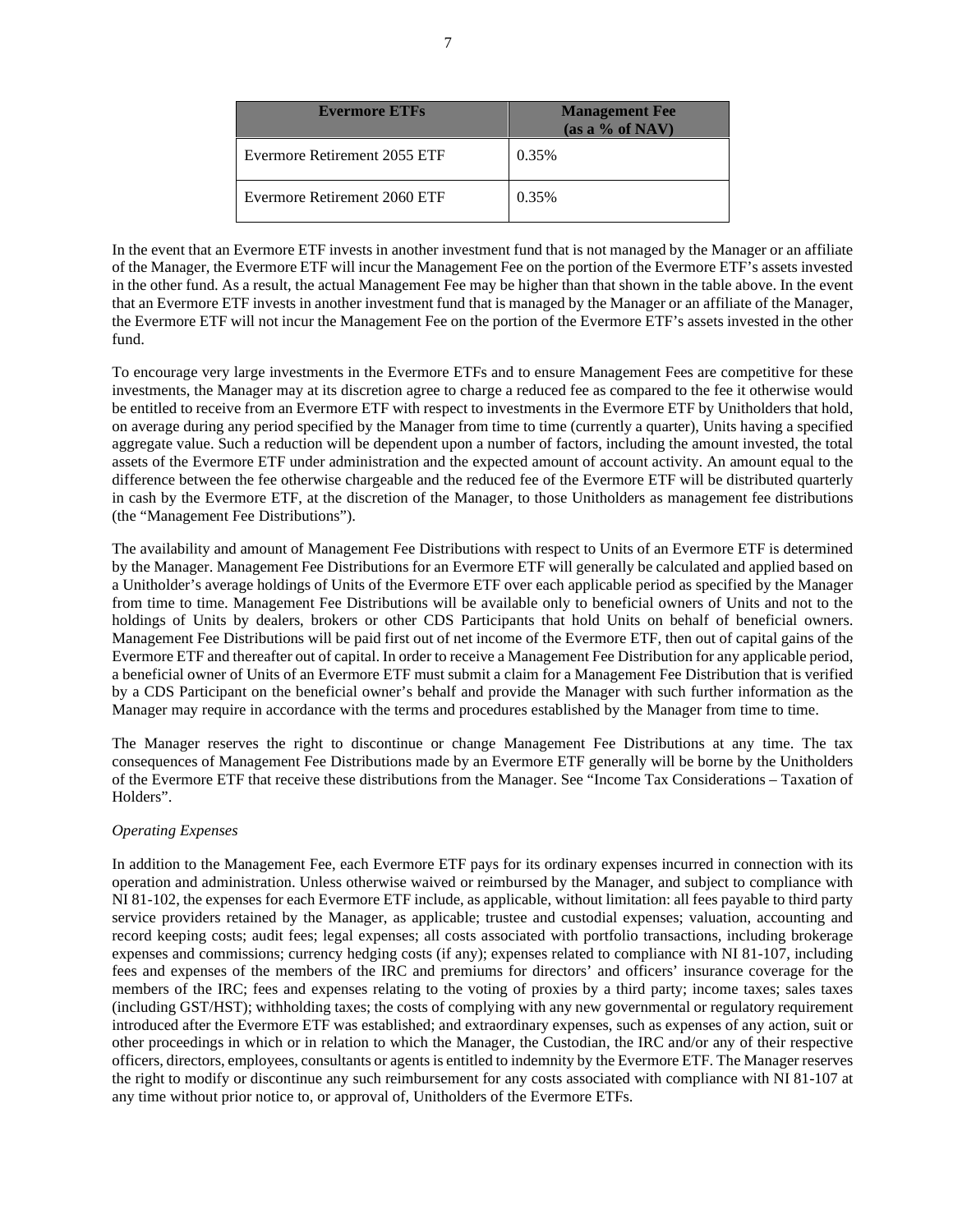| Evermore ETFs | Management Fee (as a % of NAV) |
| --- | --- |
| Evermore Retirement 2055 ETF | 0.35% |
| Evermore Retirement 2060 ETF | 0.35% |

In the event that an Evermore ETF invests in another investment fund that is not managed by the Manager or an affiliate of the Manager, the Evermore ETF will incur the Management Fee on the portion of the Evermore ETF's assets invested in the other fund. As a result, the actual Management Fee may be higher than that shown in the table above. In the event that an Evermore ETF invests in another investment fund that is managed by the Manager or an affiliate of the Manager, the Evermore ETF will not incur the Management Fee on the portion of the Evermore ETF's assets invested in the other fund.

To encourage very large investments in the Evermore ETFs and to ensure Management Fees are competitive for these investments, the Manager may at its discretion agree to charge a reduced fee as compared to the fee it otherwise would be entitled to receive from an Evermore ETF with respect to investments in the Evermore ETF by Unitholders that hold, on average during any period specified by the Manager from time to time (currently a quarter), Units having a specified aggregate value. Such a reduction will be dependent upon a number of factors, including the amount invested, the total assets of the Evermore ETF under administration and the expected amount of account activity. An amount equal to the difference between the fee otherwise chargeable and the reduced fee of the Evermore ETF will be distributed quarterly in cash by the Evermore ETF, at the discretion of the Manager, to those Unitholders as management fee distributions (the "Management Fee Distributions").

The availability and amount of Management Fee Distributions with respect to Units of an Evermore ETF is determined by the Manager. Management Fee Distributions for an Evermore ETF will generally be calculated and applied based on a Unitholder's average holdings of Units of the Evermore ETF over each applicable period as specified by the Manager from time to time. Management Fee Distributions will be available only to beneficial owners of Units and not to the holdings of Units by dealers, brokers or other CDS Participants that hold Units on behalf of beneficial owners. Management Fee Distributions will be paid first out of net income of the Evermore ETF, then out of capital gains of the Evermore ETF and thereafter out of capital. In order to receive a Management Fee Distribution for any applicable period, a beneficial owner of Units of an Evermore ETF must submit a claim for a Management Fee Distribution that is verified by a CDS Participant on the beneficial owner's behalf and provide the Manager with such further information as the Manager may require in accordance with the terms and procedures established by the Manager from time to time.

The Manager reserves the right to discontinue or change Management Fee Distributions at any time. The tax consequences of Management Fee Distributions made by an Evermore ETF generally will be borne by the Unitholders of the Evermore ETF that receive these distributions from the Manager. See "Income Tax Considerations – Taxation of Holders".

*Operating Expenses*

In addition to the Management Fee, each Evermore ETF pays for its ordinary expenses incurred in connection with its operation and administration. Unless otherwise waived or reimbursed by the Manager, and subject to compliance with NI 81-102, the expenses for each Evermore ETF include, as applicable, without limitation: all fees payable to third party service providers retained by the Manager, as applicable; trustee and custodial expenses; valuation, accounting and record keeping costs; audit fees; legal expenses; all costs associated with portfolio transactions, including brokerage expenses and commissions; currency hedging costs (if any); expenses related to compliance with NI 81-107, including fees and expenses of the members of the IRC and premiums for directors' and officers' insurance coverage for the members of the IRC; fees and expenses relating to the voting of proxies by a third party; income taxes; sales taxes (including GST/HST); withholding taxes; the costs of complying with any new governmental or regulatory requirement introduced after the Evermore ETF was established; and extraordinary expenses, such as expenses of any action, suit or other proceedings in which or in relation to which the Manager, the Custodian, the IRC and/or any of their respective officers, directors, employees, consultants or agents is entitled to indemnity by the Evermore ETF. The Manager reserves the right to modify or discontinue any such reimbursement for any costs associated with compliance with NI 81-107 at any time without prior notice to, or approval of, Unitholders of the Evermore ETFs.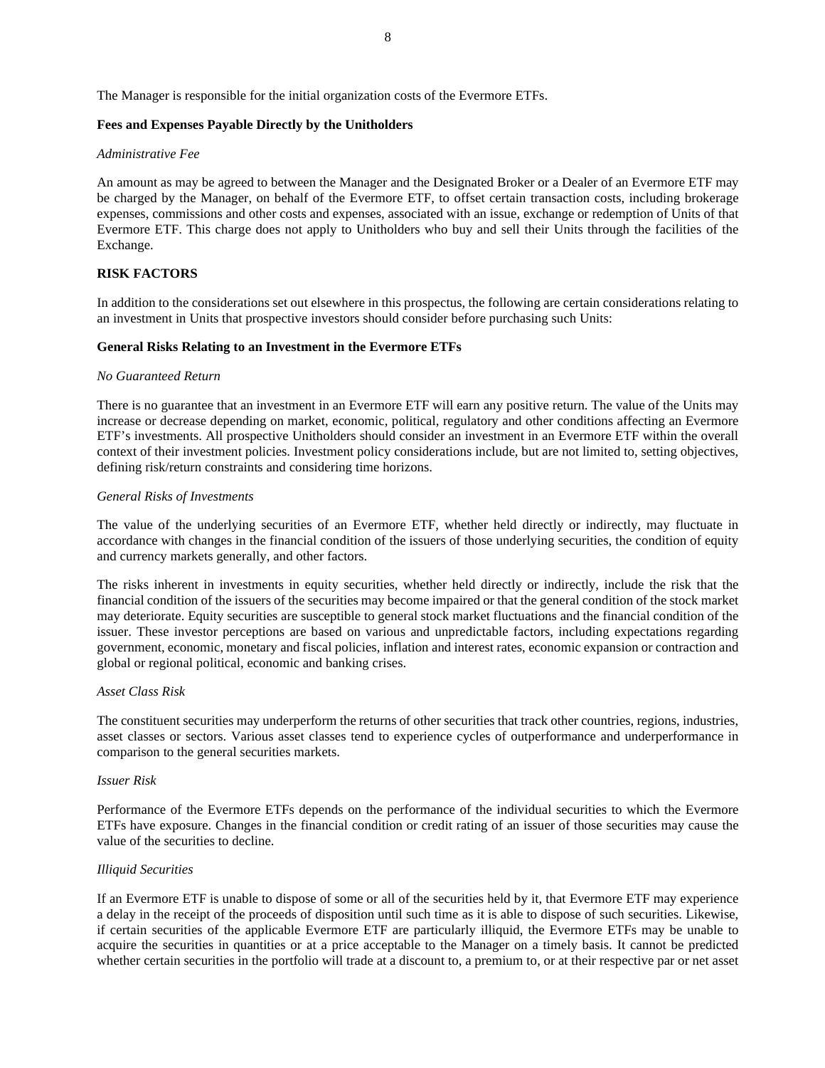The Manager is responsible for the initial organization costs of the Evermore ETFs.

**Fees and Expenses Payable Directly by the Unitholders**

*Administrative Fee*

An amount as may be agreed to between the Manager and the Designated Broker or a Dealer of an Evermore ETF may be charged by the Manager, on behalf of the Evermore ETF, to offset certain transaction costs, including brokerage expenses, commissions and other costs and expenses, associated with an issue, exchange or redemption of Units of that Evermore ETF. This charge does not apply to Unitholders who buy and sell their Units through the facilities of the Exchange.

## RISK FACTORS

In addition to the considerations set out elsewhere in this prospectus, the following are certain considerations relating to an investment in Units that prospective investors should consider before purchasing such Units:

### General Risks Relating to an Investment in the Evermore ETFs

*No Guaranteed Return*

There is no guarantee that an investment in an Evermore ETF will earn any positive return. The value of the Units may increase or decrease depending on market, economic, political, regulatory and other conditions affecting an Evermore ETF's investments. All prospective Unitholders should consider an investment in an Evermore ETF within the overall context of their investment policies. Investment policy considerations include, but are not limited to, setting objectives, defining risk/return constraints and considering time horizons.

*General Risks of Investments*

The value of the underlying securities of an Evermore ETF, whether held directly or indirectly, may fluctuate in accordance with changes in the financial condition of the issuers of those underlying securities, the condition of equity and currency markets generally, and other factors.

The risks inherent in investments in equity securities, whether held directly or indirectly, include the risk that the financial condition of the issuers of the securities may become impaired or that the general condition of the stock market may deteriorate. Equity securities are susceptible to general stock market fluctuations and the financial condition of the issuer. These investor perceptions are based on various and unpredictable factors, including expectations regarding government, economic, monetary and fiscal policies, inflation and interest rates, economic expansion or contraction and global or regional political, economic and banking crises.

*Asset Class Risk*

The constituent securities may underperform the returns of other securities that track other countries, regions, industries, asset classes or sectors. Various asset classes tend to experience cycles of outperformance and underperformance in comparison to the general securities markets.

*Issuer Risk*

Performance of the Evermore ETFs depends on the performance of the individual securities to which the Evermore ETFs have exposure. Changes in the financial condition or credit rating of an issuer of those securities may cause the value of the securities to decline.

*Illiquid Securities*

If an Evermore ETF is unable to dispose of some or all of the securities held by it, that Evermore ETF may experience a delay in the receipt of the proceeds of disposition until such time as it is able to dispose of such securities. Likewise, if certain securities of the applicable Evermore ETF are particularly illiquid, the Evermore ETFs may be unable to acquire the securities in quantities or at a price acceptable to the Manager on a timely basis. It cannot be predicted whether certain securities in the portfolio will trade at a discount to, a premium to, or at their respective par or net asset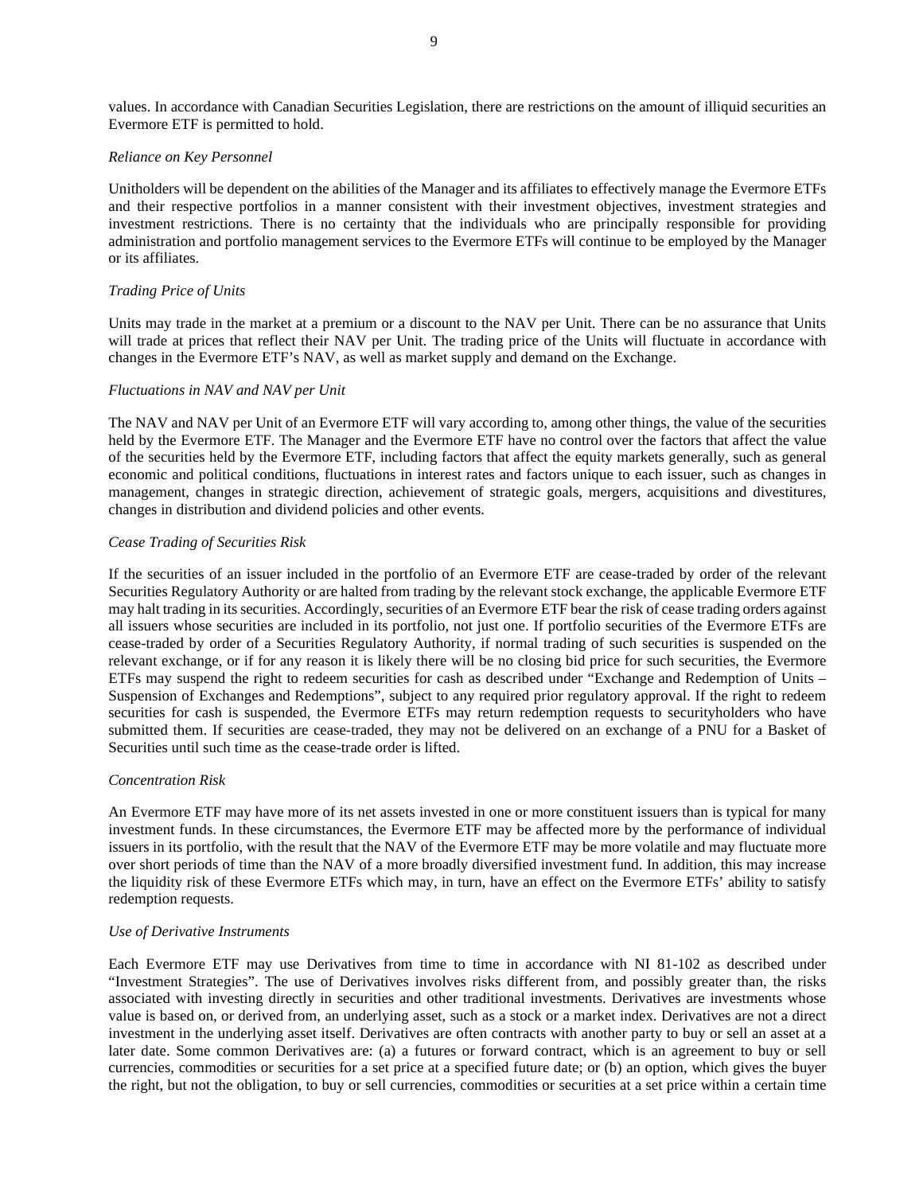values. In accordance with Canadian Securities Legislation, there are restrictions on the amount of illiquid securities an Evermore ETF is permitted to hold.

*Reliance on Key Personnel*

Unitholders will be dependent on the abilities of the Manager and its affiliates to effectively manage the Evermore ETFs and their respective portfolios in a manner consistent with their investment objectives, investment strategies and investment restrictions. There is no certainty that the individuals who are principally responsible for providing administration and portfolio management services to the Evermore ETFs will continue to be employed by the Manager or its affiliates.

*Trading Price of Units*

Units may trade in the market at a premium or a discount to the NAV per Unit. There can be no assurance that Units will trade at prices that reflect their NAV per Unit. The trading price of the Units will fluctuate in accordance with changes in the Evermore ETF's NAV, as well as market supply and demand on the Exchange.

*Fluctuations in NAV and NAV per Unit*

The NAV and NAV per Unit of an Evermore ETF will vary according to, among other things, the value of the securities held by the Evermore ETF. The Manager and the Evermore ETF have no control over the factors that affect the value of the securities held by the Evermore ETF, including factors that affect the equity markets generally, such as general economic and political conditions, fluctuations in interest rates and factors unique to each issuer, such as changes in management, changes in strategic direction, achievement of strategic goals, mergers, acquisitions and divestitures, changes in distribution and dividend policies and other events.

*Cease Trading of Securities Risk*

If the securities of an issuer included in the portfolio of an Evermore ETF are cease-traded by order of the relevant Securities Regulatory Authority or are halted from trading by the relevant stock exchange, the applicable Evermore ETF may halt trading in its securities. Accordingly, securities of an Evermore ETF bear the risk of cease trading orders against all issuers whose securities are included in its portfolio, not just one. If portfolio securities of the Evermore ETFs are cease-traded by order of a Securities Regulatory Authority, if normal trading of such securities is suspended on the relevant exchange, or if for any reason it is likely there will be no closing bid price for such securities, the Evermore ETFs may suspend the right to redeem securities for cash as described under "Exchange and Redemption of Units – Suspension of Exchanges and Redemptions", subject to any required prior regulatory approval. If the right to redeem securities for cash is suspended, the Evermore ETFs may return redemption requests to securityholders who have submitted them. If securities are cease-traded, they may not be delivered on an exchange of a PNU for a Basket of Securities until such time as the cease-trade order is lifted.

*Concentration Risk*

An Evermore ETF may have more of its net assets invested in one or more constituent issuers than is typical for many investment funds. In these circumstances, the Evermore ETF may be affected more by the performance of individual issuers in its portfolio, with the result that the NAV of the Evermore ETF may be more volatile and may fluctuate more over short periods of time than the NAV of a more broadly diversified investment fund. In addition, this may increase the liquidity risk of these Evermore ETFs which may, in turn, have an effect on the Evermore ETFs' ability to satisfy redemption requests.

*Use of Derivative Instruments*

Each Evermore ETF may use Derivatives from time to time in accordance with NI 81-102 as described under "Investment Strategies". The use of Derivatives involves risks different from, and possibly greater than, the risks associated with investing directly in securities and other traditional investments. Derivatives are investments whose value is based on, or derived from, an underlying asset, such as a stock or a market index. Derivatives are not a direct investment in the underlying asset itself. Derivatives are often contracts with another party to buy or sell an asset at a later date. Some common Derivatives are: (a) a futures or forward contract, which is an agreement to buy or sell currencies, commodities or securities for a set price at a specified future date; or (b) an option, which gives the buyer the right, but not the obligation, to buy or sell currencies, commodities or securities at a set price within a certain time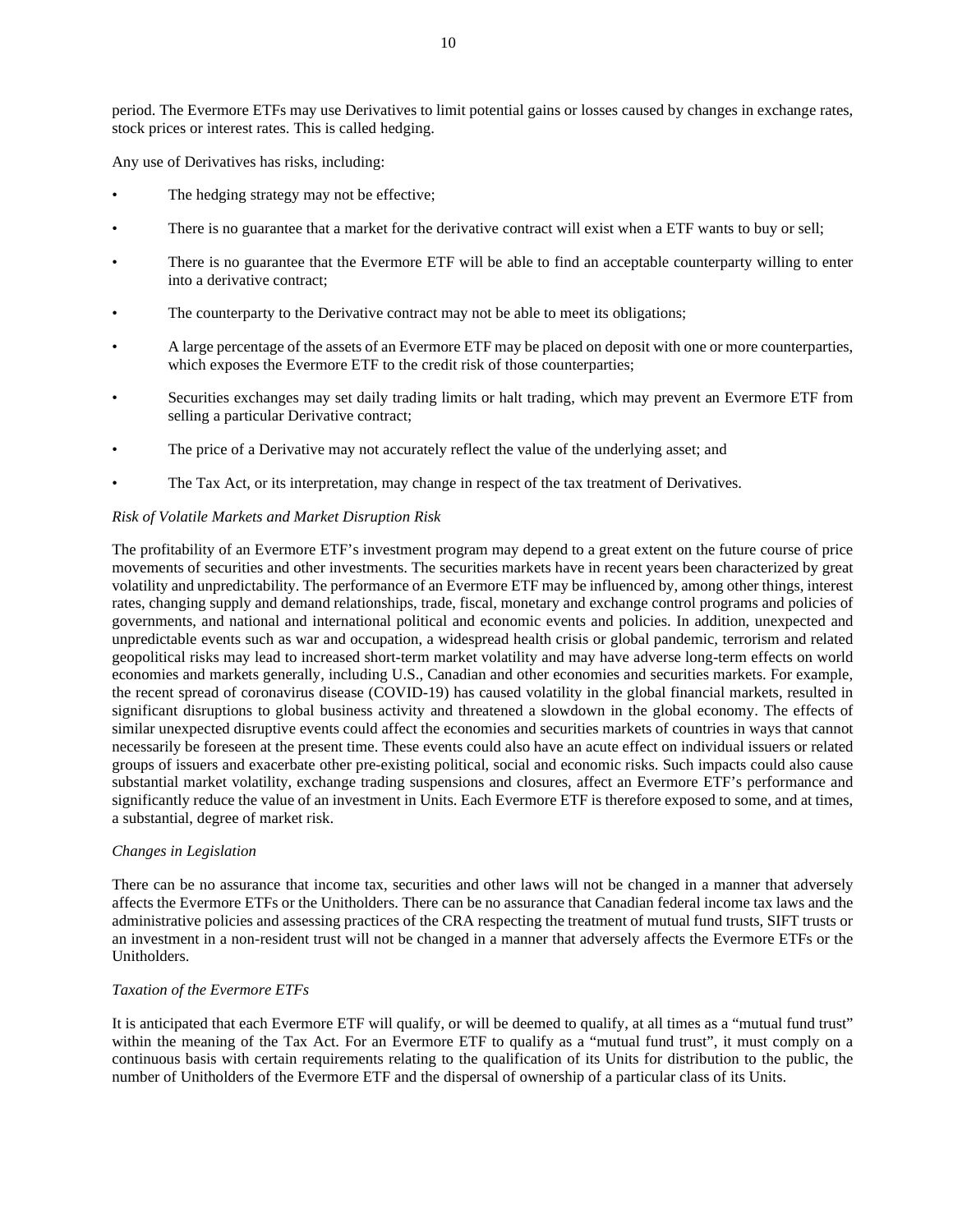period. The Evermore ETFs may use Derivatives to limit potential gains or losses caused by changes in exchange rates, stock prices or interest rates. This is called hedging.

Any use of Derivatives has risks, including:

- The hedging strategy may not be effective;
- There is no guarantee that a market for the derivative contract will exist when a ETF wants to buy or sell;
- There is no guarantee that the Evermore ETF will be able to find an acceptable counterparty willing to enter into a derivative contract;
- The counterparty to the Derivative contract may not be able to meet its obligations;
- A large percentage of the assets of an Evermore ETF may be placed on deposit with one or more counterparties, which exposes the Evermore ETF to the credit risk of those counterparties;
- Securities exchanges may set daily trading limits or halt trading, which may prevent an Evermore ETF from selling a particular Derivative contract;
- The price of a Derivative may not accurately reflect the value of the underlying asset; and
- The Tax Act, or its interpretation, may change in respect of the tax treatment of Derivatives.

*Risk of Volatile Markets and Market Disruption Risk*

The profitability of an Evermore ETF's investment program may depend to a great extent on the future course of price movements of securities and other investments. The securities markets have in recent years been characterized by great volatility and unpredictability. The performance of an Evermore ETF may be influenced by, among other things, interest rates, changing supply and demand relationships, trade, fiscal, monetary and exchange control programs and policies of governments, and national and international political and economic events and policies. In addition, unexpected and unpredictable events such as war and occupation, a widespread health crisis or global pandemic, terrorism and related geopolitical risks may lead to increased short-term market volatility and may have adverse long-term effects on world economies and markets generally, including U.S., Canadian and other economies and securities markets. For example, the recent spread of coronavirus disease (COVID-19) has caused volatility in the global financial markets, resulted in significant disruptions to global business activity and threatened a slowdown in the global economy. The effects of similar unexpected disruptive events could affect the economies and securities markets of countries in ways that cannot necessarily be foreseen at the present time. These events could also have an acute effect on individual issuers or related groups of issuers and exacerbate other pre-existing political, social and economic risks. Such impacts could also cause substantial market volatility, exchange trading suspensions and closures, affect an Evermore ETF's performance and significantly reduce the value of an investment in Units. Each Evermore ETF is therefore exposed to some, and at times, a substantial, degree of market risk.

*Changes in Legislation*

There can be no assurance that income tax, securities and other laws will not be changed in a manner that adversely affects the Evermore ETFs or the Unitholders. There can be no assurance that Canadian federal income tax laws and the administrative policies and assessing practices of the CRA respecting the treatment of mutual fund trusts, SIFT trusts or an investment in a non-resident trust will not be changed in a manner that adversely affects the Evermore ETFs or the Unitholders.

*Taxation of the Evermore ETFs*

It is anticipated that each Evermore ETF will qualify, or will be deemed to qualify, at all times as a "mutual fund trust" within the meaning of the Tax Act. For an Evermore ETF to qualify as a "mutual fund trust", it must comply on a continuous basis with certain requirements relating to the qualification of its Units for distribution to the public, the number of Unitholders of the Evermore ETF and the dispersal of ownership of a particular class of its Units.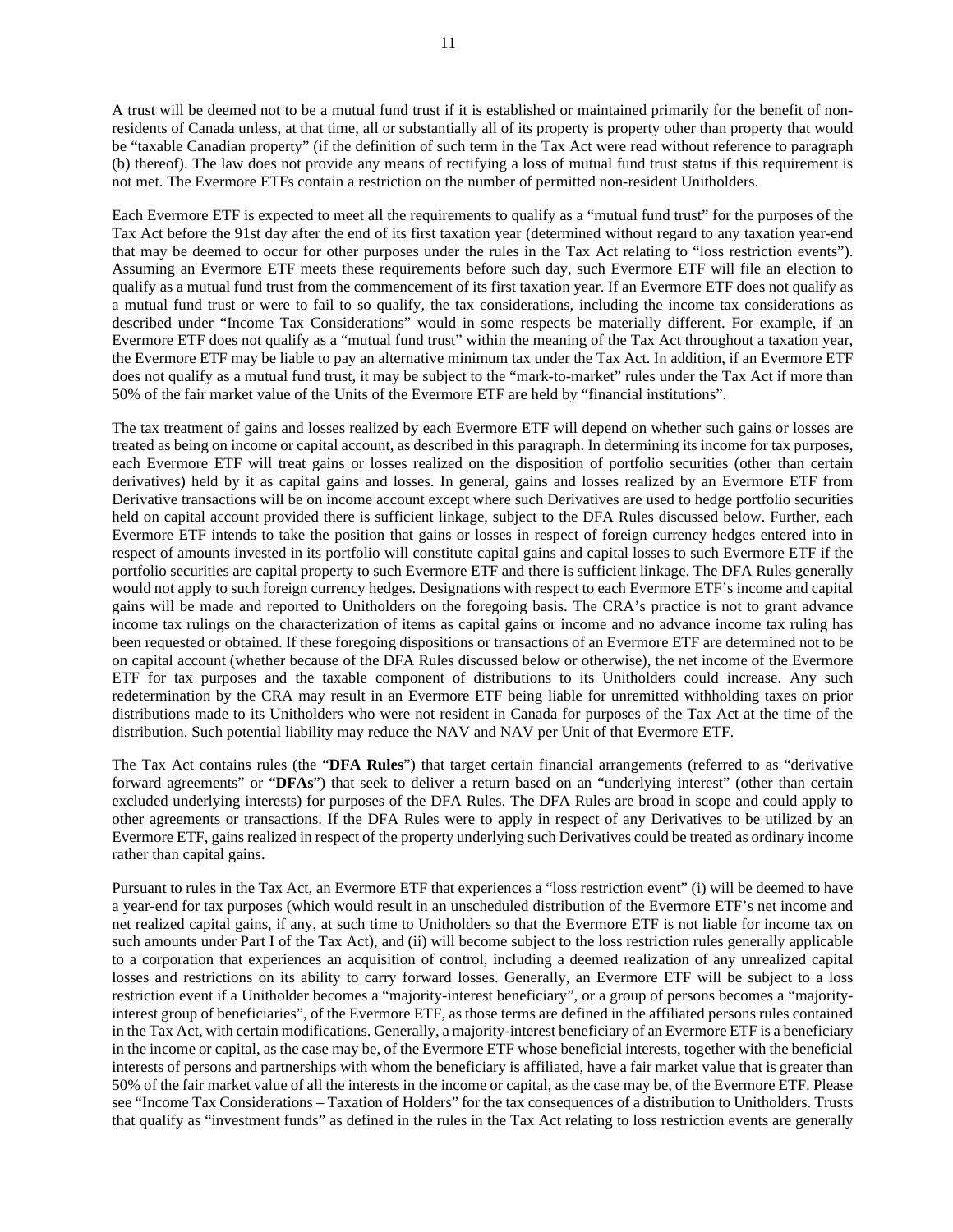A trust will be deemed not to be a mutual fund trust if it is established or maintained primarily for the benefit of non-residents of Canada unless, at that time, all or substantially all of its property is property other than property that would be "taxable Canadian property" (if the definition of such term in the Tax Act were read without reference to paragraph (b) thereof). The law does not provide any means of rectifying a loss of mutual fund trust status if this requirement is not met. The Evermore ETFs contain a restriction on the number of permitted non-resident Unitholders.

Each Evermore ETF is expected to meet all the requirements to qualify as a "mutual fund trust" for the purposes of the Tax Act before the 91st day after the end of its first taxation year (determined without regard to any taxation year-end that may be deemed to occur for other purposes under the rules in the Tax Act relating to "loss restriction events"). Assuming an Evermore ETF meets these requirements before such day, such Evermore ETF will file an election to qualify as a mutual fund trust from the commencement of its first taxation year. If an Evermore ETF does not qualify as a mutual fund trust or were to fail to so qualify, the tax considerations, including the income tax considerations as described under "Income Tax Considerations" would in some respects be materially different. For example, if an Evermore ETF does not qualify as a "mutual fund trust" within the meaning of the Tax Act throughout a taxation year, the Evermore ETF may be liable to pay an alternative minimum tax under the Tax Act. In addition, if an Evermore ETF does not qualify as a mutual fund trust, it may be subject to the "mark-to-market" rules under the Tax Act if more than 50% of the fair market value of the Units of the Evermore ETF are held by "financial institutions".

The tax treatment of gains and losses realized by each Evermore ETF will depend on whether such gains or losses are treated as being on income or capital account, as described in this paragraph. In determining its income for tax purposes, each Evermore ETF will treat gains or losses realized on the disposition of portfolio securities (other than certain derivatives) held by it as capital gains and losses. In general, gains and losses realized by an Evermore ETF from Derivative transactions will be on income account except where such Derivatives are used to hedge portfolio securities held on capital account provided there is sufficient linkage, subject to the DFA Rules discussed below. Further, each Evermore ETF intends to take the position that gains or losses in respect of foreign currency hedges entered into in respect of amounts invested in its portfolio will constitute capital gains and capital losses to such Evermore ETF if the portfolio securities are capital property to such Evermore ETF and there is sufficient linkage. The DFA Rules generally would not apply to such foreign currency hedges. Designations with respect to each Evermore ETF's income and capital gains will be made and reported to Unitholders on the foregoing basis. The CRA's practice is not to grant advance income tax rulings on the characterization of items as capital gains or income and no advance income tax ruling has been requested or obtained. If these foregoing dispositions or transactions of an Evermore ETF are determined not to be on capital account (whether because of the DFA Rules discussed below or otherwise), the net income of the Evermore ETF for tax purposes and the taxable component of distributions to its Unitholders could increase. Any such redetermination by the CRA may result in an Evermore ETF being liable for unremitted withholding taxes on prior distributions made to its Unitholders who were not resident in Canada for purposes of the Tax Act at the time of the distribution. Such potential liability may reduce the NAV and NAV per Unit of that Evermore ETF.

The Tax Act contains rules (the "**DFA Rules**") that target certain financial arrangements (referred to as "derivative forward agreements" or "**DFAs**") that seek to deliver a return based on an "underlying interest" (other than certain excluded underlying interests) for purposes of the DFA Rules. The DFA Rules are broad in scope and could apply to other agreements or transactions. If the DFA Rules were to apply in respect of any Derivatives to be utilized by an Evermore ETF, gains realized in respect of the property underlying such Derivatives could be treated as ordinary income rather than capital gains.

Pursuant to rules in the Tax Act, an Evermore ETF that experiences a "loss restriction event" (i) will be deemed to have a year-end for tax purposes (which would result in an unscheduled distribution of the Evermore ETF's net income and net realized capital gains, if any, at such time to Unitholders so that the Evermore ETF is not liable for income tax on such amounts under Part I of the Tax Act), and (ii) will become subject to the loss restriction rules generally applicable to a corporation that experiences an acquisition of control, including a deemed realization of any unrealized capital losses and restrictions on its ability to carry forward losses. Generally, an Evermore ETF will be subject to a loss restriction event if a Unitholder becomes a "majority-interest beneficiary", or a group of persons becomes a "majority-interest group of beneficiaries", of the Evermore ETF, as those terms are defined in the affiliated persons rules contained in the Tax Act, with certain modifications. Generally, a majority-interest beneficiary of an Evermore ETF is a beneficiary in the income or capital, as the case may be, of the Evermore ETF whose beneficial interests, together with the beneficial interests of persons and partnerships with whom the beneficiary is affiliated, have a fair market value that is greater than 50% of the fair market value of all the interests in the income or capital, as the case may be, of the Evermore ETF. Please see "Income Tax Considerations – Taxation of Holders" for the tax consequences of a distribution to Unitholders. Trusts that qualify as "investment funds" as defined in the rules in the Tax Act relating to loss restriction events are generally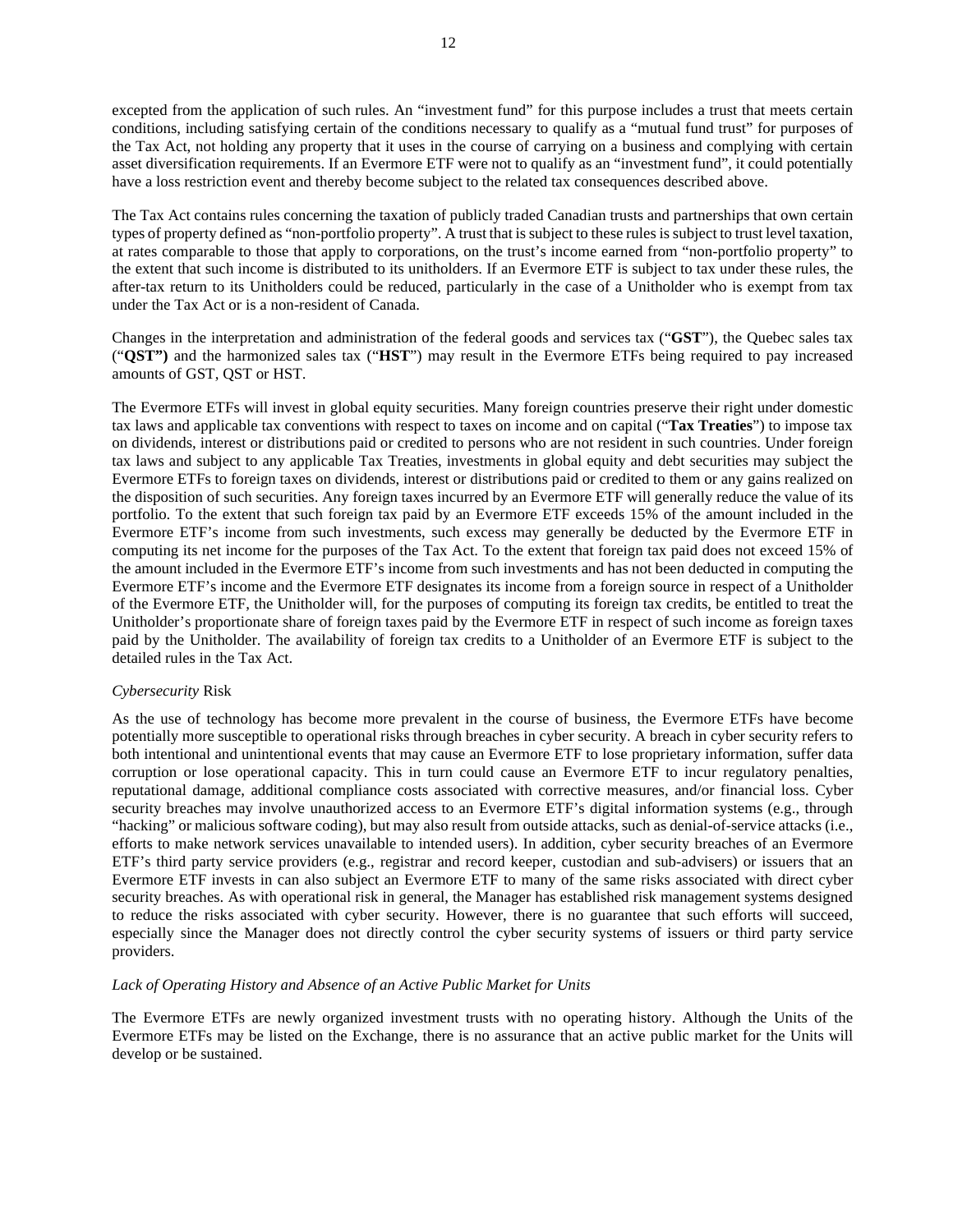excepted from the application of such rules. An "investment fund" for this purpose includes a trust that meets certain conditions, including satisfying certain of the conditions necessary to qualify as a "mutual fund trust" for purposes of the Tax Act, not holding any property that it uses in the course of carrying on a business and complying with certain asset diversification requirements. If an Evermore ETF were not to qualify as an "investment fund", it could potentially have a loss restriction event and thereby become subject to the related tax consequences described above.

The Tax Act contains rules concerning the taxation of publicly traded Canadian trusts and partnerships that own certain types of property defined as "non-portfolio property". A trust that is subject to these rules is subject to trust level taxation, at rates comparable to those that apply to corporations, on the trust's income earned from "non-portfolio property" to the extent that such income is distributed to its unitholders. If an Evermore ETF is subject to tax under these rules, the after-tax return to its Unitholders could be reduced, particularly in the case of a Unitholder who is exempt from tax under the Tax Act or is a non-resident of Canada.

Changes in the interpretation and administration of the federal goods and services tax ("**GST**"), the Quebec sales tax ("**QST")** and the harmonized sales tax ("**HST**") may result in the Evermore ETFs being required to pay increased amounts of GST, QST or HST.

The Evermore ETFs will invest in global equity securities. Many foreign countries preserve their right under domestic tax laws and applicable tax conventions with respect to taxes on income and on capital ("**Tax Treaties**") to impose tax on dividends, interest or distributions paid or credited to persons who are not resident in such countries. Under foreign tax laws and subject to any applicable Tax Treaties, investments in global equity and debt securities may subject the Evermore ETFs to foreign taxes on dividends, interest or distributions paid or credited to them or any gains realized on the disposition of such securities. Any foreign taxes incurred by an Evermore ETF will generally reduce the value of its portfolio. To the extent that such foreign tax paid by an Evermore ETF exceeds 15% of the amount included in the Evermore ETF's income from such investments, such excess may generally be deducted by the Evermore ETF in computing its net income for the purposes of the Tax Act. To the extent that foreign tax paid does not exceed 15% of the amount included in the Evermore ETF's income from such investments and has not been deducted in computing the Evermore ETF's income and the Evermore ETF designates its income from a foreign source in respect of a Unitholder of the Evermore ETF, the Unitholder will, for the purposes of computing its foreign tax credits, be entitled to treat the Unitholder's proportionate share of foreign taxes paid by the Evermore ETF in respect of such income as foreign taxes paid by the Unitholder. The availability of foreign tax credits to a Unitholder of an Evermore ETF is subject to the detailed rules in the Tax Act.

*Cybersecurity* Risk

As the use of technology has become more prevalent in the course of business, the Evermore ETFs have become potentially more susceptible to operational risks through breaches in cyber security. A breach in cyber security refers to both intentional and unintentional events that may cause an Evermore ETF to lose proprietary information, suffer data corruption or lose operational capacity. This in turn could cause an Evermore ETF to incur regulatory penalties, reputational damage, additional compliance costs associated with corrective measures, and/or financial loss. Cyber security breaches may involve unauthorized access to an Evermore ETF's digital information systems (e.g., through "hacking" or malicious software coding), but may also result from outside attacks, such as denial-of-service attacks (i.e., efforts to make network services unavailable to intended users). In addition, cyber security breaches of an Evermore ETF's third party service providers (e.g., registrar and record keeper, custodian and sub-advisers) or issuers that an Evermore ETF invests in can also subject an Evermore ETF to many of the same risks associated with direct cyber security breaches. As with operational risk in general, the Manager has established risk management systems designed to reduce the risks associated with cyber security. However, there is no guarantee that such efforts will succeed, especially since the Manager does not directly control the cyber security systems of issuers or third party service providers.

*Lack of Operating History and Absence of an Active Public Market for Units*

The Evermore ETFs are newly organized investment trusts with no operating history. Although the Units of the Evermore ETFs may be listed on the Exchange, there is no assurance that an active public market for the Units will develop or be sustained.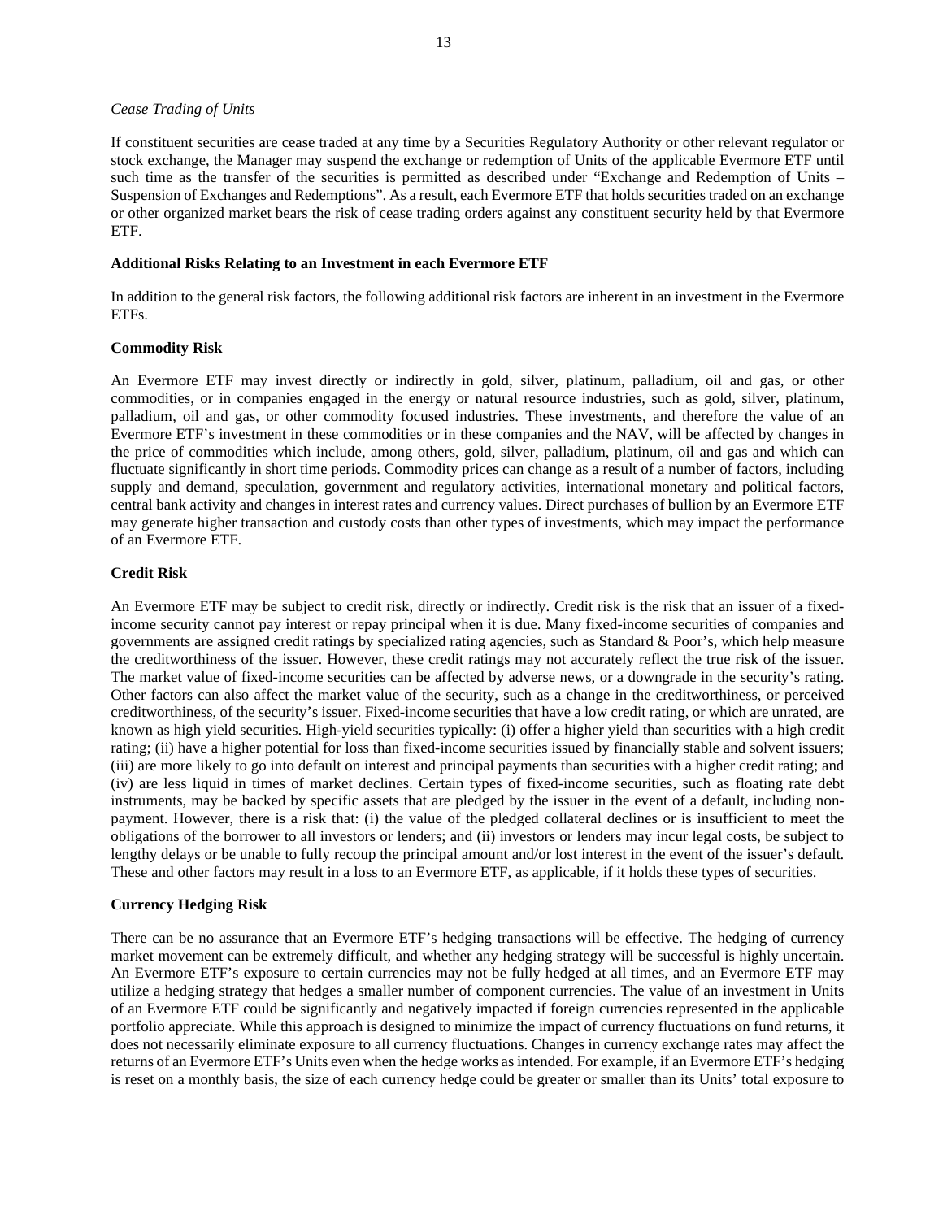*Cease Trading of Units*

If constituent securities are cease traded at any time by a Securities Regulatory Authority or other relevant regulator or stock exchange, the Manager may suspend the exchange or redemption of Units of the applicable Evermore ETF until such time as the transfer of the securities is permitted as described under "Exchange and Redemption of Units – Suspension of Exchanges and Redemptions". As a result, each Evermore ETF that holds securities traded on an exchange or other organized market bears the risk of cease trading orders against any constituent security held by that Evermore ETF.

**Additional Risks Relating to an Investment in each Evermore ETF**

In addition to the general risk factors, the following additional risk factors are inherent in an investment in the Evermore ETFs.

**Commodity Risk**

An Evermore ETF may invest directly or indirectly in gold, silver, platinum, palladium, oil and gas, or other commodities, or in companies engaged in the energy or natural resource industries, such as gold, silver, platinum, palladium, oil and gas, or other commodity focused industries. These investments, and therefore the value of an Evermore ETF's investment in these commodities or in these companies and the NAV, will be affected by changes in the price of commodities which include, among others, gold, silver, palladium, platinum, oil and gas and which can fluctuate significantly in short time periods. Commodity prices can change as a result of a number of factors, including supply and demand, speculation, government and regulatory activities, international monetary and political factors, central bank activity and changes in interest rates and currency values. Direct purchases of bullion by an Evermore ETF may generate higher transaction and custody costs than other types of investments, which may impact the performance of an Evermore ETF.

**Credit Risk**

An Evermore ETF may be subject to credit risk, directly or indirectly. Credit risk is the risk that an issuer of a fixed-income security cannot pay interest or repay principal when it is due. Many fixed-income securities of companies and governments are assigned credit ratings by specialized rating agencies, such as Standard & Poor's, which help measure the creditworthiness of the issuer. However, these credit ratings may not accurately reflect the true risk of the issuer. The market value of fixed-income securities can be affected by adverse news, or a downgrade in the security's rating. Other factors can also affect the market value of the security, such as a change in the creditworthiness, or perceived creditworthiness, of the security's issuer. Fixed-income securities that have a low credit rating, or which are unrated, are known as high yield securities. High-yield securities typically: (i) offer a higher yield than securities with a high credit rating; (ii) have a higher potential for loss than fixed-income securities issued by financially stable and solvent issuers; (iii) are more likely to go into default on interest and principal payments than securities with a higher credit rating; and (iv) are less liquid in times of market declines. Certain types of fixed-income securities, such as floating rate debt instruments, may be backed by specific assets that are pledged by the issuer in the event of a default, including non-payment. However, there is a risk that: (i) the value of the pledged collateral declines or is insufficient to meet the obligations of the borrower to all investors or lenders; and (ii) investors or lenders may incur legal costs, be subject to lengthy delays or be unable to fully recoup the principal amount and/or lost interest in the event of the issuer's default. These and other factors may result in a loss to an Evermore ETF, as applicable, if it holds these types of securities.

**Currency Hedging Risk**

There can be no assurance that an Evermore ETF's hedging transactions will be effective. The hedging of currency market movement can be extremely difficult, and whether any hedging strategy will be successful is highly uncertain. An Evermore ETF's exposure to certain currencies may not be fully hedged at all times, and an Evermore ETF may utilize a hedging strategy that hedges a smaller number of component currencies. The value of an investment in Units of an Evermore ETF could be significantly and negatively impacted if foreign currencies represented in the applicable portfolio appreciate. While this approach is designed to minimize the impact of currency fluctuations on fund returns, it does not necessarily eliminate exposure to all currency fluctuations. Changes in currency exchange rates may affect the returns of an Evermore ETF's Units even when the hedge works as intended. For example, if an Evermore ETF's hedging is reset on a monthly basis, the size of each currency hedge could be greater or smaller than its Units' total exposure to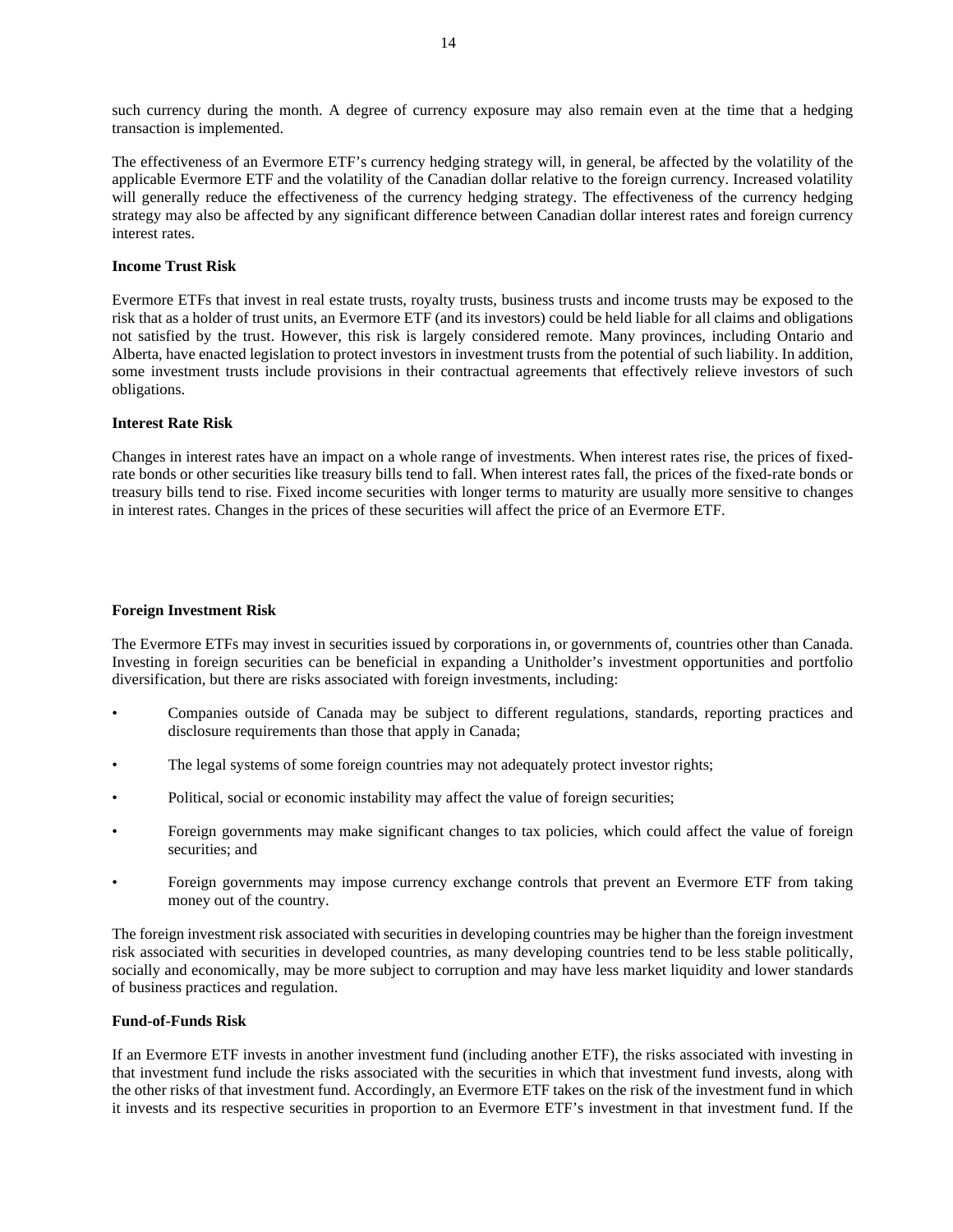such currency during the month. A degree of currency exposure may also remain even at the time that a hedging transaction is implemented.

The effectiveness of an Evermore ETF's currency hedging strategy will, in general, be affected by the volatility of the applicable Evermore ETF and the volatility of the Canadian dollar relative to the foreign currency. Increased volatility will generally reduce the effectiveness of the currency hedging strategy. The effectiveness of the currency hedging strategy may also be affected by any significant difference between Canadian dollar interest rates and foreign currency interest rates.

**Income Trust Risk**

Evermore ETFs that invest in real estate trusts, royalty trusts, business trusts and income trusts may be exposed to the risk that as a holder of trust units, an Evermore ETF (and its investors) could be held liable for all claims and obligations not satisfied by the trust. However, this risk is largely considered remote. Many provinces, including Ontario and Alberta, have enacted legislation to protect investors in investment trusts from the potential of such liability. In addition, some investment trusts include provisions in their contractual agreements that effectively relieve investors of such obligations.

**Interest Rate Risk**

Changes in interest rates have an impact on a whole range of investments. When interest rates rise, the prices of fixed-rate bonds or other securities like treasury bills tend to fall. When interest rates fall, the prices of the fixed-rate bonds or treasury bills tend to rise. Fixed income securities with longer terms to maturity are usually more sensitive to changes in interest rates. Changes in the prices of these securities will affect the price of an Evermore ETF.

**Foreign Investment Risk**

The Evermore ETFs may invest in securities issued by corporations in, or governments of, countries other than Canada. Investing in foreign securities can be beneficial in expanding a Unitholder's investment opportunities and portfolio diversification, but there are risks associated with foreign investments, including:

- Companies outside of Canada may be subject to different regulations, standards, reporting practices and disclosure requirements than those that apply in Canada;
- The legal systems of some foreign countries may not adequately protect investor rights;
- Political, social or economic instability may affect the value of foreign securities;
- Foreign governments may make significant changes to tax policies, which could affect the value of foreign securities; and
- Foreign governments may impose currency exchange controls that prevent an Evermore ETF from taking money out of the country.

The foreign investment risk associated with securities in developing countries may be higher than the foreign investment risk associated with securities in developed countries, as many developing countries tend to be less stable politically, socially and economically, may be more subject to corruption and may have less market liquidity and lower standards of business practices and regulation.

**Fund-of-Funds Risk**

If an Evermore ETF invests in another investment fund (including another ETF), the risks associated with investing in that investment fund include the risks associated with the securities in which that investment fund invests, along with the other risks of that investment fund. Accordingly, an Evermore ETF takes on the risk of the investment fund in which it invests and its respective securities in proportion to an Evermore ETF's investment in that investment fund. If the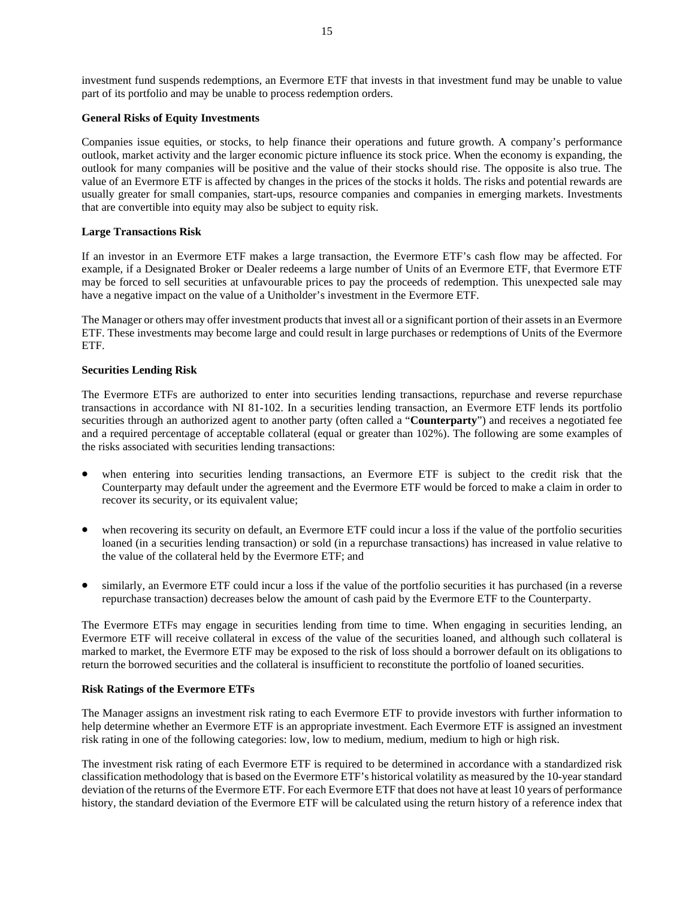investment fund suspends redemptions, an Evermore ETF that invests in that investment fund may be unable to value part of its portfolio and may be unable to process redemption orders.

**General Risks of Equity Investments**

Companies issue equities, or stocks, to help finance their operations and future growth. A company's performance outlook, market activity and the larger economic picture influence its stock price. When the economy is expanding, the outlook for many companies will be positive and the value of their stocks should rise. The opposite is also true. The value of an Evermore ETF is affected by changes in the prices of the stocks it holds. The risks and potential rewards are usually greater for small companies, start-ups, resource companies and companies in emerging markets. Investments that are convertible into equity may also be subject to equity risk.

**Large Transactions Risk**

If an investor in an Evermore ETF makes a large transaction, the Evermore ETF's cash flow may be affected. For example, if a Designated Broker or Dealer redeems a large number of Units of an Evermore ETF, that Evermore ETF may be forced to sell securities at unfavourable prices to pay the proceeds of redemption. This unexpected sale may have a negative impact on the value of a Unitholder's investment in the Evermore ETF.

The Manager or others may offer investment products that invest all or a significant portion of their assets in an Evermore ETF. These investments may become large and could result in large purchases or redemptions of Units of the Evermore ETF.

**Securities Lending Risk**

The Evermore ETFs are authorized to enter into securities lending transactions, repurchase and reverse repurchase transactions in accordance with NI 81-102. In a securities lending transaction, an Evermore ETF lends its portfolio securities through an authorized agent to another party (often called a "**Counterparty**") and receives a negotiated fee and a required percentage of acceptable collateral (equal or greater than 102%). The following are some examples of the risks associated with securities lending transactions:

- when entering into securities lending transactions, an Evermore ETF is subject to the credit risk that the Counterparty may default under the agreement and the Evermore ETF would be forced to make a claim in order to recover its security, or its equivalent value;

- when recovering its security on default, an Evermore ETF could incur a loss if the value of the portfolio securities loaned (in a securities lending transaction) or sold (in a repurchase transactions) has increased in value relative to the value of the collateral held by the Evermore ETF; and

- similarly, an Evermore ETF could incur a loss if the value of the portfolio securities it has purchased (in a reverse repurchase transaction) decreases below the amount of cash paid by the Evermore ETF to the Counterparty.

The Evermore ETFs may engage in securities lending from time to time. When engaging in securities lending, an Evermore ETF will receive collateral in excess of the value of the securities loaned, and although such collateral is marked to market, the Evermore ETF may be exposed to the risk of loss should a borrower default on its obligations to return the borrowed securities and the collateral is insufficient to reconstitute the portfolio of loaned securities.

**Risk Ratings of the Evermore ETFs**

The Manager assigns an investment risk rating to each Evermore ETF to provide investors with further information to help determine whether an Evermore ETF is an appropriate investment. Each Evermore ETF is assigned an investment risk rating in one of the following categories: low, low to medium, medium, medium to high or high risk.

The investment risk rating of each Evermore ETF is required to be determined in accordance with a standardized risk classification methodology that is based on the Evermore ETF's historical volatility as measured by the 10-year standard deviation of the returns of the Evermore ETF. For each Evermore ETF that does not have at least 10 years of performance history, the standard deviation of the Evermore ETF will be calculated using the return history of a reference index that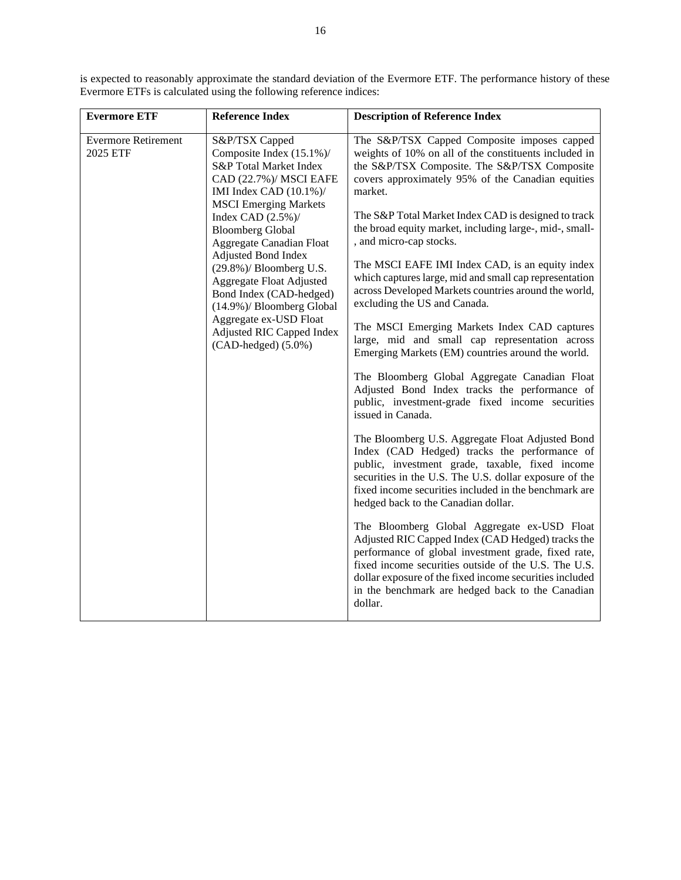is expected to reasonably approximate the standard deviation of the Evermore ETF. The performance history of these Evermore ETFs is calculated using the following reference indices:

| Evermore ETF | Reference Index | Description of Reference Index |
| --- | --- | --- |
| Evermore Retirement 2025 ETF | S&P/TSX Capped Composite Index (15.1%)/ S&P Total Market Index CAD (22.7%)/ MSCI EAFE IMI Index CAD (10.1%)/ MSCI Emerging Markets Index CAD (2.5%)/ Bloomberg Global Aggregate Canadian Float Adjusted Bond Index (29.8%)/ Bloomberg U.S. Aggregate Float Adjusted Bond Index (CAD-hedged) (14.9%)/ Bloomberg Global Aggregate ex-USD Float Adjusted RIC Capped Index (CAD-hedged) (5.0%) | The S&P/TSX Capped Composite imposes capped weights of 10% on all of the constituents included in the S&P/TSX Composite. The S&P/TSX Composite covers approximately 95% of the Canadian equities market.<br><br>The S&P Total Market Index CAD is designed to track the broad equity market, including large-, mid-, small-, and micro-cap stocks.<br><br>The MSCI EAFE IMI Index CAD, is an equity index which captures large, mid and small cap representation across Developed Markets countries around the world, excluding the US and Canada.<br><br>The MSCI Emerging Markets Index CAD captures large, mid and small cap representation across Emerging Markets (EM) countries around the world.<br><br>The Bloomberg Global Aggregate Canadian Float Adjusted Bond Index tracks the performance of public, investment-grade fixed income securities issued in Canada.<br><br>The Bloomberg U.S. Aggregate Float Adjusted Bond Index (CAD Hedged) tracks the performance of public, investment grade, taxable, fixed income securities in the U.S. The U.S. dollar exposure of the fixed income securities included in the benchmark are hedged back to the Canadian dollar.<br><br>The Bloomberg Global Aggregate ex-USD Float Adjusted RIC Capped Index (CAD Hedged) tracks the performance of global investment grade, fixed rate, fixed income securities outside of the U.S. The U.S. dollar exposure of the fixed income securities included in the benchmark are hedged back to the Canadian dollar. |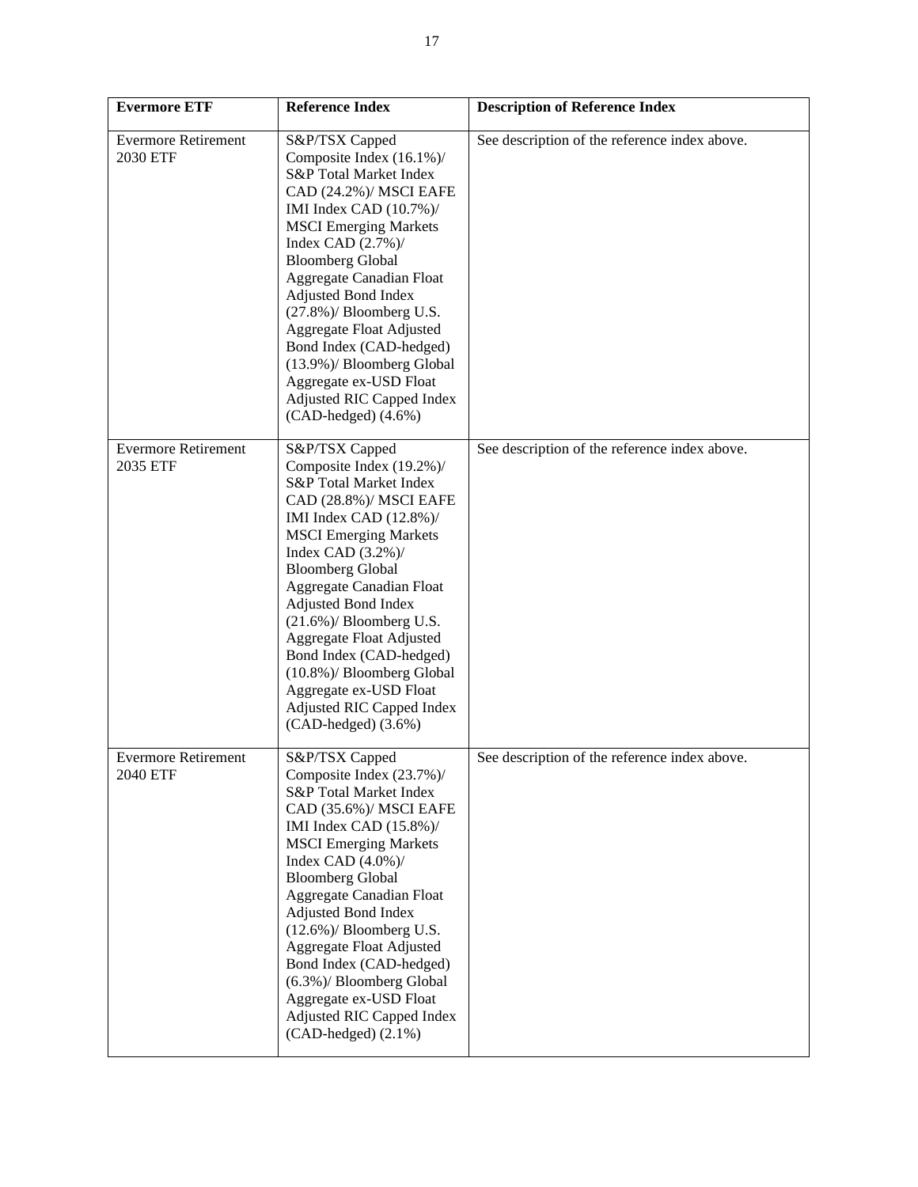| Evermore ETF | Reference Index | Description of Reference Index |
| --- | --- | --- |
| Evermore Retirement 2030 ETF | S&P/TSX Capped Composite Index (16.1%)/ S&P Total Market Index CAD (24.2%)/ MSCI EAFE IMI Index CAD (10.7%)/ MSCI Emerging Markets Index CAD (2.7%)/ Bloomberg Global Aggregate Canadian Float Adjusted Bond Index (27.8%)/ Bloomberg U.S. Aggregate Float Adjusted Bond Index (CAD-hedged) (13.9%)/ Bloomberg Global Aggregate ex-USD Float Adjusted RIC Capped Index (CAD-hedged) (4.6%) | See description of the reference index above. |
| Evermore Retirement 2035 ETF | S&P/TSX Capped Composite Index (19.2%)/ S&P Total Market Index CAD (28.8%)/ MSCI EAFE IMI Index CAD (12.8%)/ MSCI Emerging Markets Index CAD (3.2%)/ Bloomberg Global Aggregate Canadian Float Adjusted Bond Index (21.6%)/ Bloomberg U.S. Aggregate Float Adjusted Bond Index (CAD-hedged) (10.8%)/ Bloomberg Global Aggregate ex-USD Float Adjusted RIC Capped Index (CAD-hedged) (3.6%) | See description of the reference index above. |
| Evermore Retirement 2040 ETF | S&P/TSX Capped Composite Index (23.7%)/ S&P Total Market Index CAD (35.6%)/ MSCI EAFE IMI Index CAD (15.8%)/ MSCI Emerging Markets Index CAD (4.0%)/ Bloomberg Global Aggregate Canadian Float Adjusted Bond Index (12.6%)/ Bloomberg U.S. Aggregate Float Adjusted Bond Index (CAD-hedged) (6.3%)/ Bloomberg Global Aggregate ex-USD Float Adjusted RIC Capped Index (CAD-hedged) (2.1%) | See description of the reference index above. |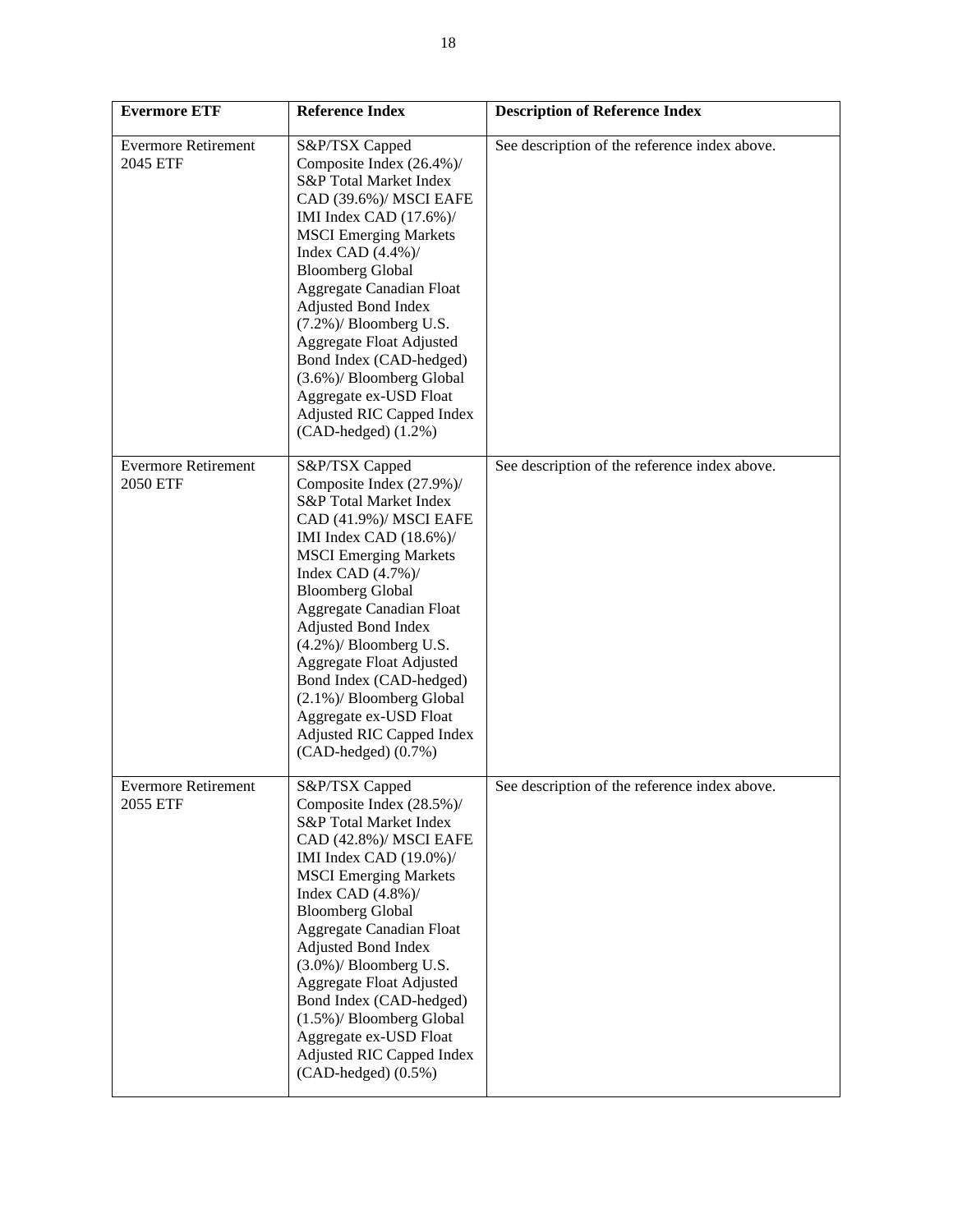| Evermore ETF | Reference Index | Description of Reference Index |
|---|---|---|
| Evermore Retirement 2045 ETF | S&P/TSX Capped Composite Index (26.4%)/ S&P Total Market Index CAD (39.6%)/ MSCI EAFE IMI Index CAD (17.6%)/ MSCI Emerging Markets Index CAD (4.4%)/ Bloomberg Global Aggregate Canadian Float Adjusted Bond Index (7.2%)/ Bloomberg U.S. Aggregate Float Adjusted Bond Index (CAD-hedged) (3.6%)/ Bloomberg Global Aggregate ex-USD Float Adjusted RIC Capped Index (CAD-hedged) (1.2%) | See description of the reference index above. |
| Evermore Retirement 2050 ETF | S&P/TSX Capped Composite Index (27.9%)/ S&P Total Market Index CAD (41.9%)/ MSCI EAFE IMI Index CAD (18.6%)/ MSCI Emerging Markets Index CAD (4.7%)/ Bloomberg Global Aggregate Canadian Float Adjusted Bond Index (4.2%)/ Bloomberg U.S. Aggregate Float Adjusted Bond Index (CAD-hedged) (2.1%)/ Bloomberg Global Aggregate ex-USD Float Adjusted RIC Capped Index (CAD-hedged) (0.7%) | See description of the reference index above. |
| Evermore Retirement 2055 ETF | S&P/TSX Capped Composite Index (28.5%)/ S&P Total Market Index CAD (42.8%)/ MSCI EAFE IMI Index CAD (19.0%)/ MSCI Emerging Markets Index CAD (4.8%)/ Bloomberg Global Aggregate Canadian Float Adjusted Bond Index (3.0%)/ Bloomberg U.S. Aggregate Float Adjusted Bond Index (CAD-hedged) (1.5%)/ Bloomberg Global Aggregate ex-USD Float Adjusted RIC Capped Index (CAD-hedged) (0.5%) | See description of the reference index above. |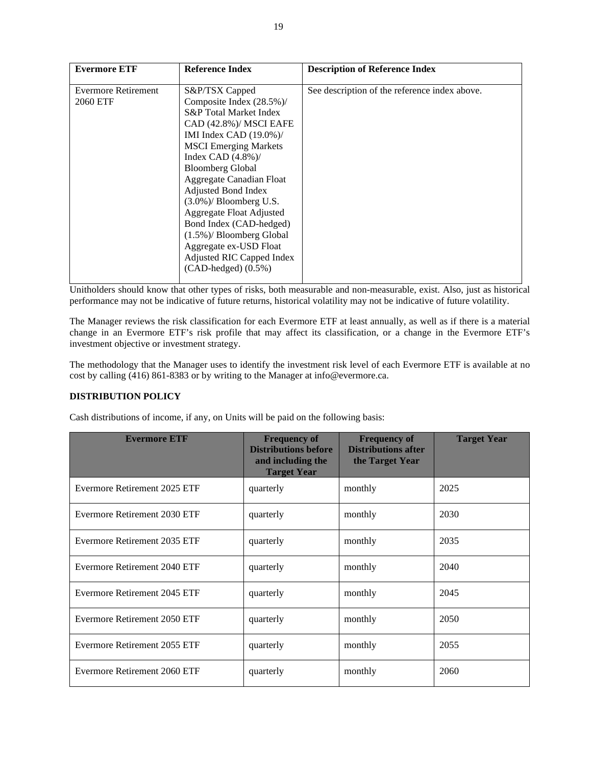| Evermore ETF | Reference Index | Description of Reference Index |
|---|---|---|
| Evermore Retirement 2060 ETF | S&P/TSX Capped Composite Index (28.5%)/ S&P Total Market Index CAD (42.8%)/ MSCI EAFE IMI Index CAD (19.0%)/ MSCI Emerging Markets Index CAD (4.8%)/ Bloomberg Global Aggregate Canadian Float Adjusted Bond Index (3.0%)/ Bloomberg U.S. Aggregate Float Adjusted Bond Index (CAD-hedged) (1.5%)/ Bloomberg Global Aggregate ex-USD Float Adjusted RIC Capped Index (CAD-hedged) (0.5%) | See description of the reference index above. |

Unitholders should know that other types of risks, both measurable and non-measurable, exist. Also, just as historical performance may not be indicative of future returns, historical volatility may not be indicative of future volatility.

The Manager reviews the risk classification for each Evermore ETF at least annually, as well as if there is a material change in an Evermore ETF's risk profile that may affect its classification, or a change in the Evermore ETF's investment objective or investment strategy.

The methodology that the Manager uses to identify the investment risk level of each Evermore ETF is available at no cost by calling (416) 861-8383 or by writing to the Manager at info@evermore.ca.

## DISTRIBUTION POLICY

Cash distributions of income, if any, on Units will be paid on the following basis:

| Evermore ETF | Frequency of Distributions before and including the Target Year | Frequency of Distributions after the Target Year | Target Year |
|---|---|---|---|
| Evermore Retirement 2025 ETF | quarterly | monthly | 2025 |
| Evermore Retirement 2030 ETF | quarterly | monthly | 2030 |
| Evermore Retirement 2035 ETF | quarterly | monthly | 2035 |
| Evermore Retirement 2040 ETF | quarterly | monthly | 2040 |
| Evermore Retirement 2045 ETF | quarterly | monthly | 2045 |
| Evermore Retirement 2050 ETF | quarterly | monthly | 2050 |
| Evermore Retirement 2055 ETF | quarterly | monthly | 2055 |
| Evermore Retirement 2060 ETF | quarterly | monthly | 2060 |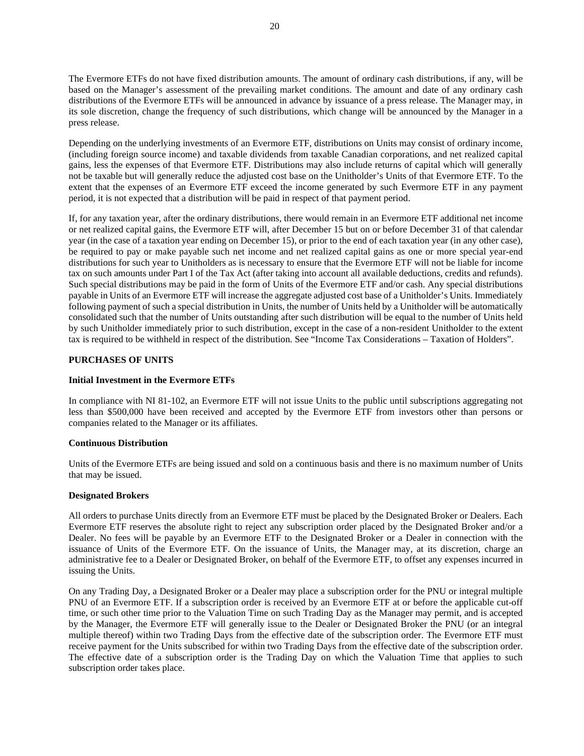The Evermore ETFs do not have fixed distribution amounts. The amount of ordinary cash distributions, if any, will be based on the Manager's assessment of the prevailing market conditions. The amount and date of any ordinary cash distributions of the Evermore ETFs will be announced in advance by issuance of a press release. The Manager may, in its sole discretion, change the frequency of such distributions, which change will be announced by the Manager in a press release.

Depending on the underlying investments of an Evermore ETF, distributions on Units may consist of ordinary income, (including foreign source income) and taxable dividends from taxable Canadian corporations, and net realized capital gains, less the expenses of that Evermore ETF. Distributions may also include returns of capital which will generally not be taxable but will generally reduce the adjusted cost base on the Unitholder's Units of that Evermore ETF. To the extent that the expenses of an Evermore ETF exceed the income generated by such Evermore ETF in any payment period, it is not expected that a distribution will be paid in respect of that payment period.

If, for any taxation year, after the ordinary distributions, there would remain in an Evermore ETF additional net income or net realized capital gains, the Evermore ETF will, after December 15 but on or before December 31 of that calendar year (in the case of a taxation year ending on December 15), or prior to the end of each taxation year (in any other case), be required to pay or make payable such net income and net realized capital gains as one or more special year-end distributions for such year to Unitholders as is necessary to ensure that the Evermore ETF will not be liable for income tax on such amounts under Part I of the Tax Act (after taking into account all available deductions, credits and refunds). Such special distributions may be paid in the form of Units of the Evermore ETF and/or cash. Any special distributions payable in Units of an Evermore ETF will increase the aggregate adjusted cost base of a Unitholder's Units. Immediately following payment of such a special distribution in Units, the number of Units held by a Unitholder will be automatically consolidated such that the number of Units outstanding after such distribution will be equal to the number of Units held by such Unitholder immediately prior to such distribution, except in the case of a non-resident Unitholder to the extent tax is required to be withheld in respect of the distribution. See "Income Tax Considerations – Taxation of Holders".

## PURCHASES OF UNITS

### Initial Investment in the Evermore ETFs

In compliance with NI 81-102, an Evermore ETF will not issue Units to the public until subscriptions aggregating not less than $500,000 have been received and accepted by the Evermore ETF from investors other than persons or companies related to the Manager or its affiliates.

### Continuous Distribution

Units of the Evermore ETFs are being issued and sold on a continuous basis and there is no maximum number of Units that may be issued.

### Designated Brokers

All orders to purchase Units directly from an Evermore ETF must be placed by the Designated Broker or Dealers. Each Evermore ETF reserves the absolute right to reject any subscription order placed by the Designated Broker and/or a Dealer. No fees will be payable by an Evermore ETF to the Designated Broker or a Dealer in connection with the issuance of Units of the Evermore ETF. On the issuance of Units, the Manager may, at its discretion, charge an administrative fee to a Dealer or Designated Broker, on behalf of the Evermore ETF, to offset any expenses incurred in issuing the Units.

On any Trading Day, a Designated Broker or a Dealer may place a subscription order for the PNU or integral multiple PNU of an Evermore ETF. If a subscription order is received by an Evermore ETF at or before the applicable cut-off time, or such other time prior to the Valuation Time on such Trading Day as the Manager may permit, and is accepted by the Manager, the Evermore ETF will generally issue to the Dealer or Designated Broker the PNU (or an integral multiple thereof) within two Trading Days from the effective date of the subscription order. The Evermore ETF must receive payment for the Units subscribed for within two Trading Days from the effective date of the subscription order. The effective date of a subscription order is the Trading Day on which the Valuation Time that applies to such subscription order takes place.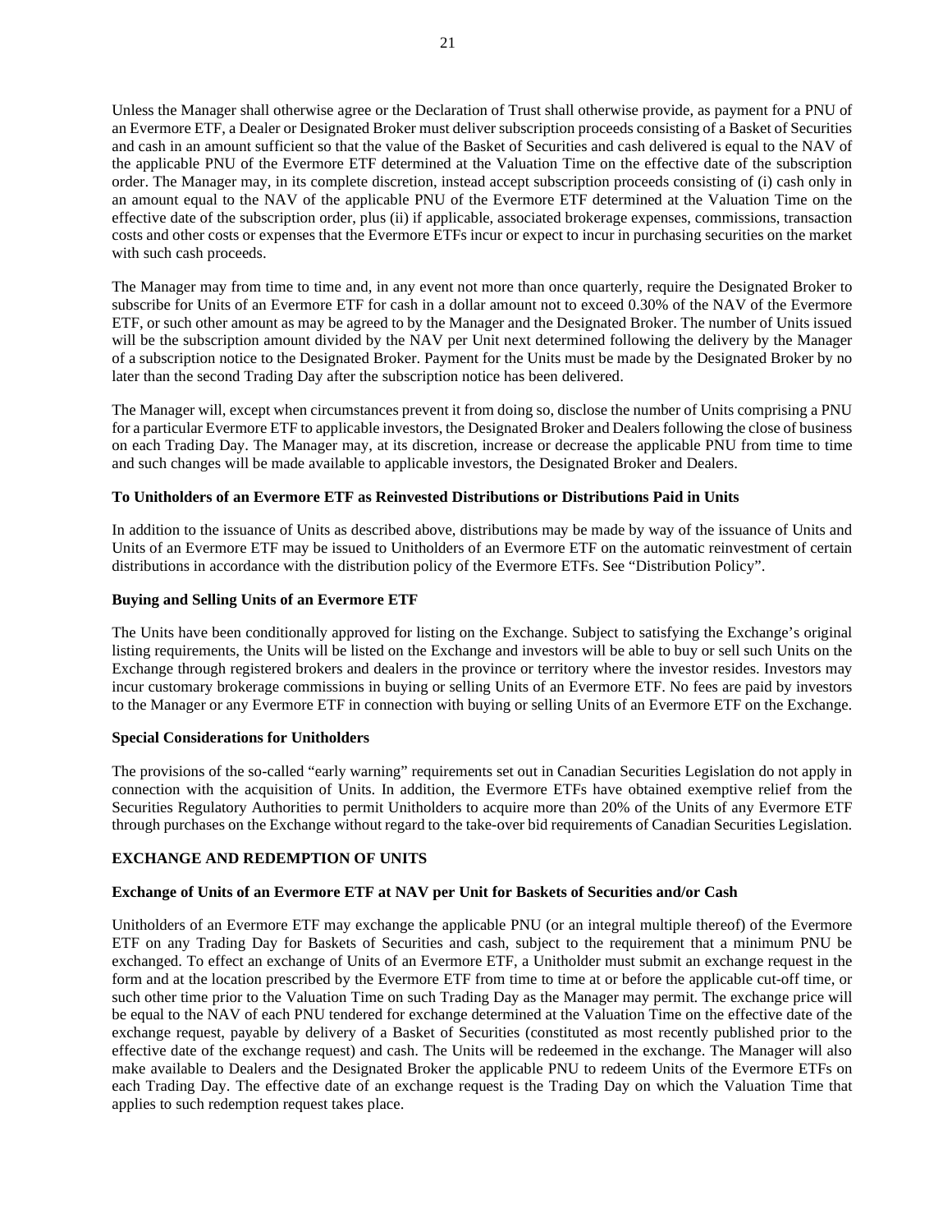Unless the Manager shall otherwise agree or the Declaration of Trust shall otherwise provide, as payment for a PNU of an Evermore ETF, a Dealer or Designated Broker must deliver subscription proceeds consisting of a Basket of Securities and cash in an amount sufficient so that the value of the Basket of Securities and cash delivered is equal to the NAV of the applicable PNU of the Evermore ETF determined at the Valuation Time on the effective date of the subscription order. The Manager may, in its complete discretion, instead accept subscription proceeds consisting of (i) cash only in an amount equal to the NAV of the applicable PNU of the Evermore ETF determined at the Valuation Time on the effective date of the subscription order, plus (ii) if applicable, associated brokerage expenses, commissions, transaction costs and other costs or expenses that the Evermore ETFs incur or expect to incur in purchasing securities on the market with such cash proceeds.

The Manager may from time to time and, in any event not more than once quarterly, require the Designated Broker to subscribe for Units of an Evermore ETF for cash in a dollar amount not to exceed 0.30% of the NAV of the Evermore ETF, or such other amount as may be agreed to by the Manager and the Designated Broker. The number of Units issued will be the subscription amount divided by the NAV per Unit next determined following the delivery by the Manager of a subscription notice to the Designated Broker. Payment for the Units must be made by the Designated Broker by no later than the second Trading Day after the subscription notice has been delivered.

The Manager will, except when circumstances prevent it from doing so, disclose the number of Units comprising a PNU for a particular Evermore ETF to applicable investors, the Designated Broker and Dealers following the close of business on each Trading Day. The Manager may, at its discretion, increase or decrease the applicable PNU from time to time and such changes will be made available to applicable investors, the Designated Broker and Dealers.

**To Unitholders of an Evermore ETF as Reinvested Distributions or Distributions Paid in Units**

In addition to the issuance of Units as described above, distributions may be made by way of the issuance of Units and Units of an Evermore ETF may be issued to Unitholders of an Evermore ETF on the automatic reinvestment of certain distributions in accordance with the distribution policy of the Evermore ETFs. See "Distribution Policy".

**Buying and Selling Units of an Evermore ETF**

The Units have been conditionally approved for listing on the Exchange. Subject to satisfying the Exchange's original listing requirements, the Units will be listed on the Exchange and investors will be able to buy or sell such Units on the Exchange through registered brokers and dealers in the province or territory where the investor resides. Investors may incur customary brokerage commissions in buying or selling Units of an Evermore ETF. No fees are paid by investors to the Manager or any Evermore ETF in connection with buying or selling Units of an Evermore ETF on the Exchange.

**Special Considerations for Unitholders**

The provisions of the so-called "early warning" requirements set out in Canadian Securities Legislation do not apply in connection with the acquisition of Units. In addition, the Evermore ETFs have obtained exemptive relief from the Securities Regulatory Authorities to permit Unitholders to acquire more than 20% of the Units of any Evermore ETF through purchases on the Exchange without regard to the take-over bid requirements of Canadian Securities Legislation.

## EXCHANGE AND REDEMPTION OF UNITS

**Exchange of Units of an Evermore ETF at NAV per Unit for Baskets of Securities and/or Cash**

Unitholders of an Evermore ETF may exchange the applicable PNU (or an integral multiple thereof) of the Evermore ETF on any Trading Day for Baskets of Securities and cash, subject to the requirement that a minimum PNU be exchanged. To effect an exchange of Units of an Evermore ETF, a Unitholder must submit an exchange request in the form and at the location prescribed by the Evermore ETF from time to time at or before the applicable cut-off time, or such other time prior to the Valuation Time on such Trading Day as the Manager may permit. The exchange price will be equal to the NAV of each PNU tendered for exchange determined at the Valuation Time on the effective date of the exchange request, payable by delivery of a Basket of Securities (constituted as most recently published prior to the effective date of the exchange request) and cash. The Units will be redeemed in the exchange. The Manager will also make available to Dealers and the Designated Broker the applicable PNU to redeem Units of the Evermore ETFs on each Trading Day. The effective date of an exchange request is the Trading Day on which the Valuation Time that applies to such redemption request takes place.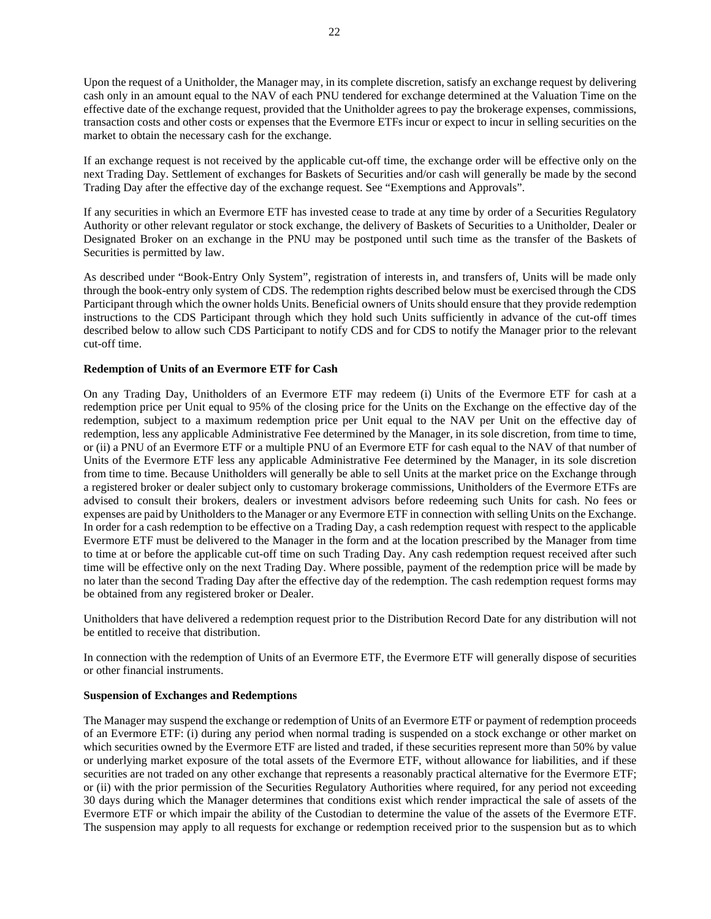Upon the request of a Unitholder, the Manager may, in its complete discretion, satisfy an exchange request by delivering cash only in an amount equal to the NAV of each PNU tendered for exchange determined at the Valuation Time on the effective date of the exchange request, provided that the Unitholder agrees to pay the brokerage expenses, commissions, transaction costs and other costs or expenses that the Evermore ETFs incur or expect to incur in selling securities on the market to obtain the necessary cash for the exchange.

If an exchange request is not received by the applicable cut-off time, the exchange order will be effective only on the next Trading Day. Settlement of exchanges for Baskets of Securities and/or cash will generally be made by the second Trading Day after the effective day of the exchange request. See "Exemptions and Approvals".

If any securities in which an Evermore ETF has invested cease to trade at any time by order of a Securities Regulatory Authority or other relevant regulator or stock exchange, the delivery of Baskets of Securities to a Unitholder, Dealer or Designated Broker on an exchange in the PNU may be postponed until such time as the transfer of the Baskets of Securities is permitted by law.

As described under "Book-Entry Only System", registration of interests in, and transfers of, Units will be made only through the book-entry only system of CDS. The redemption rights described below must be exercised through the CDS Participant through which the owner holds Units. Beneficial owners of Units should ensure that they provide redemption instructions to the CDS Participant through which they hold such Units sufficiently in advance of the cut-off times described below to allow such CDS Participant to notify CDS and for CDS to notify the Manager prior to the relevant cut-off time.

**Redemption of Units of an Evermore ETF for Cash**

On any Trading Day, Unitholders of an Evermore ETF may redeem (i) Units of the Evermore ETF for cash at a redemption price per Unit equal to 95% of the closing price for the Units on the Exchange on the effective day of the redemption, subject to a maximum redemption price per Unit equal to the NAV per Unit on the effective day of redemption, less any applicable Administrative Fee determined by the Manager, in its sole discretion, from time to time, or (ii) a PNU of an Evermore ETF or a multiple PNU of an Evermore ETF for cash equal to the NAV of that number of Units of the Evermore ETF less any applicable Administrative Fee determined by the Manager, in its sole discretion from time to time. Because Unitholders will generally be able to sell Units at the market price on the Exchange through a registered broker or dealer subject only to customary brokerage commissions, Unitholders of the Evermore ETFs are advised to consult their brokers, dealers or investment advisors before redeeming such Units for cash. No fees or expenses are paid by Unitholders to the Manager or any Evermore ETF in connection with selling Units on the Exchange. In order for a cash redemption to be effective on a Trading Day, a cash redemption request with respect to the applicable Evermore ETF must be delivered to the Manager in the form and at the location prescribed by the Manager from time to time at or before the applicable cut-off time on such Trading Day. Any cash redemption request received after such time will be effective only on the next Trading Day. Where possible, payment of the redemption price will be made by no later than the second Trading Day after the effective day of the redemption. The cash redemption request forms may be obtained from any registered broker or Dealer.

Unitholders that have delivered a redemption request prior to the Distribution Record Date for any distribution will not be entitled to receive that distribution.

In connection with the redemption of Units of an Evermore ETF, the Evermore ETF will generally dispose of securities or other financial instruments.

**Suspension of Exchanges and Redemptions**

The Manager may suspend the exchange or redemption of Units of an Evermore ETF or payment of redemption proceeds of an Evermore ETF: (i) during any period when normal trading is suspended on a stock exchange or other market on which securities owned by the Evermore ETF are listed and traded, if these securities represent more than 50% by value or underlying market exposure of the total assets of the Evermore ETF, without allowance for liabilities, and if these securities are not traded on any other exchange that represents a reasonably practical alternative for the Evermore ETF; or (ii) with the prior permission of the Securities Regulatory Authorities where required, for any period not exceeding 30 days during which the Manager determines that conditions exist which render impractical the sale of assets of the Evermore ETF or which impair the ability of the Custodian to determine the value of the assets of the Evermore ETF. The suspension may apply to all requests for exchange or redemption received prior to the suspension but as to which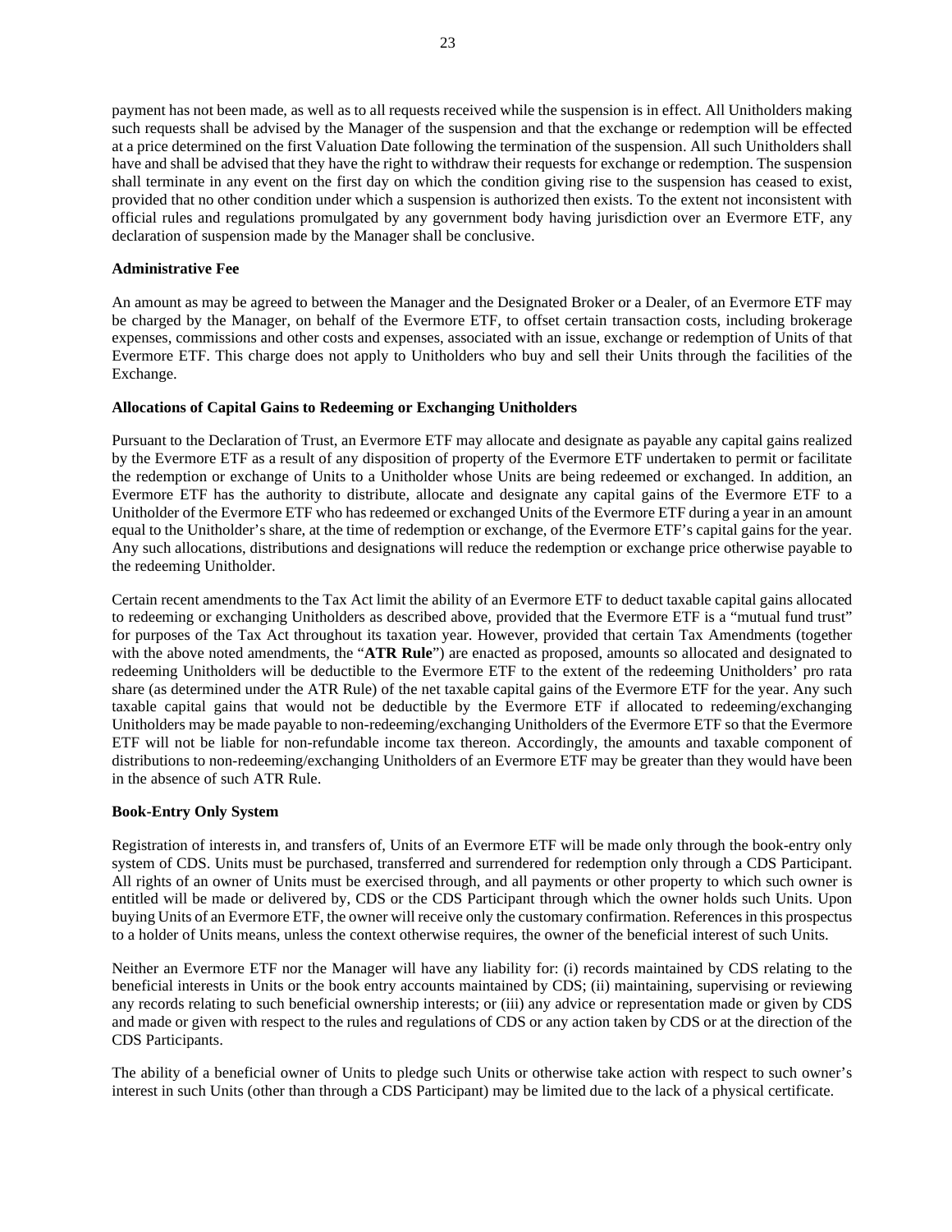payment has not been made, as well as to all requests received while the suspension is in effect. All Unitholders making such requests shall be advised by the Manager of the suspension and that the exchange or redemption will be effected at a price determined on the first Valuation Date following the termination of the suspension. All such Unitholders shall have and shall be advised that they have the right to withdraw their requests for exchange or redemption. The suspension shall terminate in any event on the first day on which the condition giving rise to the suspension has ceased to exist, provided that no other condition under which a suspension is authorized then exists. To the extent not inconsistent with official rules and regulations promulgated by any government body having jurisdiction over an Evermore ETF, any declaration of suspension made by the Manager shall be conclusive.

**Administrative Fee**

An amount as may be agreed to between the Manager and the Designated Broker or a Dealer, of an Evermore ETF may be charged by the Manager, on behalf of the Evermore ETF, to offset certain transaction costs, including brokerage expenses, commissions and other costs and expenses, associated with an issue, exchange or redemption of Units of that Evermore ETF. This charge does not apply to Unitholders who buy and sell their Units through the facilities of the Exchange.

**Allocations of Capital Gains to Redeeming or Exchanging Unitholders**

Pursuant to the Declaration of Trust, an Evermore ETF may allocate and designate as payable any capital gains realized by the Evermore ETF as a result of any disposition of property of the Evermore ETF undertaken to permit or facilitate the redemption or exchange of Units to a Unitholder whose Units are being redeemed or exchanged. In addition, an Evermore ETF has the authority to distribute, allocate and designate any capital gains of the Evermore ETF to a Unitholder of the Evermore ETF who has redeemed or exchanged Units of the Evermore ETF during a year in an amount equal to the Unitholder's share, at the time of redemption or exchange, of the Evermore ETF's capital gains for the year. Any such allocations, distributions and designations will reduce the redemption or exchange price otherwise payable to the redeeming Unitholder.

Certain recent amendments to the Tax Act limit the ability of an Evermore ETF to deduct taxable capital gains allocated to redeeming or exchanging Unitholders as described above, provided that the Evermore ETF is a "mutual fund trust" for purposes of the Tax Act throughout its taxation year. However, provided that certain Tax Amendments (together with the above noted amendments, the "**ATR Rule**") are enacted as proposed, amounts so allocated and designated to redeeming Unitholders will be deductible to the Evermore ETF to the extent of the redeeming Unitholders' pro rata share (as determined under the ATR Rule) of the net taxable capital gains of the Evermore ETF for the year. Any such taxable capital gains that would not be deductible by the Evermore ETF if allocated to redeeming/exchanging Unitholders may be made payable to non-redeeming/exchanging Unitholders of the Evermore ETF so that the Evermore ETF will not be liable for non-refundable income tax thereon. Accordingly, the amounts and taxable component of distributions to non-redeeming/exchanging Unitholders of an Evermore ETF may be greater than they would have been in the absence of such ATR Rule.

**Book-Entry Only System**

Registration of interests in, and transfers of, Units of an Evermore ETF will be made only through the book-entry only system of CDS. Units must be purchased, transferred and surrendered for redemption only through a CDS Participant. All rights of an owner of Units must be exercised through, and all payments or other property to which such owner is entitled will be made or delivered by, CDS or the CDS Participant through which the owner holds such Units. Upon buying Units of an Evermore ETF, the owner will receive only the customary confirmation. References in this prospectus to a holder of Units means, unless the context otherwise requires, the owner of the beneficial interest of such Units.

Neither an Evermore ETF nor the Manager will have any liability for: (i) records maintained by CDS relating to the beneficial interests in Units or the book entry accounts maintained by CDS; (ii) maintaining, supervising or reviewing any records relating to such beneficial ownership interests; or (iii) any advice or representation made or given by CDS and made or given with respect to the rules and regulations of CDS or any action taken by CDS or at the direction of the CDS Participants.

The ability of a beneficial owner of Units to pledge such Units or otherwise take action with respect to such owner's interest in such Units (other than through a CDS Participant) may be limited due to the lack of a physical certificate.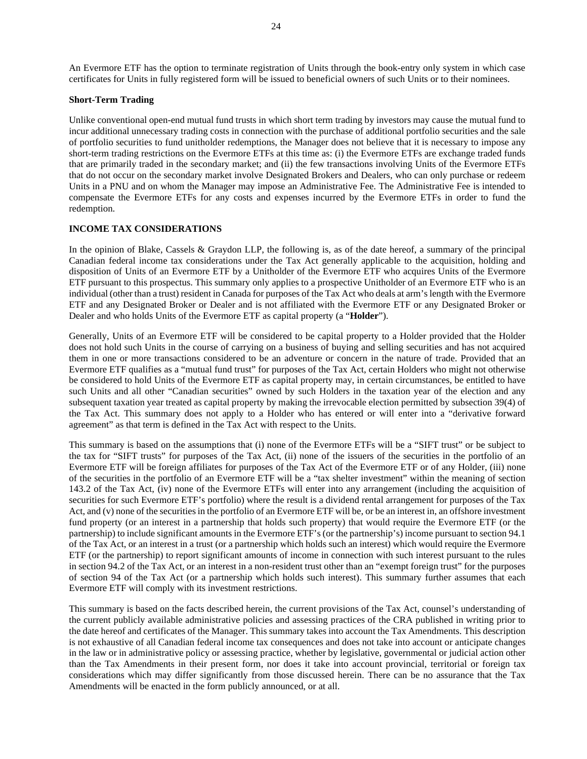An Evermore ETF has the option to terminate registration of Units through the book-entry only system in which case certificates for Units in fully registered form will be issued to beneficial owners of such Units or to their nominees.

**Short-Term Trading**

Unlike conventional open-end mutual fund trusts in which short term trading by investors may cause the mutual fund to incur additional unnecessary trading costs in connection with the purchase of additional portfolio securities and the sale of portfolio securities to fund unitholder redemptions, the Manager does not believe that it is necessary to impose any short-term trading restrictions on the Evermore ETFs at this time as: (i) the Evermore ETFs are exchange traded funds that are primarily traded in the secondary market; and (ii) the few transactions involving Units of the Evermore ETFs that do not occur on the secondary market involve Designated Brokers and Dealers, who can only purchase or redeem Units in a PNU and on whom the Manager may impose an Administrative Fee. The Administrative Fee is intended to compensate the Evermore ETFs for any costs and expenses incurred by the Evermore ETFs in order to fund the redemption.

## INCOME TAX CONSIDERATIONS

In the opinion of Blake, Cassels & Graydon LLP, the following is, as of the date hereof, a summary of the principal Canadian federal income tax considerations under the Tax Act generally applicable to the acquisition, holding and disposition of Units of an Evermore ETF by a Unitholder of the Evermore ETF who acquires Units of the Evermore ETF pursuant to this prospectus. This summary only applies to a prospective Unitholder of an Evermore ETF who is an individual (other than a trust) resident in Canada for purposes of the Tax Act who deals at arm's length with the Evermore ETF and any Designated Broker or Dealer and is not affiliated with the Evermore ETF or any Designated Broker or Dealer and who holds Units of the Evermore ETF as capital property (a "**Holder**").

Generally, Units of an Evermore ETF will be considered to be capital property to a Holder provided that the Holder does not hold such Units in the course of carrying on a business of buying and selling securities and has not acquired them in one or more transactions considered to be an adventure or concern in the nature of trade. Provided that an Evermore ETF qualifies as a "mutual fund trust" for purposes of the Tax Act, certain Holders who might not otherwise be considered to hold Units of the Evermore ETF as capital property may, in certain circumstances, be entitled to have such Units and all other "Canadian securities" owned by such Holders in the taxation year of the election and any subsequent taxation year treated as capital property by making the irrevocable election permitted by subsection 39(4) of the Tax Act. This summary does not apply to a Holder who has entered or will enter into a "derivative forward agreement" as that term is defined in the Tax Act with respect to the Units.

This summary is based on the assumptions that (i) none of the Evermore ETFs will be a "SIFT trust" or be subject to the tax for "SIFT trusts" for purposes of the Tax Act, (ii) none of the issuers of the securities in the portfolio of an Evermore ETF will be foreign affiliates for purposes of the Tax Act of the Evermore ETF or of any Holder, (iii) none of the securities in the portfolio of an Evermore ETF will be a "tax shelter investment" within the meaning of section 143.2 of the Tax Act, (iv) none of the Evermore ETFs will enter into any arrangement (including the acquisition of securities for such Evermore ETF's portfolio) where the result is a dividend rental arrangement for purposes of the Tax Act, and (v) none of the securities in the portfolio of an Evermore ETF will be, or be an interest in, an offshore investment fund property (or an interest in a partnership that holds such property) that would require the Evermore ETF (or the partnership) to include significant amounts in the Evermore ETF's (or the partnership's) income pursuant to section 94.1 of the Tax Act, or an interest in a trust (or a partnership which holds such an interest) which would require the Evermore ETF (or the partnership) to report significant amounts of income in connection with such interest pursuant to the rules in section 94.2 of the Tax Act, or an interest in a non-resident trust other than an "exempt foreign trust" for the purposes of section 94 of the Tax Act (or a partnership which holds such interest). This summary further assumes that each Evermore ETF will comply with its investment restrictions.

This summary is based on the facts described herein, the current provisions of the Tax Act, counsel's understanding of the current publicly available administrative policies and assessing practices of the CRA published in writing prior to the date hereof and certificates of the Manager. This summary takes into account the Tax Amendments. This description is not exhaustive of all Canadian federal income tax consequences and does not take into account or anticipate changes in the law or in administrative policy or assessing practice, whether by legislative, governmental or judicial action other than the Tax Amendments in their present form, nor does it take into account provincial, territorial or foreign tax considerations which may differ significantly from those discussed herein. There can be no assurance that the Tax Amendments will be enacted in the form publicly announced, or at all.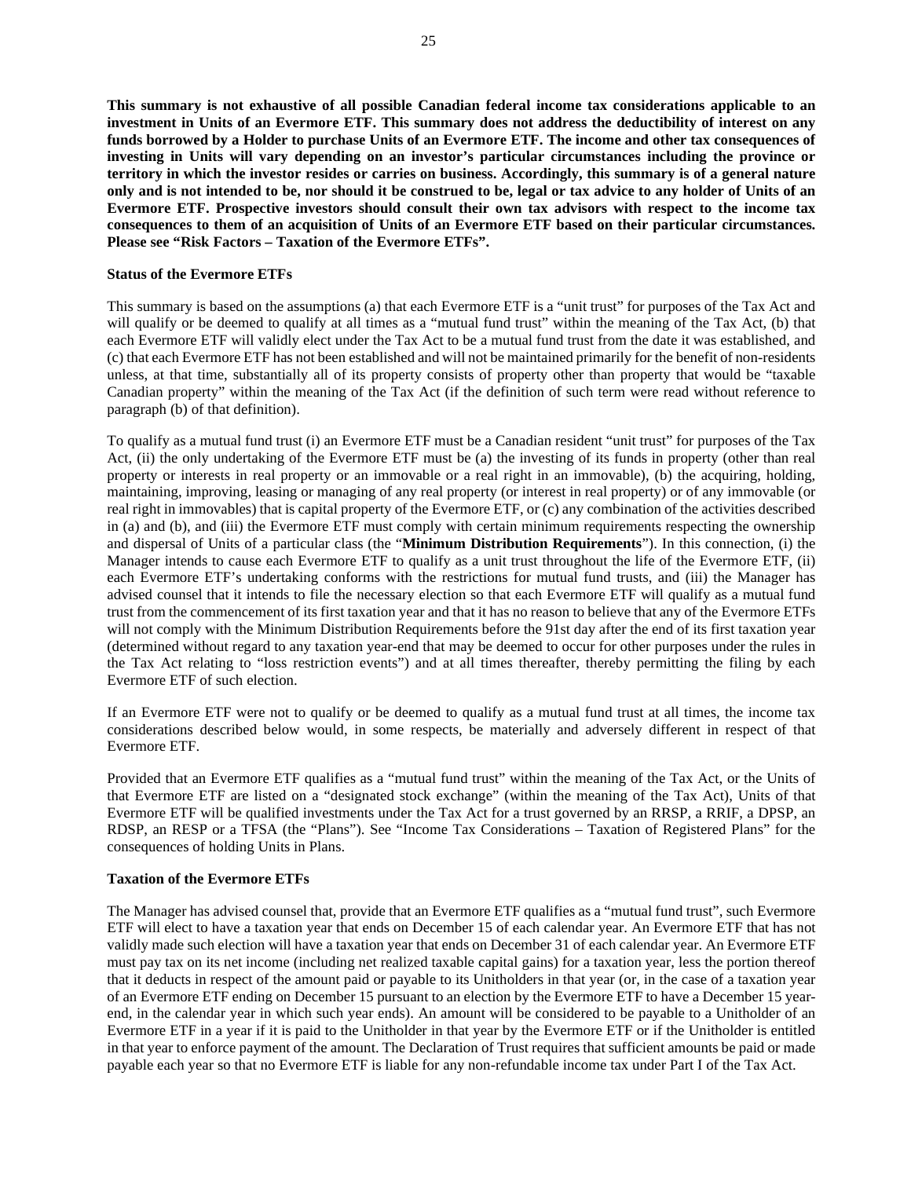**This summary is not exhaustive of all possible Canadian federal income tax considerations applicable to an investment in Units of an Evermore ETF. This summary does not address the deductibility of interest on any funds borrowed by a Holder to purchase Units of an Evermore ETF. The income and other tax consequences of investing in Units will vary depending on an investor's particular circumstances including the province or territory in which the investor resides or carries on business. Accordingly, this summary is of a general nature only and is not intended to be, nor should it be construed to be, legal or tax advice to any holder of Units of an Evermore ETF. Prospective investors should consult their own tax advisors with respect to the income tax consequences to them of an acquisition of Units of an Evermore ETF based on their particular circumstances. Please see "Risk Factors – Taxation of the Evermore ETFs".**

**Status of the Evermore ETFs**

This summary is based on the assumptions (a) that each Evermore ETF is a "unit trust" for purposes of the Tax Act and will qualify or be deemed to qualify at all times as a "mutual fund trust" within the meaning of the Tax Act, (b) that each Evermore ETF will validly elect under the Tax Act to be a mutual fund trust from the date it was established, and (c) that each Evermore ETF has not been established and will not be maintained primarily for the benefit of non-residents unless, at that time, substantially all of its property consists of property other than property that would be "taxable Canadian property" within the meaning of the Tax Act (if the definition of such term were read without reference to paragraph (b) of that definition).

To qualify as a mutual fund trust (i) an Evermore ETF must be a Canadian resident "unit trust" for purposes of the Tax Act, (ii) the only undertaking of the Evermore ETF must be (a) the investing of its funds in property (other than real property or interests in real property or an immovable or a real right in an immovable), (b) the acquiring, holding, maintaining, improving, leasing or managing of any real property (or interest in real property) or of any immovable (or real right in immovables) that is capital property of the Evermore ETF, or (c) any combination of the activities described in (a) and (b), and (iii) the Evermore ETF must comply with certain minimum requirements respecting the ownership and dispersal of Units of a particular class (the "**Minimum Distribution Requirements**"). In this connection, (i) the Manager intends to cause each Evermore ETF to qualify as a unit trust throughout the life of the Evermore ETF, (ii) each Evermore ETF's undertaking conforms with the restrictions for mutual fund trusts, and (iii) the Manager has advised counsel that it intends to file the necessary election so that each Evermore ETF will qualify as a mutual fund trust from the commencement of its first taxation year and that it has no reason to believe that any of the Evermore ETFs will not comply with the Minimum Distribution Requirements before the 91st day after the end of its first taxation year (determined without regard to any taxation year-end that may be deemed to occur for other purposes under the rules in the Tax Act relating to "loss restriction events") and at all times thereafter, thereby permitting the filing by each Evermore ETF of such election.

If an Evermore ETF were not to qualify or be deemed to qualify as a mutual fund trust at all times, the income tax considerations described below would, in some respects, be materially and adversely different in respect of that Evermore ETF.

Provided that an Evermore ETF qualifies as a "mutual fund trust" within the meaning of the Tax Act, or the Units of that Evermore ETF are listed on a "designated stock exchange" (within the meaning of the Tax Act), Units of that Evermore ETF will be qualified investments under the Tax Act for a trust governed by an RRSP, a RRIF, a DPSP, an RDSP, an RESP or a TFSA (the "Plans"). See "Income Tax Considerations – Taxation of Registered Plans" for the consequences of holding Units in Plans.

**Taxation of the Evermore ETFs**

The Manager has advised counsel that, provide that an Evermore ETF qualifies as a "mutual fund trust", such Evermore ETF will elect to have a taxation year that ends on December 15 of each calendar year. An Evermore ETF that has not validly made such election will have a taxation year that ends on December 31 of each calendar year. An Evermore ETF must pay tax on its net income (including net realized taxable capital gains) for a taxation year, less the portion thereof that it deducts in respect of the amount paid or payable to its Unitholders in that year (or, in the case of a taxation year of an Evermore ETF ending on December 15 pursuant to an election by the Evermore ETF to have a December 15 year-end, in the calendar year in which such year ends). An amount will be considered to be payable to a Unitholder of an Evermore ETF in a year if it is paid to the Unitholder in that year by the Evermore ETF or if the Unitholder is entitled in that year to enforce payment of the amount. The Declaration of Trust requires that sufficient amounts be paid or made payable each year so that no Evermore ETF is liable for any non-refundable income tax under Part I of the Tax Act.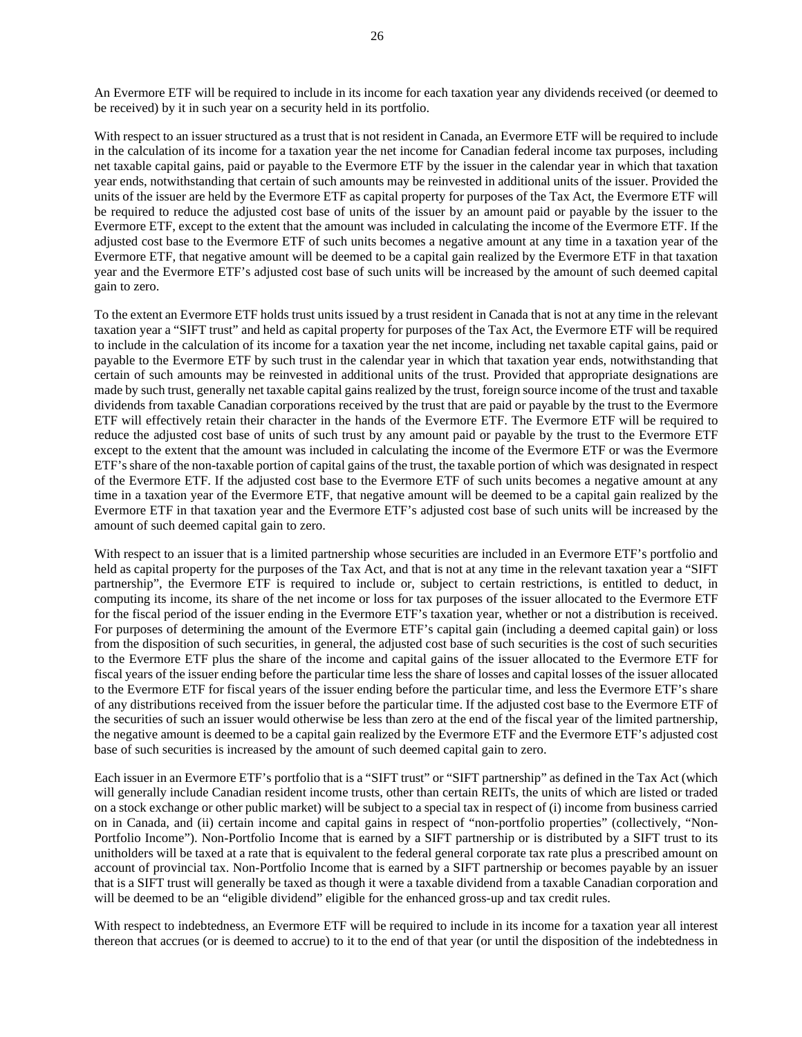An Evermore ETF will be required to include in its income for each taxation year any dividends received (or deemed to be received) by it in such year on a security held in its portfolio.

With respect to an issuer structured as a trust that is not resident in Canada, an Evermore ETF will be required to include in the calculation of its income for a taxation year the net income for Canadian federal income tax purposes, including net taxable capital gains, paid or payable to the Evermore ETF by the issuer in the calendar year in which that taxation year ends, notwithstanding that certain of such amounts may be reinvested in additional units of the issuer. Provided the units of the issuer are held by the Evermore ETF as capital property for purposes of the Tax Act, the Evermore ETF will be required to reduce the adjusted cost base of units of the issuer by an amount paid or payable by the issuer to the Evermore ETF, except to the extent that the amount was included in calculating the income of the Evermore ETF. If the adjusted cost base to the Evermore ETF of such units becomes a negative amount at any time in a taxation year of the Evermore ETF, that negative amount will be deemed to be a capital gain realized by the Evermore ETF in that taxation year and the Evermore ETF's adjusted cost base of such units will be increased by the amount of such deemed capital gain to zero.

To the extent an Evermore ETF holds trust units issued by a trust resident in Canada that is not at any time in the relevant taxation year a "SIFT trust" and held as capital property for purposes of the Tax Act, the Evermore ETF will be required to include in the calculation of its income for a taxation year the net income, including net taxable capital gains, paid or payable to the Evermore ETF by such trust in the calendar year in which that taxation year ends, notwithstanding that certain of such amounts may be reinvested in additional units of the trust. Provided that appropriate designations are made by such trust, generally net taxable capital gains realized by the trust, foreign source income of the trust and taxable dividends from taxable Canadian corporations received by the trust that are paid or payable by the trust to the Evermore ETF will effectively retain their character in the hands of the Evermore ETF. The Evermore ETF will be required to reduce the adjusted cost base of units of such trust by any amount paid or payable by the trust to the Evermore ETF except to the extent that the amount was included in calculating the income of the Evermore ETF or was the Evermore ETF's share of the non-taxable portion of capital gains of the trust, the taxable portion of which was designated in respect of the Evermore ETF. If the adjusted cost base to the Evermore ETF of such units becomes a negative amount at any time in a taxation year of the Evermore ETF, that negative amount will be deemed to be a capital gain realized by the Evermore ETF in that taxation year and the Evermore ETF's adjusted cost base of such units will be increased by the amount of such deemed capital gain to zero.

With respect to an issuer that is a limited partnership whose securities are included in an Evermore ETF's portfolio and held as capital property for the purposes of the Tax Act, and that is not at any time in the relevant taxation year a "SIFT partnership", the Evermore ETF is required to include or, subject to certain restrictions, is entitled to deduct, in computing its income, its share of the net income or loss for tax purposes of the issuer allocated to the Evermore ETF for the fiscal period of the issuer ending in the Evermore ETF's taxation year, whether or not a distribution is received. For purposes of determining the amount of the Evermore ETF's capital gain (including a deemed capital gain) or loss from the disposition of such securities, in general, the adjusted cost base of such securities is the cost of such securities to the Evermore ETF plus the share of the income and capital gains of the issuer allocated to the Evermore ETF for fiscal years of the issuer ending before the particular time less the share of losses and capital losses of the issuer allocated to the Evermore ETF for fiscal years of the issuer ending before the particular time, and less the Evermore ETF's share of any distributions received from the issuer before the particular time. If the adjusted cost base to the Evermore ETF of the securities of such an issuer would otherwise be less than zero at the end of the fiscal year of the limited partnership, the negative amount is deemed to be a capital gain realized by the Evermore ETF and the Evermore ETF's adjusted cost base of such securities is increased by the amount of such deemed capital gain to zero.

Each issuer in an Evermore ETF's portfolio that is a "SIFT trust" or "SIFT partnership" as defined in the Tax Act (which will generally include Canadian resident income trusts, other than certain REITs, the units of which are listed or traded on a stock exchange or other public market) will be subject to a special tax in respect of (i) income from business carried on in Canada, and (ii) certain income and capital gains in respect of "non-portfolio properties" (collectively, "Non-Portfolio Income"). Non-Portfolio Income that is earned by a SIFT partnership or is distributed by a SIFT trust to its unitholders will be taxed at a rate that is equivalent to the federal general corporate tax rate plus a prescribed amount on account of provincial tax. Non-Portfolio Income that is earned by a SIFT partnership or becomes payable by an issuer that is a SIFT trust will generally be taxed as though it were a taxable dividend from a taxable Canadian corporation and will be deemed to be an "eligible dividend" eligible for the enhanced gross-up and tax credit rules.

With respect to indebtedness, an Evermore ETF will be required to include in its income for a taxation year all interest thereon that accrues (or is deemed to accrue) to it to the end of that year (or until the disposition of the indebtedness in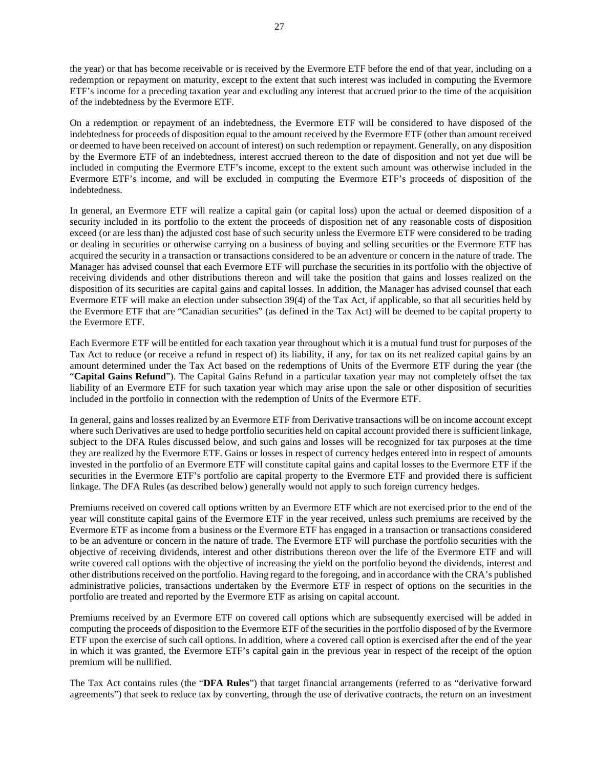the year) or that has become receivable or is received by the Evermore ETF before the end of that year, including on a redemption or repayment on maturity, except to the extent that such interest was included in computing the Evermore ETF's income for a preceding taxation year and excluding any interest that accrued prior to the time of the acquisition of the indebtedness by the Evermore ETF.

On a redemption or repayment of an indebtedness, the Evermore ETF will be considered to have disposed of the indebtedness for proceeds of disposition equal to the amount received by the Evermore ETF (other than amount received or deemed to have been received on account of interest) on such redemption or repayment. Generally, on any disposition by the Evermore ETF of an indebtedness, interest accrued thereon to the date of disposition and not yet due will be included in computing the Evermore ETF's income, except to the extent such amount was otherwise included in the Evermore ETF's income, and will be excluded in computing the Evermore ETF's proceeds of disposition of the indebtedness.

In general, an Evermore ETF will realize a capital gain (or capital loss) upon the actual or deemed disposition of a security included in its portfolio to the extent the proceeds of disposition net of any reasonable costs of disposition exceed (or are less than) the adjusted cost base of such security unless the Evermore ETF were considered to be trading or dealing in securities or otherwise carrying on a business of buying and selling securities or the Evermore ETF has acquired the security in a transaction or transactions considered to be an adventure or concern in the nature of trade. The Manager has advised counsel that each Evermore ETF will purchase the securities in its portfolio with the objective of receiving dividends and other distributions thereon and will take the position that gains and losses realized on the disposition of its securities are capital gains and capital losses. In addition, the Manager has advised counsel that each Evermore ETF will make an election under subsection 39(4) of the Tax Act, if applicable, so that all securities held by the Evermore ETF that are "Canadian securities" (as defined in the Tax Act) will be deemed to be capital property to the Evermore ETF.

Each Evermore ETF will be entitled for each taxation year throughout which it is a mutual fund trust for purposes of the Tax Act to reduce (or receive a refund in respect of) its liability, if any, for tax on its net realized capital gains by an amount determined under the Tax Act based on the redemptions of Units of the Evermore ETF during the year (the "**Capital Gains Refund**"). The Capital Gains Refund in a particular taxation year may not completely offset the tax liability of an Evermore ETF for such taxation year which may arise upon the sale or other disposition of securities included in the portfolio in connection with the redemption of Units of the Evermore ETF.

In general, gains and losses realized by an Evermore ETF from Derivative transactions will be on income account except where such Derivatives are used to hedge portfolio securities held on capital account provided there is sufficient linkage, subject to the DFA Rules discussed below, and such gains and losses will be recognized for tax purposes at the time they are realized by the Evermore ETF. Gains or losses in respect of currency hedges entered into in respect of amounts invested in the portfolio of an Evermore ETF will constitute capital gains and capital losses to the Evermore ETF if the securities in the Evermore ETF's portfolio are capital property to the Evermore ETF and provided there is sufficient linkage. The DFA Rules (as described below) generally would not apply to such foreign currency hedges.

Premiums received on covered call options written by an Evermore ETF which are not exercised prior to the end of the year will constitute capital gains of the Evermore ETF in the year received, unless such premiums are received by the Evermore ETF as income from a business or the Evermore ETF has engaged in a transaction or transactions considered to be an adventure or concern in the nature of trade. The Evermore ETF will purchase the portfolio securities with the objective of receiving dividends, interest and other distributions thereon over the life of the Evermore ETF and will write covered call options with the objective of increasing the yield on the portfolio beyond the dividends, interest and other distributions received on the portfolio. Having regard to the foregoing, and in accordance with the CRA's published administrative policies, transactions undertaken by the Evermore ETF in respect of options on the securities in the portfolio are treated and reported by the Evermore ETF as arising on capital account.

Premiums received by an Evermore ETF on covered call options which are subsequently exercised will be added in computing the proceeds of disposition to the Evermore ETF of the securities in the portfolio disposed of by the Evermore ETF upon the exercise of such call options. In addition, where a covered call option is exercised after the end of the year in which it was granted, the Evermore ETF's capital gain in the previous year in respect of the receipt of the option premium will be nullified.

The Tax Act contains rules (the "**DFA Rules**") that target financial arrangements (referred to as "derivative forward agreements") that seek to reduce tax by converting, through the use of derivative contracts, the return on an investment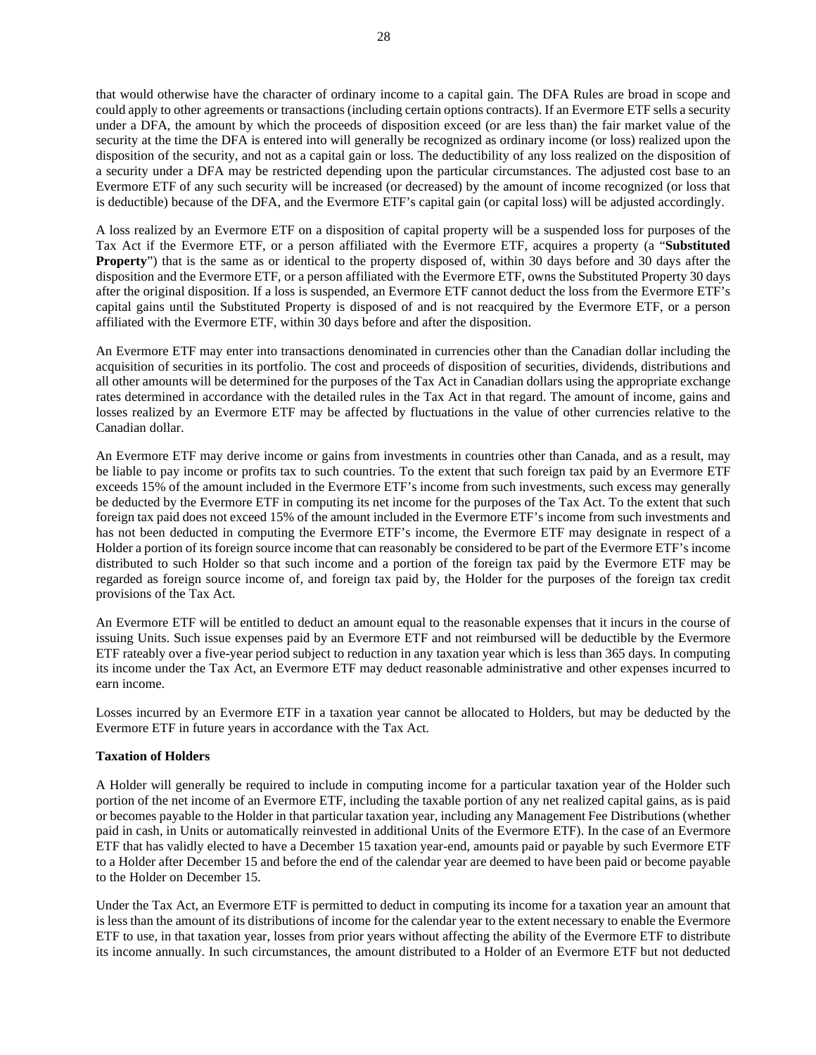that would otherwise have the character of ordinary income to a capital gain. The DFA Rules are broad in scope and could apply to other agreements or transactions (including certain options contracts). If an Evermore ETF sells a security under a DFA, the amount by which the proceeds of disposition exceed (or are less than) the fair market value of the security at the time the DFA is entered into will generally be recognized as ordinary income (or loss) realized upon the disposition of the security, and not as a capital gain or loss. The deductibility of any loss realized on the disposition of a security under a DFA may be restricted depending upon the particular circumstances. The adjusted cost base to an Evermore ETF of any such security will be increased (or decreased) by the amount of income recognized (or loss that is deductible) because of the DFA, and the Evermore ETF's capital gain (or capital loss) will be adjusted accordingly.

A loss realized by an Evermore ETF on a disposition of capital property will be a suspended loss for purposes of the Tax Act if the Evermore ETF, or a person affiliated with the Evermore ETF, acquires a property (a "**Substituted Property**") that is the same as or identical to the property disposed of, within 30 days before and 30 days after the disposition and the Evermore ETF, or a person affiliated with the Evermore ETF, owns the Substituted Property 30 days after the original disposition. If a loss is suspended, an Evermore ETF cannot deduct the loss from the Evermore ETF's capital gains until the Substituted Property is disposed of and is not reacquired by the Evermore ETF, or a person affiliated with the Evermore ETF, within 30 days before and after the disposition.

An Evermore ETF may enter into transactions denominated in currencies other than the Canadian dollar including the acquisition of securities in its portfolio. The cost and proceeds of disposition of securities, dividends, distributions and all other amounts will be determined for the purposes of the Tax Act in Canadian dollars using the appropriate exchange rates determined in accordance with the detailed rules in the Tax Act in that regard. The amount of income, gains and losses realized by an Evermore ETF may be affected by fluctuations in the value of other currencies relative to the Canadian dollar.

An Evermore ETF may derive income or gains from investments in countries other than Canada, and as a result, may be liable to pay income or profits tax to such countries. To the extent that such foreign tax paid by an Evermore ETF exceeds 15% of the amount included in the Evermore ETF's income from such investments, such excess may generally be deducted by the Evermore ETF in computing its net income for the purposes of the Tax Act. To the extent that such foreign tax paid does not exceed 15% of the amount included in the Evermore ETF's income from such investments and has not been deducted in computing the Evermore ETF's income, the Evermore ETF may designate in respect of a Holder a portion of its foreign source income that can reasonably be considered to be part of the Evermore ETF's income distributed to such Holder so that such income and a portion of the foreign tax paid by the Evermore ETF may be regarded as foreign source income of, and foreign tax paid by, the Holder for the purposes of the foreign tax credit provisions of the Tax Act.

An Evermore ETF will be entitled to deduct an amount equal to the reasonable expenses that it incurs in the course of issuing Units. Such issue expenses paid by an Evermore ETF and not reimbursed will be deductible by the Evermore ETF rateably over a five-year period subject to reduction in any taxation year which is less than 365 days. In computing its income under the Tax Act, an Evermore ETF may deduct reasonable administrative and other expenses incurred to earn income.

Losses incurred by an Evermore ETF in a taxation year cannot be allocated to Holders, but may be deducted by the Evermore ETF in future years in accordance with the Tax Act.

**Taxation of Holders**

A Holder will generally be required to include in computing income for a particular taxation year of the Holder such portion of the net income of an Evermore ETF, including the taxable portion of any net realized capital gains, as is paid or becomes payable to the Holder in that particular taxation year, including any Management Fee Distributions (whether paid in cash, in Units or automatically reinvested in additional Units of the Evermore ETF). In the case of an Evermore ETF that has validly elected to have a December 15 taxation year-end, amounts paid or payable by such Evermore ETF to a Holder after December 15 and before the end of the calendar year are deemed to have been paid or become payable to the Holder on December 15.

Under the Tax Act, an Evermore ETF is permitted to deduct in computing its income for a taxation year an amount that is less than the amount of its distributions of income for the calendar year to the extent necessary to enable the Evermore ETF to use, in that taxation year, losses from prior years without affecting the ability of the Evermore ETF to distribute its income annually. In such circumstances, the amount distributed to a Holder of an Evermore ETF but not deducted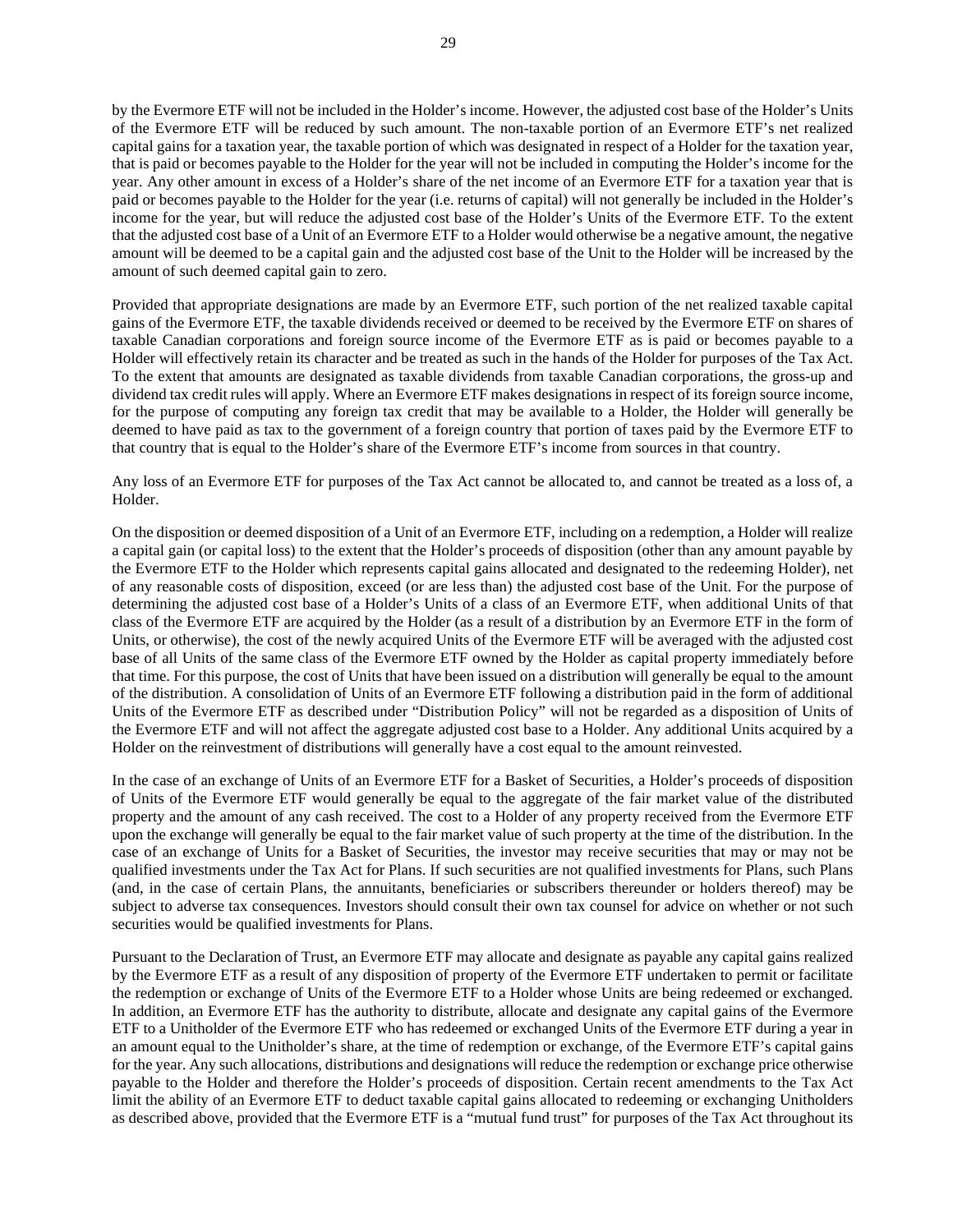by the Evermore ETF will not be included in the Holder's income. However, the adjusted cost base of the Holder's Units of the Evermore ETF will be reduced by such amount. The non-taxable portion of an Evermore ETF's net realized capital gains for a taxation year, the taxable portion of which was designated in respect of a Holder for the taxation year, that is paid or becomes payable to the Holder for the year will not be included in computing the Holder's income for the year. Any other amount in excess of a Holder's share of the net income of an Evermore ETF for a taxation year that is paid or becomes payable to the Holder for the year (i.e. returns of capital) will not generally be included in the Holder's income for the year, but will reduce the adjusted cost base of the Holder's Units of the Evermore ETF. To the extent that the adjusted cost base of a Unit of an Evermore ETF to a Holder would otherwise be a negative amount, the negative amount will be deemed to be a capital gain and the adjusted cost base of the Unit to the Holder will be increased by the amount of such deemed capital gain to zero.

Provided that appropriate designations are made by an Evermore ETF, such portion of the net realized taxable capital gains of the Evermore ETF, the taxable dividends received or deemed to be received by the Evermore ETF on shares of taxable Canadian corporations and foreign source income of the Evermore ETF as is paid or becomes payable to a Holder will effectively retain its character and be treated as such in the hands of the Holder for purposes of the Tax Act. To the extent that amounts are designated as taxable dividends from taxable Canadian corporations, the gross-up and dividend tax credit rules will apply. Where an Evermore ETF makes designations in respect of its foreign source income, for the purpose of computing any foreign tax credit that may be available to a Holder, the Holder will generally be deemed to have paid as tax to the government of a foreign country that portion of taxes paid by the Evermore ETF to that country that is equal to the Holder's share of the Evermore ETF's income from sources in that country.

Any loss of an Evermore ETF for purposes of the Tax Act cannot be allocated to, and cannot be treated as a loss of, a Holder.

On the disposition or deemed disposition of a Unit of an Evermore ETF, including on a redemption, a Holder will realize a capital gain (or capital loss) to the extent that the Holder's proceeds of disposition (other than any amount payable by the Evermore ETF to the Holder which represents capital gains allocated and designated to the redeeming Holder), net of any reasonable costs of disposition, exceed (or are less than) the adjusted cost base of the Unit. For the purpose of determining the adjusted cost base of a Holder's Units of a class of an Evermore ETF, when additional Units of that class of the Evermore ETF are acquired by the Holder (as a result of a distribution by an Evermore ETF in the form of Units, or otherwise), the cost of the newly acquired Units of the Evermore ETF will be averaged with the adjusted cost base of all Units of the same class of the Evermore ETF owned by the Holder as capital property immediately before that time. For this purpose, the cost of Units that have been issued on a distribution will generally be equal to the amount of the distribution. A consolidation of Units of an Evermore ETF following a distribution paid in the form of additional Units of the Evermore ETF as described under "Distribution Policy" will not be regarded as a disposition of Units of the Evermore ETF and will not affect the aggregate adjusted cost base to a Holder. Any additional Units acquired by a Holder on the reinvestment of distributions will generally have a cost equal to the amount reinvested.

In the case of an exchange of Units of an Evermore ETF for a Basket of Securities, a Holder's proceeds of disposition of Units of the Evermore ETF would generally be equal to the aggregate of the fair market value of the distributed property and the amount of any cash received. The cost to a Holder of any property received from the Evermore ETF upon the exchange will generally be equal to the fair market value of such property at the time of the distribution. In the case of an exchange of Units for a Basket of Securities, the investor may receive securities that may or may not be qualified investments under the Tax Act for Plans. If such securities are not qualified investments for Plans, such Plans (and, in the case of certain Plans, the annuitants, beneficiaries or subscribers thereunder or holders thereof) may be subject to adverse tax consequences. Investors should consult their own tax counsel for advice on whether or not such securities would be qualified investments for Plans.

Pursuant to the Declaration of Trust, an Evermore ETF may allocate and designate as payable any capital gains realized by the Evermore ETF as a result of any disposition of property of the Evermore ETF undertaken to permit or facilitate the redemption or exchange of Units of the Evermore ETF to a Holder whose Units are being redeemed or exchanged. In addition, an Evermore ETF has the authority to distribute, allocate and designate any capital gains of the Evermore ETF to a Unitholder of the Evermore ETF who has redeemed or exchanged Units of the Evermore ETF during a year in an amount equal to the Unitholder's share, at the time of redemption or exchange, of the Evermore ETF's capital gains for the year. Any such allocations, distributions and designations will reduce the redemption or exchange price otherwise payable to the Holder and therefore the Holder's proceeds of disposition. Certain recent amendments to the Tax Act limit the ability of an Evermore ETF to deduct taxable capital gains allocated to redeeming or exchanging Unitholders as described above, provided that the Evermore ETF is a "mutual fund trust" for purposes of the Tax Act throughout its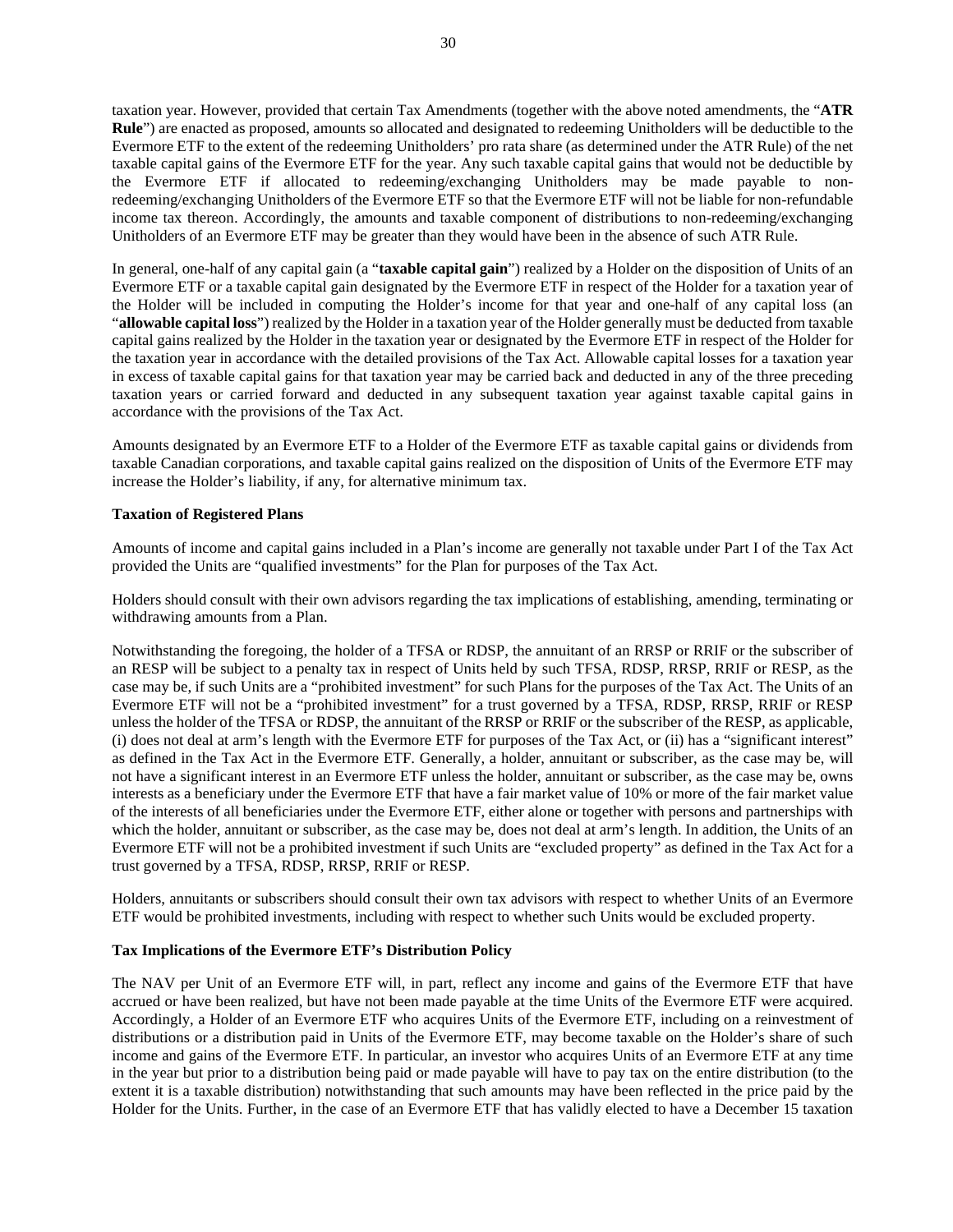taxation year. However, provided that certain Tax Amendments (together with the above noted amendments, the "**ATR Rule**") are enacted as proposed, amounts so allocated and designated to redeeming Unitholders will be deductible to the Evermore ETF to the extent of the redeeming Unitholders' pro rata share (as determined under the ATR Rule) of the net taxable capital gains of the Evermore ETF for the year. Any such taxable capital gains that would not be deductible by the Evermore ETF if allocated to redeeming/exchanging Unitholders may be made payable to non-redeeming/exchanging Unitholders of the Evermore ETF so that the Evermore ETF will not be liable for non-refundable income tax thereon. Accordingly, the amounts and taxable component of distributions to non-redeeming/exchanging Unitholders of an Evermore ETF may be greater than they would have been in the absence of such ATR Rule.

In general, one-half of any capital gain (a "**taxable capital gain**") realized by a Holder on the disposition of Units of an Evermore ETF or a taxable capital gain designated by the Evermore ETF in respect of the Holder for a taxation year of the Holder will be included in computing the Holder's income for that year and one-half of any capital loss (an "**allowable capital loss**") realized by the Holder in a taxation year of the Holder generally must be deducted from taxable capital gains realized by the Holder in the taxation year or designated by the Evermore ETF in respect of the Holder for the taxation year in accordance with the detailed provisions of the Tax Act. Allowable capital losses for a taxation year in excess of taxable capital gains for that taxation year may be carried back and deducted in any of the three preceding taxation years or carried forward and deducted in any subsequent taxation year against taxable capital gains in accordance with the provisions of the Tax Act.

Amounts designated by an Evermore ETF to a Holder of the Evermore ETF as taxable capital gains or dividends from taxable Canadian corporations, and taxable capital gains realized on the disposition of Units of the Evermore ETF may increase the Holder's liability, if any, for alternative minimum tax.

**Taxation of Registered Plans**

Amounts of income and capital gains included in a Plan's income are generally not taxable under Part I of the Tax Act provided the Units are "qualified investments" for the Plan for purposes of the Tax Act.

Holders should consult with their own advisors regarding the tax implications of establishing, amending, terminating or withdrawing amounts from a Plan.

Notwithstanding the foregoing, the holder of a TFSA or RDSP, the annuitant of an RRSP or RRIF or the subscriber of an RESP will be subject to a penalty tax in respect of Units held by such TFSA, RDSP, RRSP, RRIF or RESP, as the case may be, if such Units are a "prohibited investment" for such Plans for the purposes of the Tax Act. The Units of an Evermore ETF will not be a "prohibited investment" for a trust governed by a TFSA, RDSP, RRSP, RRIF or RESP unless the holder of the TFSA or RDSP, the annuitant of the RRSP or RRIF or the subscriber of the RESP, as applicable, (i) does not deal at arm's length with the Evermore ETF for purposes of the Tax Act, or (ii) has a "significant interest" as defined in the Tax Act in the Evermore ETF. Generally, a holder, annuitant or subscriber, as the case may be, will not have a significant interest in an Evermore ETF unless the holder, annuitant or subscriber, as the case may be, owns interests as a beneficiary under the Evermore ETF that have a fair market value of 10% or more of the fair market value of the interests of all beneficiaries under the Evermore ETF, either alone or together with persons and partnerships with which the holder, annuitant or subscriber, as the case may be, does not deal at arm's length. In addition, the Units of an Evermore ETF will not be a prohibited investment if such Units are "excluded property" as defined in the Tax Act for a trust governed by a TFSA, RDSP, RRSP, RRIF or RESP.

Holders, annuitants or subscribers should consult their own tax advisors with respect to whether Units of an Evermore ETF would be prohibited investments, including with respect to whether such Units would be excluded property.

**Tax Implications of the Evermore ETF's Distribution Policy**

The NAV per Unit of an Evermore ETF will, in part, reflect any income and gains of the Evermore ETF that have accrued or have been realized, but have not been made payable at the time Units of the Evermore ETF were acquired. Accordingly, a Holder of an Evermore ETF who acquires Units of the Evermore ETF, including on a reinvestment of distributions or a distribution paid in Units of the Evermore ETF, may become taxable on the Holder's share of such income and gains of the Evermore ETF. In particular, an investor who acquires Units of an Evermore ETF at any time in the year but prior to a distribution being paid or made payable will have to pay tax on the entire distribution (to the extent it is a taxable distribution) notwithstanding that such amounts may have been reflected in the price paid by the Holder for the Units. Further, in the case of an Evermore ETF that has validly elected to have a December 15 taxation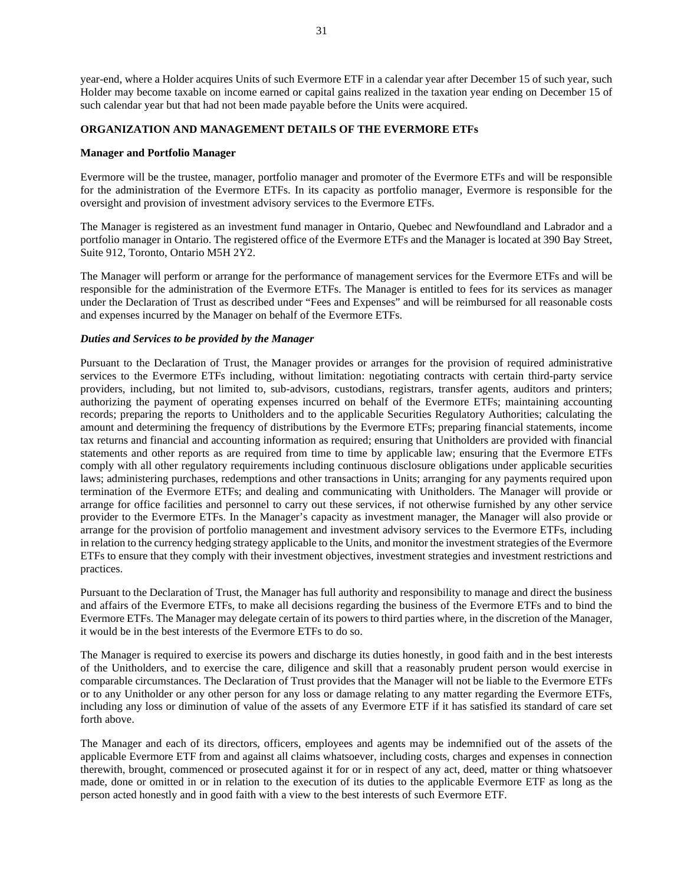year-end, where a Holder acquires Units of such Evermore ETF in a calendar year after December 15 of such year, such Holder may become taxable on income earned or capital gains realized in the taxation year ending on December 15 of such calendar year but that had not been made payable before the Units were acquired.

## ORGANIZATION AND MANAGEMENT DETAILS OF THE EVERMORE ETFs

### Manager and Portfolio Manager

Evermore will be the trustee, manager, portfolio manager and promoter of the Evermore ETFs and will be responsible for the administration of the Evermore ETFs. In its capacity as portfolio manager, Evermore is responsible for the oversight and provision of investment advisory services to the Evermore ETFs.

The Manager is registered as an investment fund manager in Ontario, Quebec and Newfoundland and Labrador and a portfolio manager in Ontario. The registered office of the Evermore ETFs and the Manager is located at 390 Bay Street, Suite 912, Toronto, Ontario M5H 2Y2.

The Manager will perform or arrange for the performance of management services for the Evermore ETFs and will be responsible for the administration of the Evermore ETFs. The Manager is entitled to fees for its services as manager under the Declaration of Trust as described under "Fees and Expenses" and will be reimbursed for all reasonable costs and expenses incurred by the Manager on behalf of the Evermore ETFs.

#### *Duties and Services to be provided by the Manager*

Pursuant to the Declaration of Trust, the Manager provides or arranges for the provision of required administrative services to the Evermore ETFs including, without limitation: negotiating contracts with certain third-party service providers, including, but not limited to, sub-advisors, custodians, registrars, transfer agents, auditors and printers; authorizing the payment of operating expenses incurred on behalf of the Evermore ETFs; maintaining accounting records; preparing the reports to Unitholders and to the applicable Securities Regulatory Authorities; calculating the amount and determining the frequency of distributions by the Evermore ETFs; preparing financial statements, income tax returns and financial and accounting information as required; ensuring that Unitholders are provided with financial statements and other reports as are required from time to time by applicable law; ensuring that the Evermore ETFs comply with all other regulatory requirements including continuous disclosure obligations under applicable securities laws; administering purchases, redemptions and other transactions in Units; arranging for any payments required upon termination of the Evermore ETFs; and dealing and communicating with Unitholders. The Manager will provide or arrange for office facilities and personnel to carry out these services, if not otherwise furnished by any other service provider to the Evermore ETFs. In the Manager's capacity as investment manager, the Manager will also provide or arrange for the provision of portfolio management and investment advisory services to the Evermore ETFs, including in relation to the currency hedging strategy applicable to the Units, and monitor the investment strategies of the Evermore ETFs to ensure that they comply with their investment objectives, investment strategies and investment restrictions and practices.

Pursuant to the Declaration of Trust, the Manager has full authority and responsibility to manage and direct the business and affairs of the Evermore ETFs, to make all decisions regarding the business of the Evermore ETFs and to bind the Evermore ETFs. The Manager may delegate certain of its powers to third parties where, in the discretion of the Manager, it would be in the best interests of the Evermore ETFs to do so.

The Manager is required to exercise its powers and discharge its duties honestly, in good faith and in the best interests of the Unitholders, and to exercise the care, diligence and skill that a reasonably prudent person would exercise in comparable circumstances. The Declaration of Trust provides that the Manager will not be liable to the Evermore ETFs or to any Unitholder or any other person for any loss or damage relating to any matter regarding the Evermore ETFs, including any loss or diminution of value of the assets of any Evermore ETF if it has satisfied its standard of care set forth above.

The Manager and each of its directors, officers, employees and agents may be indemnified out of the assets of the applicable Evermore ETF from and against all claims whatsoever, including costs, charges and expenses in connection therewith, brought, commenced or prosecuted against it for or in respect of any act, deed, matter or thing whatsoever made, done or omitted in or in relation to the execution of its duties to the applicable Evermore ETF as long as the person acted honestly and in good faith with a view to the best interests of such Evermore ETF.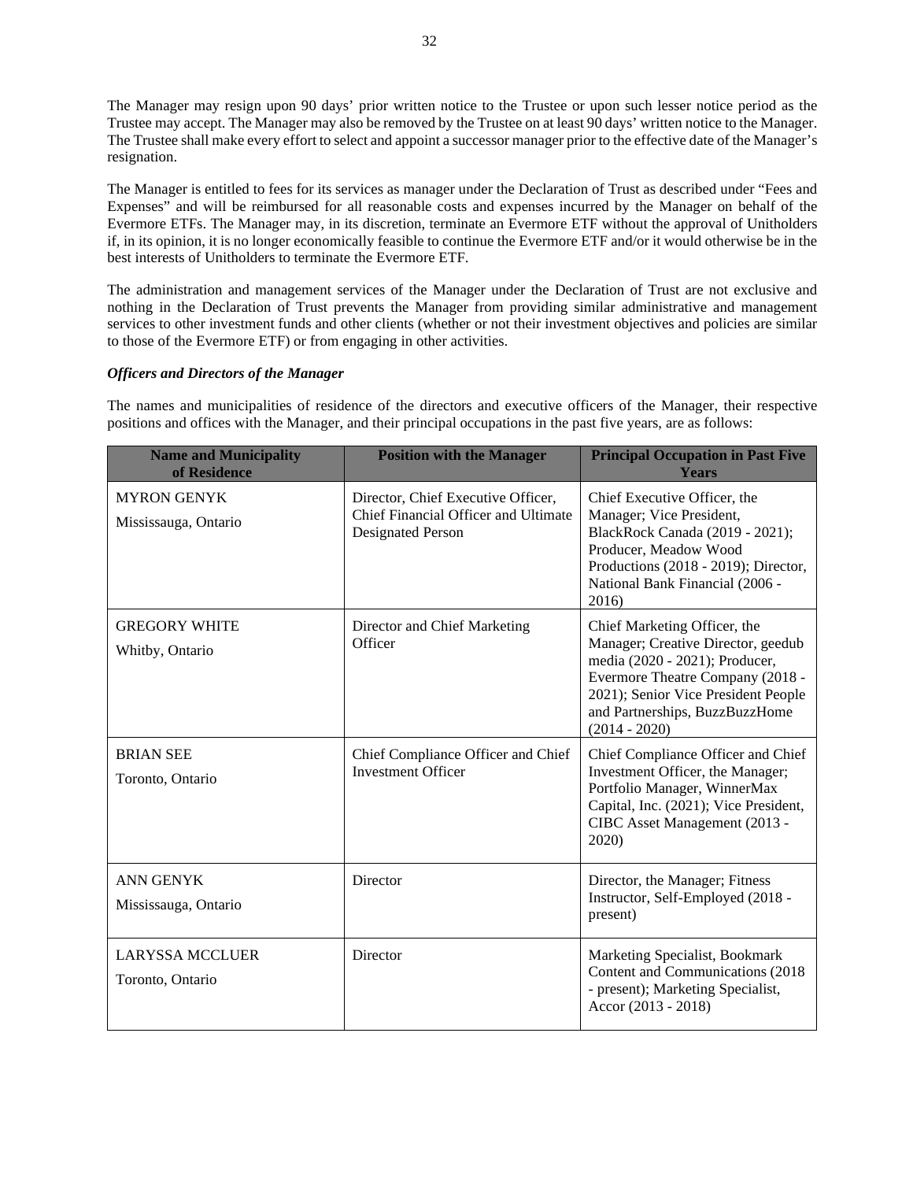The Manager may resign upon 90 days' prior written notice to the Trustee or upon such lesser notice period as the Trustee may accept. The Manager may also be removed by the Trustee on at least 90 days' written notice to the Manager. The Trustee shall make every effort to select and appoint a successor manager prior to the effective date of the Manager's resignation.

The Manager is entitled to fees for its services as manager under the Declaration of Trust as described under "Fees and Expenses" and will be reimbursed for all reasonable costs and expenses incurred by the Manager on behalf of the Evermore ETFs. The Manager may, in its discretion, terminate an Evermore ETF without the approval of Unitholders if, in its opinion, it is no longer economically feasible to continue the Evermore ETF and/or it would otherwise be in the best interests of Unitholders to terminate the Evermore ETF.

The administration and management services of the Manager under the Declaration of Trust are not exclusive and nothing in the Declaration of Trust prevents the Manager from providing similar administrative and management services to other investment funds and other clients (whether or not their investment objectives and policies are similar to those of the Evermore ETF) or from engaging in other activities.

***Officers and Directors of the Manager***

The names and municipalities of residence of the directors and executive officers of the Manager, their respective positions and offices with the Manager, and their principal occupations in the past five years, are as follows:

| Name and Municipality of Residence | Position with the Manager | Principal Occupation in Past Five Years |
|---|---|---|
| MYRON GENYK<br>Mississauga, Ontario | Director, Chief Executive Officer, Chief Financial Officer and Ultimate Designated Person | Chief Executive Officer, the Manager; Vice President, BlackRock Canada (2019 - 2021); Producer, Meadow Wood Productions (2018 - 2019); Director, National Bank Financial (2006 - 2016) |
| GREGORY WHITE<br>Whitby, Ontario | Director and Chief Marketing Officer | Chief Marketing Officer, the Manager; Creative Director, geedub media (2020 - 2021); Producer, Evermore Theatre Company (2018 - 2021); Senior Vice President People and Partnerships, BuzzBuzzHome (2014 - 2020) |
| BRIAN SEE<br>Toronto, Ontario | Chief Compliance Officer and Chief Investment Officer | Chief Compliance Officer and Chief Investment Officer, the Manager; Portfolio Manager, WinnerMax Capital, Inc. (2021); Vice President, CIBC Asset Management (2013 - 2020) |
| ANN GENYK<br>Mississauga, Ontario | Director | Director, the Manager; Fitness Instructor, Self-Employed (2018 - present) |
| LARYSSA MCCLUER<br>Toronto, Ontario | Director | Marketing Specialist, Bookmark Content and Communications (2018 - present); Marketing Specialist, Accor (2013 - 2018) |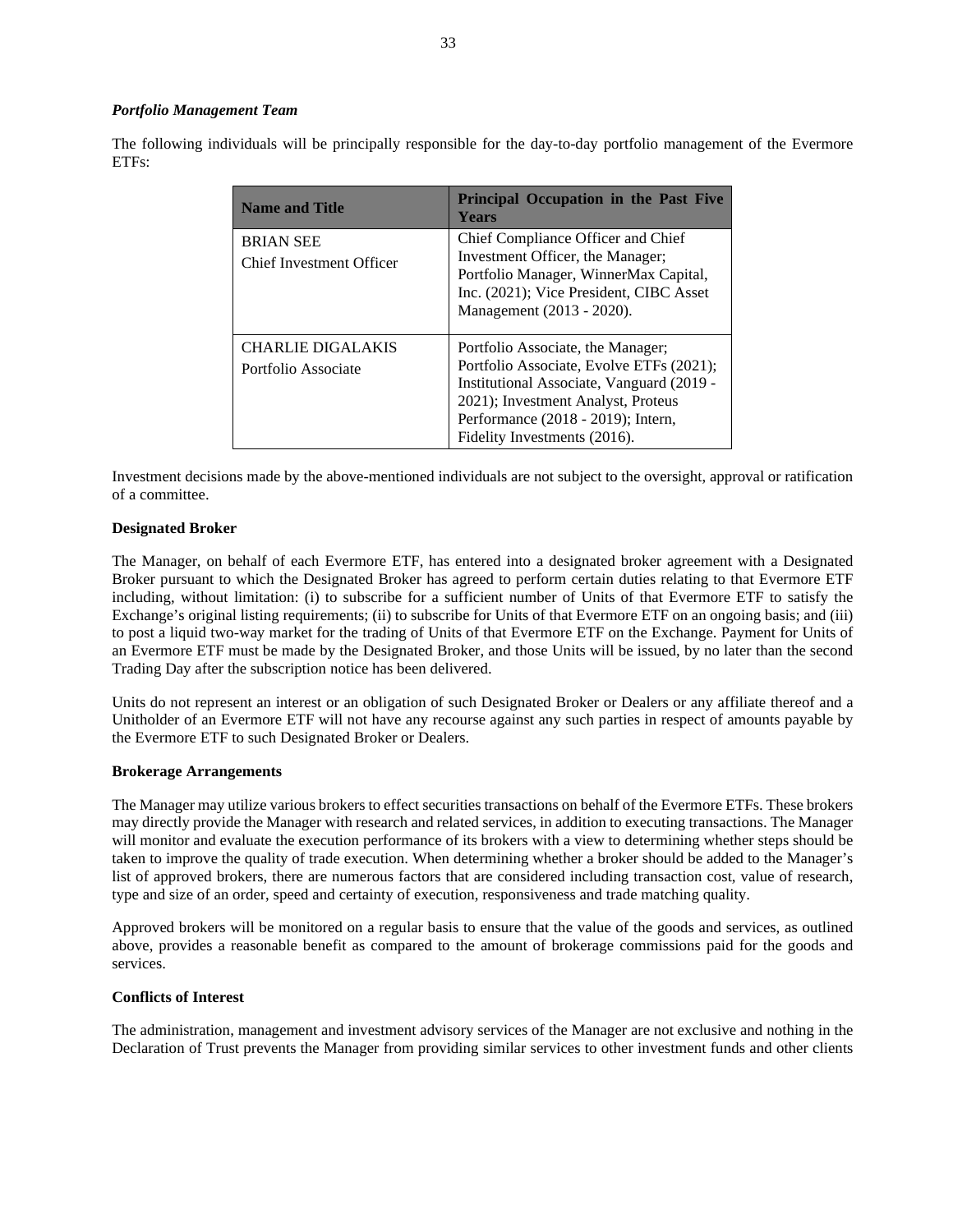***Portfolio Management Team***

The following individuals will be principally responsible for the day-to-day portfolio management of the Evermore ETFs:

| Name and Title | Principal Occupation in the Past Five Years |
|---|---|
| BRIAN SEE<br>Chief Investment Officer | Chief Compliance Officer and Chief Investment Officer, the Manager; Portfolio Manager, WinnerMax Capital, Inc. (2021); Vice President, CIBC Asset Management (2013 - 2020). |
| CHARLIE DIGALAKIS<br>Portfolio Associate | Portfolio Associate, the Manager; Portfolio Associate, Evolve ETFs (2021); Institutional Associate, Vanguard (2019 - 2021); Investment Analyst, Proteus Performance (2018 - 2019); Intern, Fidelity Investments (2016). |

Investment decisions made by the above-mentioned individuals are not subject to the oversight, approval or ratification of a committee.

**Designated Broker**

The Manager, on behalf of each Evermore ETF, has entered into a designated broker agreement with a Designated Broker pursuant to which the Designated Broker has agreed to perform certain duties relating to that Evermore ETF including, without limitation: (i) to subscribe for a sufficient number of Units of that Evermore ETF to satisfy the Exchange's original listing requirements; (ii) to subscribe for Units of that Evermore ETF on an ongoing basis; and (iii) to post a liquid two-way market for the trading of Units of that Evermore ETF on the Exchange. Payment for Units of an Evermore ETF must be made by the Designated Broker, and those Units will be issued, by no later than the second Trading Day after the subscription notice has been delivered.

Units do not represent an interest or an obligation of such Designated Broker or Dealers or any affiliate thereof and a Unitholder of an Evermore ETF will not have any recourse against any such parties in respect of amounts payable by the Evermore ETF to such Designated Broker or Dealers.

**Brokerage Arrangements**

The Manager may utilize various brokers to effect securities transactions on behalf of the Evermore ETFs. These brokers may directly provide the Manager with research and related services, in addition to executing transactions. The Manager will monitor and evaluate the execution performance of its brokers with a view to determining whether steps should be taken to improve the quality of trade execution. When determining whether a broker should be added to the Manager's list of approved brokers, there are numerous factors that are considered including transaction cost, value of research, type and size of an order, speed and certainty of execution, responsiveness and trade matching quality.

Approved brokers will be monitored on a regular basis to ensure that the value of the goods and services, as outlined above, provides a reasonable benefit as compared to the amount of brokerage commissions paid for the goods and services.

**Conflicts of Interest**

The administration, management and investment advisory services of the Manager are not exclusive and nothing in the Declaration of Trust prevents the Manager from providing similar services to other investment funds and other clients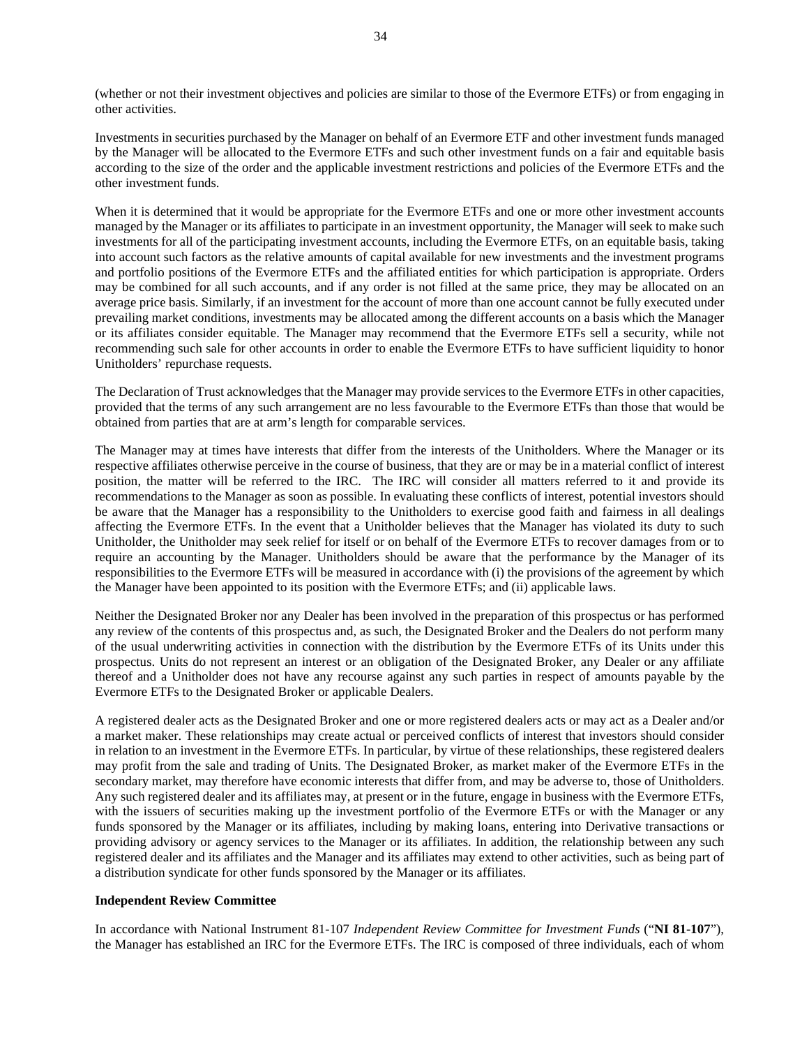(whether or not their investment objectives and policies are similar to those of the Evermore ETFs) or from engaging in other activities.

Investments in securities purchased by the Manager on behalf of an Evermore ETF and other investment funds managed by the Manager will be allocated to the Evermore ETFs and such other investment funds on a fair and equitable basis according to the size of the order and the applicable investment restrictions and policies of the Evermore ETFs and the other investment funds.

When it is determined that it would be appropriate for the Evermore ETFs and one or more other investment accounts managed by the Manager or its affiliates to participate in an investment opportunity, the Manager will seek to make such investments for all of the participating investment accounts, including the Evermore ETFs, on an equitable basis, taking into account such factors as the relative amounts of capital available for new investments and the investment programs and portfolio positions of the Evermore ETFs and the affiliated entities for which participation is appropriate. Orders may be combined for all such accounts, and if any order is not filled at the same price, they may be allocated on an average price basis. Similarly, if an investment for the account of more than one account cannot be fully executed under prevailing market conditions, investments may be allocated among the different accounts on a basis which the Manager or its affiliates consider equitable. The Manager may recommend that the Evermore ETFs sell a security, while not recommending such sale for other accounts in order to enable the Evermore ETFs to have sufficient liquidity to honor Unitholders' repurchase requests.

The Declaration of Trust acknowledges that the Manager may provide services to the Evermore ETFs in other capacities, provided that the terms of any such arrangement are no less favourable to the Evermore ETFs than those that would be obtained from parties that are at arm's length for comparable services.

The Manager may at times have interests that differ from the interests of the Unitholders. Where the Manager or its respective affiliates otherwise perceive in the course of business, that they are or may be in a material conflict of interest position, the matter will be referred to the IRC. The IRC will consider all matters referred to it and provide its recommendations to the Manager as soon as possible. In evaluating these conflicts of interest, potential investors should be aware that the Manager has a responsibility to the Unitholders to exercise good faith and fairness in all dealings affecting the Evermore ETFs. In the event that a Unitholder believes that the Manager has violated its duty to such Unitholder, the Unitholder may seek relief for itself or on behalf of the Evermore ETFs to recover damages from or to require an accounting by the Manager. Unitholders should be aware that the performance by the Manager of its responsibilities to the Evermore ETFs will be measured in accordance with (i) the provisions of the agreement by which the Manager have been appointed to its position with the Evermore ETFs; and (ii) applicable laws.

Neither the Designated Broker nor any Dealer has been involved in the preparation of this prospectus or has performed any review of the contents of this prospectus and, as such, the Designated Broker and the Dealers do not perform many of the usual underwriting activities in connection with the distribution by the Evermore ETFs of its Units under this prospectus. Units do not represent an interest or an obligation of the Designated Broker, any Dealer or any affiliate thereof and a Unitholder does not have any recourse against any such parties in respect of amounts payable by the Evermore ETFs to the Designated Broker or applicable Dealers.

A registered dealer acts as the Designated Broker and one or more registered dealers acts or may act as a Dealer and/or a market maker. These relationships may create actual or perceived conflicts of interest that investors should consider in relation to an investment in the Evermore ETFs. In particular, by virtue of these relationships, these registered dealers may profit from the sale and trading of Units. The Designated Broker, as market maker of the Evermore ETFs in the secondary market, may therefore have economic interests that differ from, and may be adverse to, those of Unitholders. Any such registered dealer and its affiliates may, at present or in the future, engage in business with the Evermore ETFs, with the issuers of securities making up the investment portfolio of the Evermore ETFs or with the Manager or any funds sponsored by the Manager or its affiliates, including by making loans, entering into Derivative transactions or providing advisory or agency services to the Manager or its affiliates. In addition, the relationship between any such registered dealer and its affiliates and the Manager and its affiliates may extend to other activities, such as being part of a distribution syndicate for other funds sponsored by the Manager or its affiliates.

**Independent Review Committee**

In accordance with National Instrument 81-107 *Independent Review Committee for Investment Funds* ("**NI 81-107**"), the Manager has established an IRC for the Evermore ETFs. The IRC is composed of three individuals, each of whom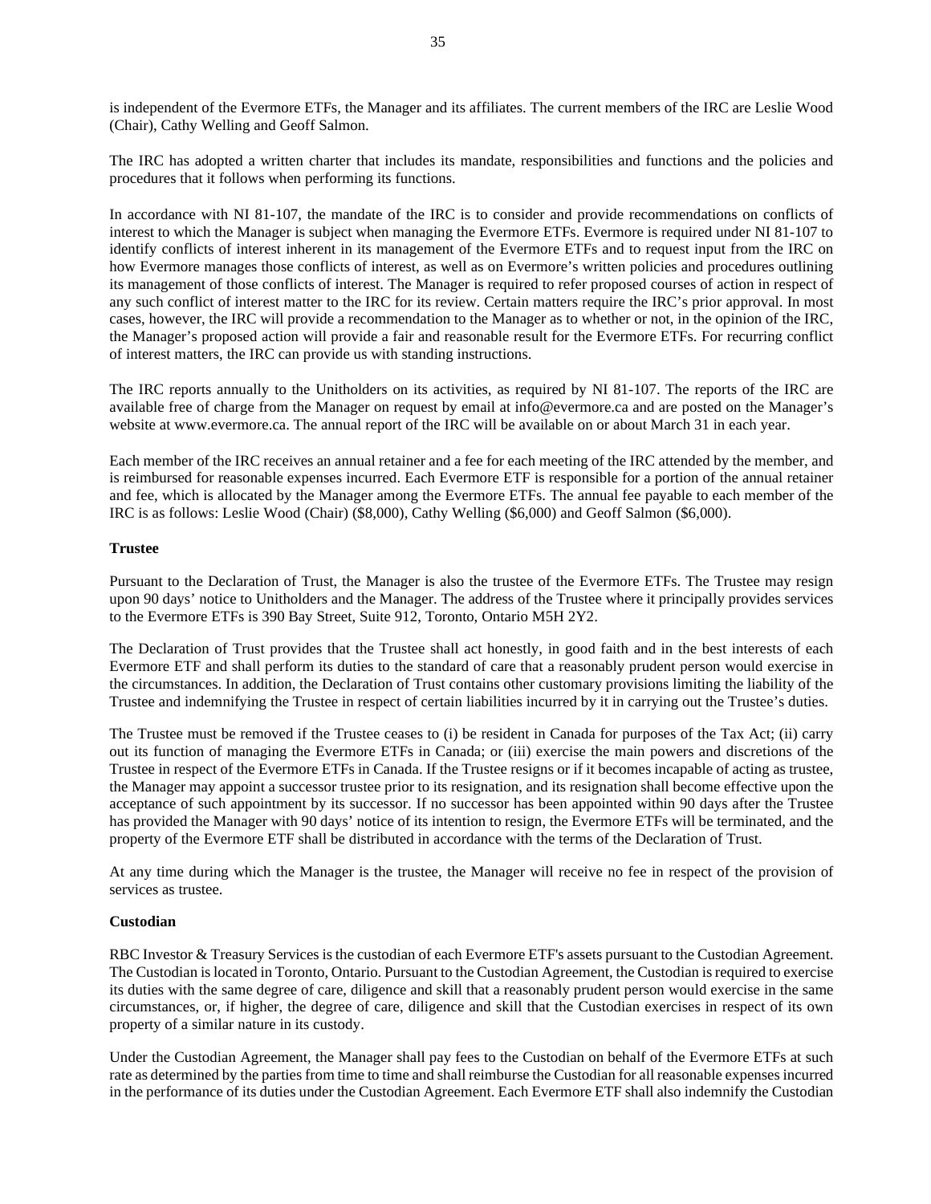is independent of the Evermore ETFs, the Manager and its affiliates. The current members of the IRC are Leslie Wood (Chair), Cathy Welling and Geoff Salmon.

The IRC has adopted a written charter that includes its mandate, responsibilities and functions and the policies and procedures that it follows when performing its functions.

In accordance with NI 81-107, the mandate of the IRC is to consider and provide recommendations on conflicts of interest to which the Manager is subject when managing the Evermore ETFs. Evermore is required under NI 81-107 to identify conflicts of interest inherent in its management of the Evermore ETFs and to request input from the IRC on how Evermore manages those conflicts of interest, as well as on Evermore's written policies and procedures outlining its management of those conflicts of interest. The Manager is required to refer proposed courses of action in respect of any such conflict of interest matter to the IRC for its review. Certain matters require the IRC's prior approval. In most cases, however, the IRC will provide a recommendation to the Manager as to whether or not, in the opinion of the IRC, the Manager's proposed action will provide a fair and reasonable result for the Evermore ETFs. For recurring conflict of interest matters, the IRC can provide us with standing instructions.

The IRC reports annually to the Unitholders on its activities, as required by NI 81-107. The reports of the IRC are available free of charge from the Manager on request by email at info@evermore.ca and are posted on the Manager's website at www.evermore.ca. The annual report of the IRC will be available on or about March 31 in each year.

Each member of the IRC receives an annual retainer and a fee for each meeting of the IRC attended by the member, and is reimbursed for reasonable expenses incurred. Each Evermore ETF is responsible for a portion of the annual retainer and fee, which is allocated by the Manager among the Evermore ETFs. The annual fee payable to each member of the IRC is as follows: Leslie Wood (Chair) ($8,000), Cathy Welling ($6,000) and Geoff Salmon ($6,000).

**Trustee**

Pursuant to the Declaration of Trust, the Manager is also the trustee of the Evermore ETFs. The Trustee may resign upon 90 days' notice to Unitholders and the Manager. The address of the Trustee where it principally provides services to the Evermore ETFs is 390 Bay Street, Suite 912, Toronto, Ontario M5H 2Y2.

The Declaration of Trust provides that the Trustee shall act honestly, in good faith and in the best interests of each Evermore ETF and shall perform its duties to the standard of care that a reasonably prudent person would exercise in the circumstances. In addition, the Declaration of Trust contains other customary provisions limiting the liability of the Trustee and indemnifying the Trustee in respect of certain liabilities incurred by it in carrying out the Trustee's duties.

The Trustee must be removed if the Trustee ceases to (i) be resident in Canada for purposes of the Tax Act; (ii) carry out its function of managing the Evermore ETFs in Canada; or (iii) exercise the main powers and discretions of the Trustee in respect of the Evermore ETFs in Canada. If the Trustee resigns or if it becomes incapable of acting as trustee, the Manager may appoint a successor trustee prior to its resignation, and its resignation shall become effective upon the acceptance of such appointment by its successor. If no successor has been appointed within 90 days after the Trustee has provided the Manager with 90 days' notice of its intention to resign, the Evermore ETFs will be terminated, and the property of the Evermore ETF shall be distributed in accordance with the terms of the Declaration of Trust.

At any time during which the Manager is the trustee, the Manager will receive no fee in respect of the provision of services as trustee.

**Custodian**

RBC Investor & Treasury Services is the custodian of each Evermore ETF's assets pursuant to the Custodian Agreement. The Custodian is located in Toronto, Ontario. Pursuant to the Custodian Agreement, the Custodian is required to exercise its duties with the same degree of care, diligence and skill that a reasonably prudent person would exercise in the same circumstances, or, if higher, the degree of care, diligence and skill that the Custodian exercises in respect of its own property of a similar nature in its custody.

Under the Custodian Agreement, the Manager shall pay fees to the Custodian on behalf of the Evermore ETFs at such rate as determined by the parties from time to time and shall reimburse the Custodian for all reasonable expenses incurred in the performance of its duties under the Custodian Agreement. Each Evermore ETF shall also indemnify the Custodian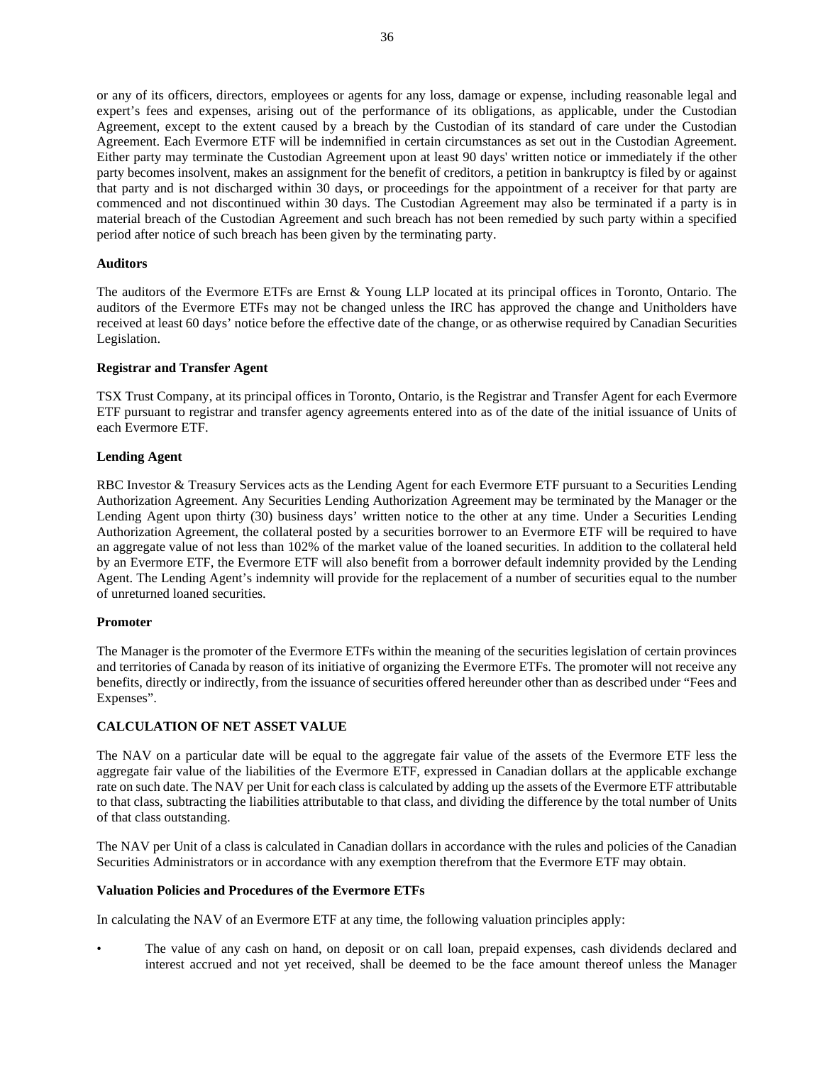or any of its officers, directors, employees or agents for any loss, damage or expense, including reasonable legal and expert's fees and expenses, arising out of the performance of its obligations, as applicable, under the Custodian Agreement, except to the extent caused by a breach by the Custodian of its standard of care under the Custodian Agreement. Each Evermore ETF will be indemnified in certain circumstances as set out in the Custodian Agreement. Either party may terminate the Custodian Agreement upon at least 90 days' written notice or immediately if the other party becomes insolvent, makes an assignment for the benefit of creditors, a petition in bankruptcy is filed by or against that party and is not discharged within 30 days, or proceedings for the appointment of a receiver for that party are commenced and not discontinued within 30 days. The Custodian Agreement may also be terminated if a party is in material breach of the Custodian Agreement and such breach has not been remedied by such party within a specified period after notice of such breach has been given by the terminating party.

**Auditors**

The auditors of the Evermore ETFs are Ernst & Young LLP located at its principal offices in Toronto, Ontario. The auditors of the Evermore ETFs may not be changed unless the IRC has approved the change and Unitholders have received at least 60 days' notice before the effective date of the change, or as otherwise required by Canadian Securities Legislation.

**Registrar and Transfer Agent**

TSX Trust Company, at its principal offices in Toronto, Ontario, is the Registrar and Transfer Agent for each Evermore ETF pursuant to registrar and transfer agency agreements entered into as of the date of the initial issuance of Units of each Evermore ETF.

**Lending Agent**

RBC Investor & Treasury Services acts as the Lending Agent for each Evermore ETF pursuant to a Securities Lending Authorization Agreement. Any Securities Lending Authorization Agreement may be terminated by the Manager or the Lending Agent upon thirty (30) business days' written notice to the other at any time. Under a Securities Lending Authorization Agreement, the collateral posted by a securities borrower to an Evermore ETF will be required to have an aggregate value of not less than 102% of the market value of the loaned securities. In addition to the collateral held by an Evermore ETF, the Evermore ETF will also benefit from a borrower default indemnity provided by the Lending Agent. The Lending Agent's indemnity will provide for the replacement of a number of securities equal to the number of unreturned loaned securities.

**Promoter**

The Manager is the promoter of the Evermore ETFs within the meaning of the securities legislation of certain provinces and territories of Canada by reason of its initiative of organizing the Evermore ETFs. The promoter will not receive any benefits, directly or indirectly, from the issuance of securities offered hereunder other than as described under "Fees and Expenses".

## CALCULATION OF NET ASSET VALUE

The NAV on a particular date will be equal to the aggregate fair value of the assets of the Evermore ETF less the aggregate fair value of the liabilities of the Evermore ETF, expressed in Canadian dollars at the applicable exchange rate on such date. The NAV per Unit for each class is calculated by adding up the assets of the Evermore ETF attributable to that class, subtracting the liabilities attributable to that class, and dividing the difference by the total number of Units of that class outstanding.

The NAV per Unit of a class is calculated in Canadian dollars in accordance with the rules and policies of the Canadian Securities Administrators or in accordance with any exemption therefrom that the Evermore ETF may obtain.

**Valuation Policies and Procedures of the Evermore ETFs**

In calculating the NAV of an Evermore ETF at any time, the following valuation principles apply:

- The value of any cash on hand, on deposit or on call loan, prepaid expenses, cash dividends declared and interest accrued and not yet received, shall be deemed to be the face amount thereof unless the Manager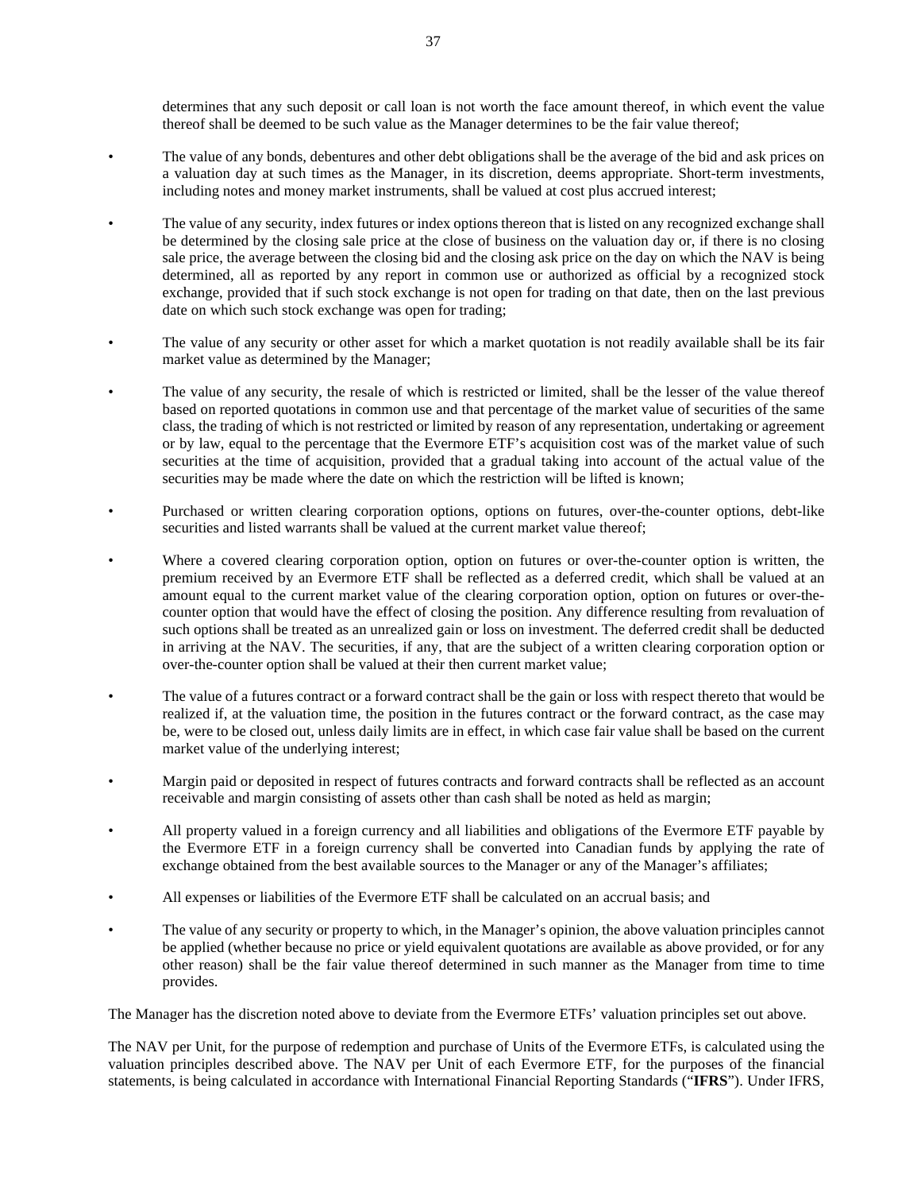determines that any such deposit or call loan is not worth the face amount thereof, in which event the value thereof shall be deemed to be such value as the Manager determines to be the fair value thereof;

- The value of any bonds, debentures and other debt obligations shall be the average of the bid and ask prices on a valuation day at such times as the Manager, in its discretion, deems appropriate. Short-term investments, including notes and money market instruments, shall be valued at cost plus accrued interest;
- The value of any security, index futures or index options thereon that is listed on any recognized exchange shall be determined by the closing sale price at the close of business on the valuation day or, if there is no closing sale price, the average between the closing bid and the closing ask price on the day on which the NAV is being determined, all as reported by any report in common use or authorized as official by a recognized stock exchange, provided that if such stock exchange is not open for trading on that date, then on the last previous date on which such stock exchange was open for trading;
- The value of any security or other asset for which a market quotation is not readily available shall be its fair market value as determined by the Manager;
- The value of any security, the resale of which is restricted or limited, shall be the lesser of the value thereof based on reported quotations in common use and that percentage of the market value of securities of the same class, the trading of which is not restricted or limited by reason of any representation, undertaking or agreement or by law, equal to the percentage that the Evermore ETF's acquisition cost was of the market value of such securities at the time of acquisition, provided that a gradual taking into account of the actual value of the securities may be made where the date on which the restriction will be lifted is known;
- Purchased or written clearing corporation options, options on futures, over-the-counter options, debt-like securities and listed warrants shall be valued at the current market value thereof;
- Where a covered clearing corporation option, option on futures or over-the-counter option is written, the premium received by an Evermore ETF shall be reflected as a deferred credit, which shall be valued at an amount equal to the current market value of the clearing corporation option, option on futures or over-the-counter option that would have the effect of closing the position. Any difference resulting from revaluation of such options shall be treated as an unrealized gain or loss on investment. The deferred credit shall be deducted in arriving at the NAV. The securities, if any, that are the subject of a written clearing corporation option or over-the-counter option shall be valued at their then current market value;
- The value of a futures contract or a forward contract shall be the gain or loss with respect thereto that would be realized if, at the valuation time, the position in the futures contract or the forward contract, as the case may be, were to be closed out, unless daily limits are in effect, in which case fair value shall be based on the current market value of the underlying interest;
- Margin paid or deposited in respect of futures contracts and forward contracts shall be reflected as an account receivable and margin consisting of assets other than cash shall be noted as held as margin;
- All property valued in a foreign currency and all liabilities and obligations of the Evermore ETF payable by the Evermore ETF in a foreign currency shall be converted into Canadian funds by applying the rate of exchange obtained from the best available sources to the Manager or any of the Manager's affiliates;
- All expenses or liabilities of the Evermore ETF shall be calculated on an accrual basis; and
- The value of any security or property to which, in the Manager's opinion, the above valuation principles cannot be applied (whether because no price or yield equivalent quotations are available as above provided, or for any other reason) shall be the fair value thereof determined in such manner as the Manager from time to time provides.

The Manager has the discretion noted above to deviate from the Evermore ETFs' valuation principles set out above.

The NAV per Unit, for the purpose of redemption and purchase of Units of the Evermore ETFs, is calculated using the valuation principles described above. The NAV per Unit of each Evermore ETF, for the purposes of the financial statements, is being calculated in accordance with International Financial Reporting Standards ("**IFRS**"). Under IFRS,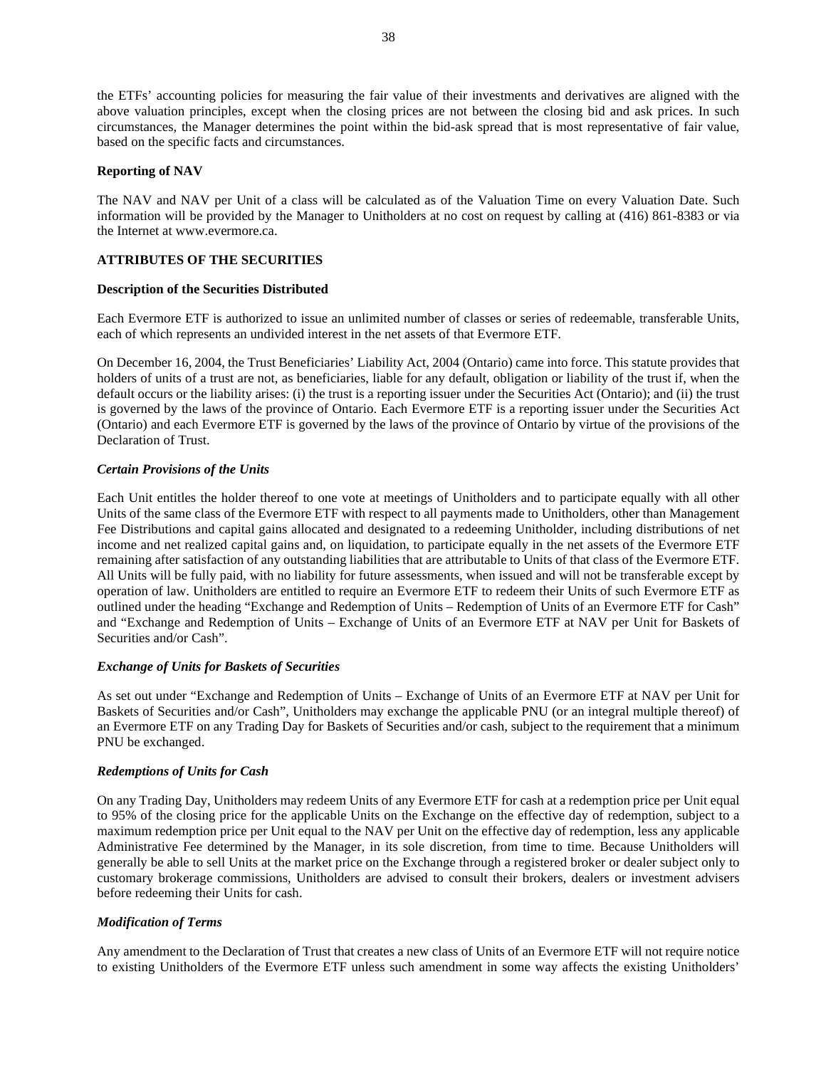the ETFs' accounting policies for measuring the fair value of their investments and derivatives are aligned with the above valuation principles, except when the closing prices are not between the closing bid and ask prices. In such circumstances, the Manager determines the point within the bid-ask spread that is most representative of fair value, based on the specific facts and circumstances.

**Reporting of NAV**

The NAV and NAV per Unit of a class will be calculated as of the Valuation Time on every Valuation Date. Such information will be provided by the Manager to Unitholders at no cost on request by calling at (416) 861-8383 or via the Internet at www.evermore.ca.

## ATTRIBUTES OF THE SECURITIES

### Description of the Securities Distributed

Each Evermore ETF is authorized to issue an unlimited number of classes or series of redeemable, transferable Units, each of which represents an undivided interest in the net assets of that Evermore ETF.

On December 16, 2004, the Trust Beneficiaries' Liability Act, 2004 (Ontario) came into force. This statute provides that holders of units of a trust are not, as beneficiaries, liable for any default, obligation or liability of the trust if, when the default occurs or the liability arises: (i) the trust is a reporting issuer under the Securities Act (Ontario); and (ii) the trust is governed by the laws of the province of Ontario. Each Evermore ETF is a reporting issuer under the Securities Act (Ontario) and each Evermore ETF is governed by the laws of the province of Ontario by virtue of the provisions of the Declaration of Trust.

#### *Certain Provisions of the Units*

Each Unit entitles the holder thereof to one vote at meetings of Unitholders and to participate equally with all other Units of the same class of the Evermore ETF with respect to all payments made to Unitholders, other than Management Fee Distributions and capital gains allocated and designated to a redeeming Unitholder, including distributions of net income and net realized capital gains and, on liquidation, to participate equally in the net assets of the Evermore ETF remaining after satisfaction of any outstanding liabilities that are attributable to Units of that class of the Evermore ETF. All Units will be fully paid, with no liability for future assessments, when issued and will not be transferable except by operation of law. Unitholders are entitled to require an Evermore ETF to redeem their Units of such Evermore ETF as outlined under the heading "Exchange and Redemption of Units – Redemption of Units of an Evermore ETF for Cash" and "Exchange and Redemption of Units – Exchange of Units of an Evermore ETF at NAV per Unit for Baskets of Securities and/or Cash".

#### *Exchange of Units for Baskets of Securities*

As set out under "Exchange and Redemption of Units – Exchange of Units of an Evermore ETF at NAV per Unit for Baskets of Securities and/or Cash", Unitholders may exchange the applicable PNU (or an integral multiple thereof) of an Evermore ETF on any Trading Day for Baskets of Securities and/or cash, subject to the requirement that a minimum PNU be exchanged.

#### *Redemptions of Units for Cash*

On any Trading Day, Unitholders may redeem Units of any Evermore ETF for cash at a redemption price per Unit equal to 95% of the closing price for the applicable Units on the Exchange on the effective day of redemption, subject to a maximum redemption price per Unit equal to the NAV per Unit on the effective day of redemption, less any applicable Administrative Fee determined by the Manager, in its sole discretion, from time to time. Because Unitholders will generally be able to sell Units at the market price on the Exchange through a registered broker or dealer subject only to customary brokerage commissions, Unitholders are advised to consult their brokers, dealers or investment advisers before redeeming their Units for cash.

#### *Modification of Terms*

Any amendment to the Declaration of Trust that creates a new class of Units of an Evermore ETF will not require notice to existing Unitholders of the Evermore ETF unless such amendment in some way affects the existing Unitholders'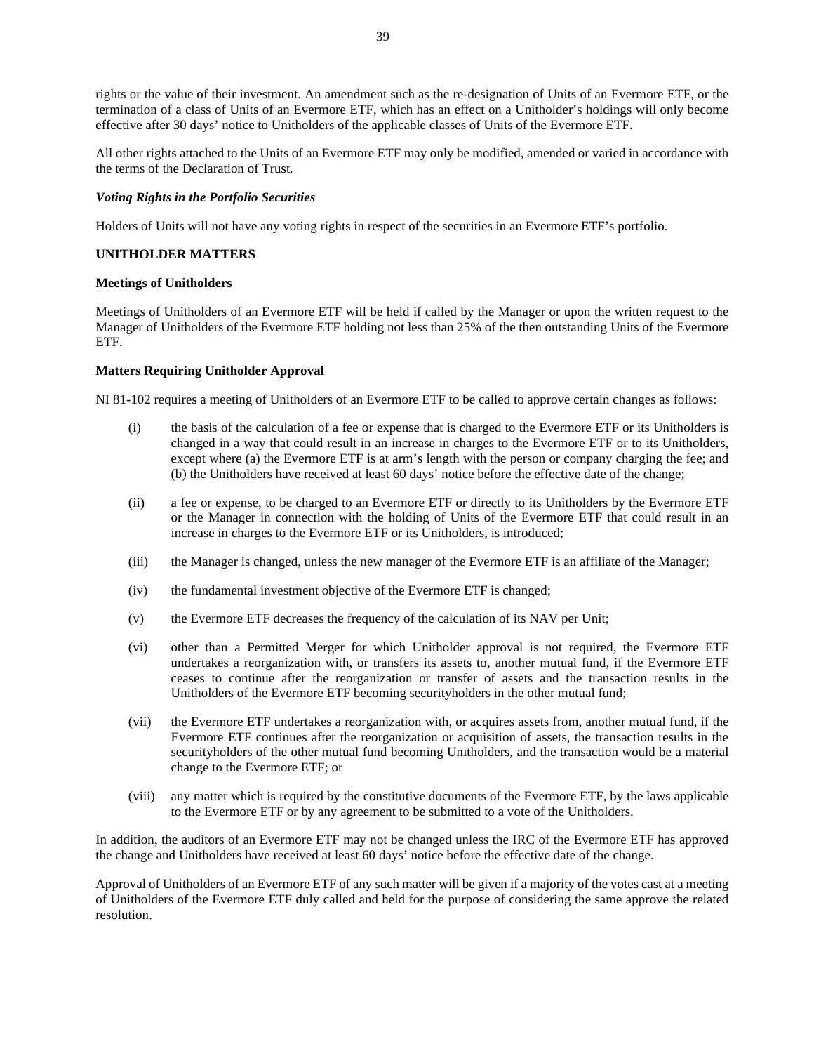rights or the value of their investment. An amendment such as the re-designation of Units of an Evermore ETF, or the termination of a class of Units of an Evermore ETF, which has an effect on a Unitholder's holdings will only become effective after 30 days' notice to Unitholders of the applicable classes of Units of the Evermore ETF.

All other rights attached to the Units of an Evermore ETF may only be modified, amended or varied in accordance with the terms of the Declaration of Trust.

***Voting Rights in the Portfolio Securities***

Holders of Units will not have any voting rights in respect of the securities in an Evermore ETF's portfolio.

## UNITHOLDER MATTERS

### Meetings of Unitholders

Meetings of Unitholders of an Evermore ETF will be held if called by the Manager or upon the written request to the Manager of Unitholders of the Evermore ETF holding not less than 25% of the then outstanding Units of the Evermore ETF.

### Matters Requiring Unitholder Approval

NI 81-102 requires a meeting of Unitholders of an Evermore ETF to be called to approve certain changes as follows:

(i) the basis of the calculation of a fee or expense that is charged to the Evermore ETF or its Unitholders is changed in a way that could result in an increase in charges to the Evermore ETF or to its Unitholders, except where (a) the Evermore ETF is at arm's length with the person or company charging the fee; and (b) the Unitholders have received at least 60 days' notice before the effective date of the change;

(ii) a fee or expense, to be charged to an Evermore ETF or directly to its Unitholders by the Evermore ETF or the Manager in connection with the holding of Units of the Evermore ETF that could result in an increase in charges to the Evermore ETF or its Unitholders, is introduced;

(iii) the Manager is changed, unless the new manager of the Evermore ETF is an affiliate of the Manager;

(iv) the fundamental investment objective of the Evermore ETF is changed;

(v) the Evermore ETF decreases the frequency of the calculation of its NAV per Unit;

(vi) other than a Permitted Merger for which Unitholder approval is not required, the Evermore ETF undertakes a reorganization with, or transfers its assets to, another mutual fund, if the Evermore ETF ceases to continue after the reorganization or transfer of assets and the transaction results in the Unitholders of the Evermore ETF becoming securityholders in the other mutual fund;

(vii) the Evermore ETF undertakes a reorganization with, or acquires assets from, another mutual fund, if the Evermore ETF continues after the reorganization or acquisition of assets, the transaction results in the securityholders of the other mutual fund becoming Unitholders, and the transaction would be a material change to the Evermore ETF; or

(viii) any matter which is required by the constitutive documents of the Evermore ETF, by the laws applicable to the Evermore ETF or by any agreement to be submitted to a vote of the Unitholders.

In addition, the auditors of an Evermore ETF may not be changed unless the IRC of the Evermore ETF has approved the change and Unitholders have received at least 60 days' notice before the effective date of the change.

Approval of Unitholders of an Evermore ETF of any such matter will be given if a majority of the votes cast at a meeting of Unitholders of the Evermore ETF duly called and held for the purpose of considering the same approve the related resolution.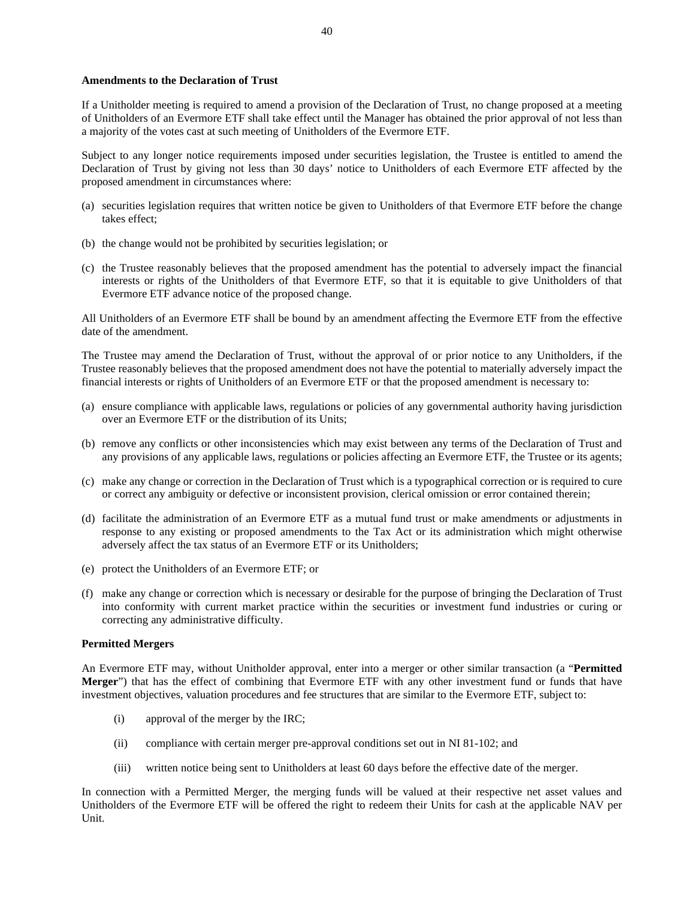**Amendments to the Declaration of Trust**

If a Unitholder meeting is required to amend a provision of the Declaration of Trust, no change proposed at a meeting of Unitholders of an Evermore ETF shall take effect until the Manager has obtained the prior approval of not less than a majority of the votes cast at such meeting of Unitholders of the Evermore ETF.

Subject to any longer notice requirements imposed under securities legislation, the Trustee is entitled to amend the Declaration of Trust by giving not less than 30 days' notice to Unitholders of each Evermore ETF affected by the proposed amendment in circumstances where:

(a) securities legislation requires that written notice be given to Unitholders of that Evermore ETF before the change takes effect;

(b) the change would not be prohibited by securities legislation; or

(c) the Trustee reasonably believes that the proposed amendment has the potential to adversely impact the financial interests or rights of the Unitholders of that Evermore ETF, so that it is equitable to give Unitholders of that Evermore ETF advance notice of the proposed change.

All Unitholders of an Evermore ETF shall be bound by an amendment affecting the Evermore ETF from the effective date of the amendment.

The Trustee may amend the Declaration of Trust, without the approval of or prior notice to any Unitholders, if the Trustee reasonably believes that the proposed amendment does not have the potential to materially adversely impact the financial interests or rights of Unitholders of an Evermore ETF or that the proposed amendment is necessary to:

(a) ensure compliance with applicable laws, regulations or policies of any governmental authority having jurisdiction over an Evermore ETF or the distribution of its Units;

(b) remove any conflicts or other inconsistencies which may exist between any terms of the Declaration of Trust and any provisions of any applicable laws, regulations or policies affecting an Evermore ETF, the Trustee or its agents;

(c) make any change or correction in the Declaration of Trust which is a typographical correction or is required to cure or correct any ambiguity or defective or inconsistent provision, clerical omission or error contained therein;

(d) facilitate the administration of an Evermore ETF as a mutual fund trust or make amendments or adjustments in response to any existing or proposed amendments to the Tax Act or its administration which might otherwise adversely affect the tax status of an Evermore ETF or its Unitholders;

(e) protect the Unitholders of an Evermore ETF; or

(f) make any change or correction which is necessary or desirable for the purpose of bringing the Declaration of Trust into conformity with current market practice within the securities or investment fund industries or curing or correcting any administrative difficulty.

**Permitted Mergers**

An Evermore ETF may, without Unitholder approval, enter into a merger or other similar transaction (a "**Permitted Merger**") that has the effect of combining that Evermore ETF with any other investment fund or funds that have investment objectives, valuation procedures and fee structures that are similar to the Evermore ETF, subject to:

(i) approval of the merger by the IRC;

(ii) compliance with certain merger pre-approval conditions set out in NI 81-102; and

(iii) written notice being sent to Unitholders at least 60 days before the effective date of the merger.

In connection with a Permitted Merger, the merging funds will be valued at their respective net asset values and Unitholders of the Evermore ETF will be offered the right to redeem their Units for cash at the applicable NAV per Unit.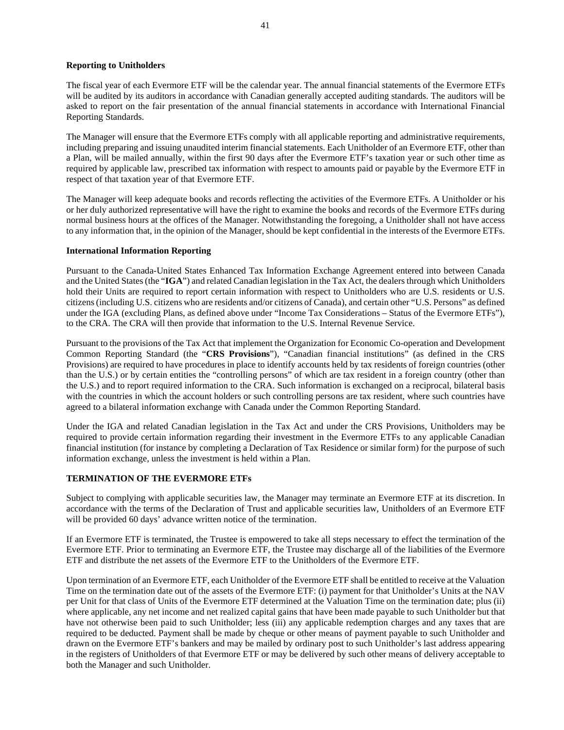**Reporting to Unitholders**

The fiscal year of each Evermore ETF will be the calendar year. The annual financial statements of the Evermore ETFs will be audited by its auditors in accordance with Canadian generally accepted auditing standards. The auditors will be asked to report on the fair presentation of the annual financial statements in accordance with International Financial Reporting Standards.

The Manager will ensure that the Evermore ETFs comply with all applicable reporting and administrative requirements, including preparing and issuing unaudited interim financial statements. Each Unitholder of an Evermore ETF, other than a Plan, will be mailed annually, within the first 90 days after the Evermore ETF's taxation year or such other time as required by applicable law, prescribed tax information with respect to amounts paid or payable by the Evermore ETF in respect of that taxation year of that Evermore ETF.

The Manager will keep adequate books and records reflecting the activities of the Evermore ETFs. A Unitholder or his or her duly authorized representative will have the right to examine the books and records of the Evermore ETFs during normal business hours at the offices of the Manager. Notwithstanding the foregoing, a Unitholder shall not have access to any information that, in the opinion of the Manager, should be kept confidential in the interests of the Evermore ETFs.

**International Information Reporting**

Pursuant to the Canada-United States Enhanced Tax Information Exchange Agreement entered into between Canada and the United States (the "**IGA**") and related Canadian legislation in the Tax Act, the dealers through which Unitholders hold their Units are required to report certain information with respect to Unitholders who are U.S. residents or U.S. citizens (including U.S. citizens who are residents and/or citizens of Canada), and certain other "U.S. Persons" as defined under the IGA (excluding Plans, as defined above under "Income Tax Considerations – Status of the Evermore ETFs"), to the CRA. The CRA will then provide that information to the U.S. Internal Revenue Service.

Pursuant to the provisions of the Tax Act that implement the Organization for Economic Co-operation and Development Common Reporting Standard (the "**CRS Provisions**"), "Canadian financial institutions" (as defined in the CRS Provisions) are required to have procedures in place to identify accounts held by tax residents of foreign countries (other than the U.S.) or by certain entities the "controlling persons" of which are tax resident in a foreign country (other than the U.S.) and to report required information to the CRA. Such information is exchanged on a reciprocal, bilateral basis with the countries in which the account holders or such controlling persons are tax resident, where such countries have agreed to a bilateral information exchange with Canada under the Common Reporting Standard.

Under the IGA and related Canadian legislation in the Tax Act and under the CRS Provisions, Unitholders may be required to provide certain information regarding their investment in the Evermore ETFs to any applicable Canadian financial institution (for instance by completing a Declaration of Tax Residence or similar form) for the purpose of such information exchange, unless the investment is held within a Plan.

## TERMINATION OF THE EVERMORE ETFs

Subject to complying with applicable securities law, the Manager may terminate an Evermore ETF at its discretion. In accordance with the terms of the Declaration of Trust and applicable securities law, Unitholders of an Evermore ETF will be provided 60 days' advance written notice of the termination.

If an Evermore ETF is terminated, the Trustee is empowered to take all steps necessary to effect the termination of the Evermore ETF. Prior to terminating an Evermore ETF, the Trustee may discharge all of the liabilities of the Evermore ETF and distribute the net assets of the Evermore ETF to the Unitholders of the Evermore ETF.

Upon termination of an Evermore ETF, each Unitholder of the Evermore ETF shall be entitled to receive at the Valuation Time on the termination date out of the assets of the Evermore ETF: (i) payment for that Unitholder's Units at the NAV per Unit for that class of Units of the Evermore ETF determined at the Valuation Time on the termination date; plus (ii) where applicable, any net income and net realized capital gains that have been made payable to such Unitholder but that have not otherwise been paid to such Unitholder; less (iii) any applicable redemption charges and any taxes that are required to be deducted. Payment shall be made by cheque or other means of payment payable to such Unitholder and drawn on the Evermore ETF's bankers and may be mailed by ordinary post to such Unitholder's last address appearing in the registers of Unitholders of that Evermore ETF or may be delivered by such other means of delivery acceptable to both the Manager and such Unitholder.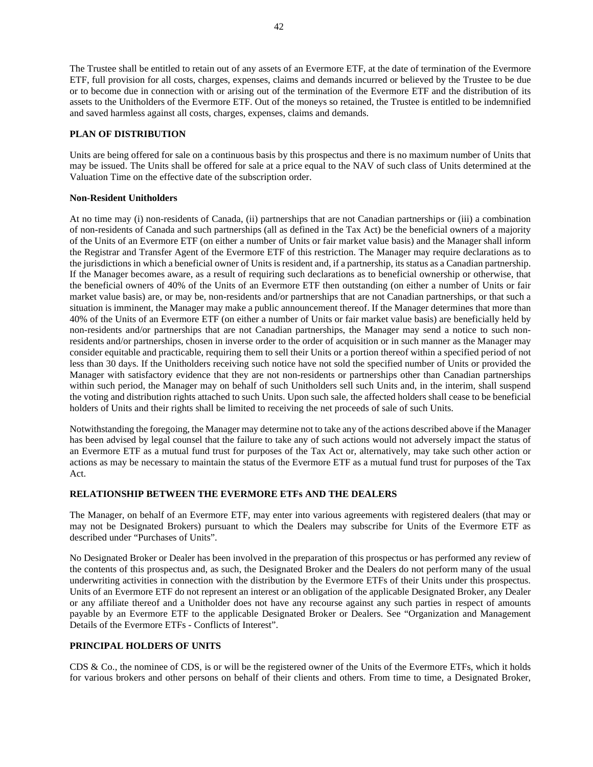The Trustee shall be entitled to retain out of any assets of an Evermore ETF, at the date of termination of the Evermore ETF, full provision for all costs, charges, expenses, claims and demands incurred or believed by the Trustee to be due or to become due in connection with or arising out of the termination of the Evermore ETF and the distribution of its assets to the Unitholders of the Evermore ETF. Out of the moneys so retained, the Trustee is entitled to be indemnified and saved harmless against all costs, charges, expenses, claims and demands.

## PLAN OF DISTRIBUTION

Units are being offered for sale on a continuous basis by this prospectus and there is no maximum number of Units that may be issued. The Units shall be offered for sale at a price equal to the NAV of such class of Units determined at the Valuation Time on the effective date of the subscription order.

### Non-Resident Unitholders

At no time may (i) non-residents of Canada, (ii) partnerships that are not Canadian partnerships or (iii) a combination of non-residents of Canada and such partnerships (all as defined in the Tax Act) be the beneficial owners of a majority of the Units of an Evermore ETF (on either a number of Units or fair market value basis) and the Manager shall inform the Registrar and Transfer Agent of the Evermore ETF of this restriction. The Manager may require declarations as to the jurisdictions in which a beneficial owner of Units is resident and, if a partnership, its status as a Canadian partnership. If the Manager becomes aware, as a result of requiring such declarations as to beneficial ownership or otherwise, that the beneficial owners of 40% of the Units of an Evermore ETF then outstanding (on either a number of Units or fair market value basis) are, or may be, non-residents and/or partnerships that are not Canadian partnerships, or that such a situation is imminent, the Manager may make a public announcement thereof. If the Manager determines that more than 40% of the Units of an Evermore ETF (on either a number of Units or fair market value basis) are beneficially held by non-residents and/or partnerships that are not Canadian partnerships, the Manager may send a notice to such non-residents and/or partnerships, chosen in inverse order to the order of acquisition or in such manner as the Manager may consider equitable and practicable, requiring them to sell their Units or a portion thereof within a specified period of not less than 30 days. If the Unitholders receiving such notice have not sold the specified number of Units or provided the Manager with satisfactory evidence that they are not non-residents or partnerships other than Canadian partnerships within such period, the Manager may on behalf of such Unitholders sell such Units and, in the interim, shall suspend the voting and distribution rights attached to such Units. Upon such sale, the affected holders shall cease to be beneficial holders of Units and their rights shall be limited to receiving the net proceeds of sale of such Units.

Notwithstanding the foregoing, the Manager may determine not to take any of the actions described above if the Manager has been advised by legal counsel that the failure to take any of such actions would not adversely impact the status of an Evermore ETF as a mutual fund trust for purposes of the Tax Act or, alternatively, may take such other action or actions as may be necessary to maintain the status of the Evermore ETF as a mutual fund trust for purposes of the Tax Act.

## RELATIONSHIP BETWEEN THE EVERMORE ETFs AND THE DEALERS

The Manager, on behalf of an Evermore ETF, may enter into various agreements with registered dealers (that may or may not be Designated Brokers) pursuant to which the Dealers may subscribe for Units of the Evermore ETF as described under "Purchases of Units".

No Designated Broker or Dealer has been involved in the preparation of this prospectus or has performed any review of the contents of this prospectus and, as such, the Designated Broker and the Dealers do not perform many of the usual underwriting activities in connection with the distribution by the Evermore ETFs of their Units under this prospectus. Units of an Evermore ETF do not represent an interest or an obligation of the applicable Designated Broker, any Dealer or any affiliate thereof and a Unitholder does not have any recourse against any such parties in respect of amounts payable by an Evermore ETF to the applicable Designated Broker or Dealers. See "Organization and Management Details of the Evermore ETFs - Conflicts of Interest".

## PRINCIPAL HOLDERS OF UNITS

CDS & Co., the nominee of CDS, is or will be the registered owner of the Units of the Evermore ETFs, which it holds for various brokers and other persons on behalf of their clients and others. From time to time, a Designated Broker,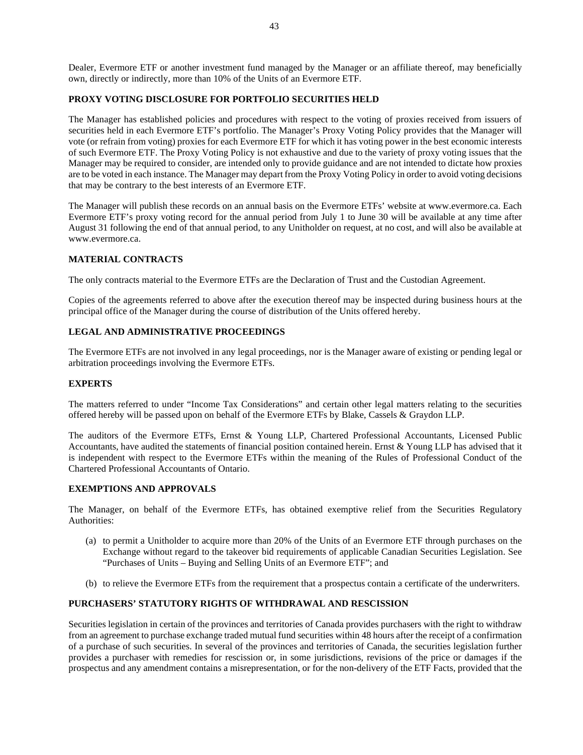Dealer, Evermore ETF or another investment fund managed by the Manager or an affiliate thereof, may beneficially own, directly or indirectly, more than 10% of the Units of an Evermore ETF.

## PROXY VOTING DISCLOSURE FOR PORTFOLIO SECURITIES HELD

The Manager has established policies and procedures with respect to the voting of proxies received from issuers of securities held in each Evermore ETF's portfolio. The Manager's Proxy Voting Policy provides that the Manager will vote (or refrain from voting) proxies for each Evermore ETF for which it has voting power in the best economic interests of such Evermore ETF. The Proxy Voting Policy is not exhaustive and due to the variety of proxy voting issues that the Manager may be required to consider, are intended only to provide guidance and are not intended to dictate how proxies are to be voted in each instance. The Manager may depart from the Proxy Voting Policy in order to avoid voting decisions that may be contrary to the best interests of an Evermore ETF.

The Manager will publish these records on an annual basis on the Evermore ETFs' website at www.evermore.ca. Each Evermore ETF's proxy voting record for the annual period from July 1 to June 30 will be available at any time after August 31 following the end of that annual period, to any Unitholder on request, at no cost, and will also be available at www.evermore.ca.

## MATERIAL CONTRACTS

The only contracts material to the Evermore ETFs are the Declaration of Trust and the Custodian Agreement.

Copies of the agreements referred to above after the execution thereof may be inspected during business hours at the principal office of the Manager during the course of distribution of the Units offered hereby.

## LEGAL AND ADMINISTRATIVE PROCEEDINGS

The Evermore ETFs are not involved in any legal proceedings, nor is the Manager aware of existing or pending legal or arbitration proceedings involving the Evermore ETFs.

## EXPERTS

The matters referred to under "Income Tax Considerations" and certain other legal matters relating to the securities offered hereby will be passed upon on behalf of the Evermore ETFs by Blake, Cassels & Graydon LLP.

The auditors of the Evermore ETFs, Ernst & Young LLP, Chartered Professional Accountants, Licensed Public Accountants, have audited the statements of financial position contained herein. Ernst & Young LLP has advised that it is independent with respect to the Evermore ETFs within the meaning of the Rules of Professional Conduct of the Chartered Professional Accountants of Ontario.

## EXEMPTIONS AND APPROVALS

The Manager, on behalf of the Evermore ETFs, has obtained exemptive relief from the Securities Regulatory Authorities:

(a) to permit a Unitholder to acquire more than 20% of the Units of an Evermore ETF through purchases on the Exchange without regard to the takeover bid requirements of applicable Canadian Securities Legislation. See "Purchases of Units – Buying and Selling Units of an Evermore ETF"; and

(b) to relieve the Evermore ETFs from the requirement that a prospectus contain a certificate of the underwriters.

## PURCHASERS' STATUTORY RIGHTS OF WITHDRAWAL AND RESCISSION

Securities legislation in certain of the provinces and territories of Canada provides purchasers with the right to withdraw from an agreement to purchase exchange traded mutual fund securities within 48 hours after the receipt of a confirmation of a purchase of such securities. In several of the provinces and territories of Canada, the securities legislation further provides a purchaser with remedies for rescission or, in some jurisdictions, revisions of the price or damages if the prospectus and any amendment contains a misrepresentation, or for the non-delivery of the ETF Facts, provided that the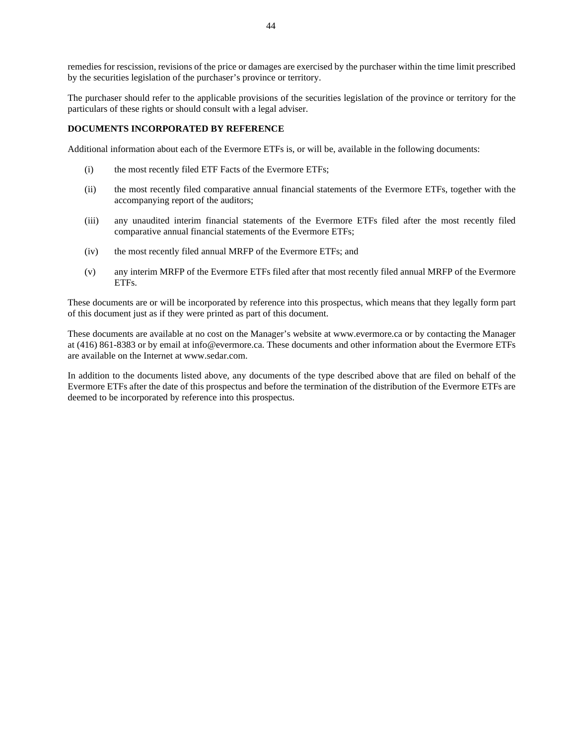remedies for rescission, revisions of the price or damages are exercised by the purchaser within the time limit prescribed by the securities legislation of the purchaser's province or territory.

The purchaser should refer to the applicable provisions of the securities legislation of the province or territory for the particulars of these rights or should consult with a legal adviser.

## DOCUMENTS INCORPORATED BY REFERENCE

Additional information about each of the Evermore ETFs is, or will be, available in the following documents:

(i) the most recently filed ETF Facts of the Evermore ETFs;

(ii) the most recently filed comparative annual financial statements of the Evermore ETFs, together with the accompanying report of the auditors;

(iii) any unaudited interim financial statements of the Evermore ETFs filed after the most recently filed comparative annual financial statements of the Evermore ETFs;

(iv) the most recently filed annual MRFP of the Evermore ETFs; and

(v) any interim MRFP of the Evermore ETFs filed after that most recently filed annual MRFP of the Evermore ETFs.

These documents are or will be incorporated by reference into this prospectus, which means that they legally form part of this document just as if they were printed as part of this document.

These documents are available at no cost on the Manager's website at www.evermore.ca or by contacting the Manager at (416) 861-8383 or by email at info@evermore.ca. These documents and other information about the Evermore ETFs are available on the Internet at www.sedar.com.

In addition to the documents listed above, any documents of the type described above that are filed on behalf of the Evermore ETFs after the date of this prospectus and before the termination of the distribution of the Evermore ETFs are deemed to be incorporated by reference into this prospectus.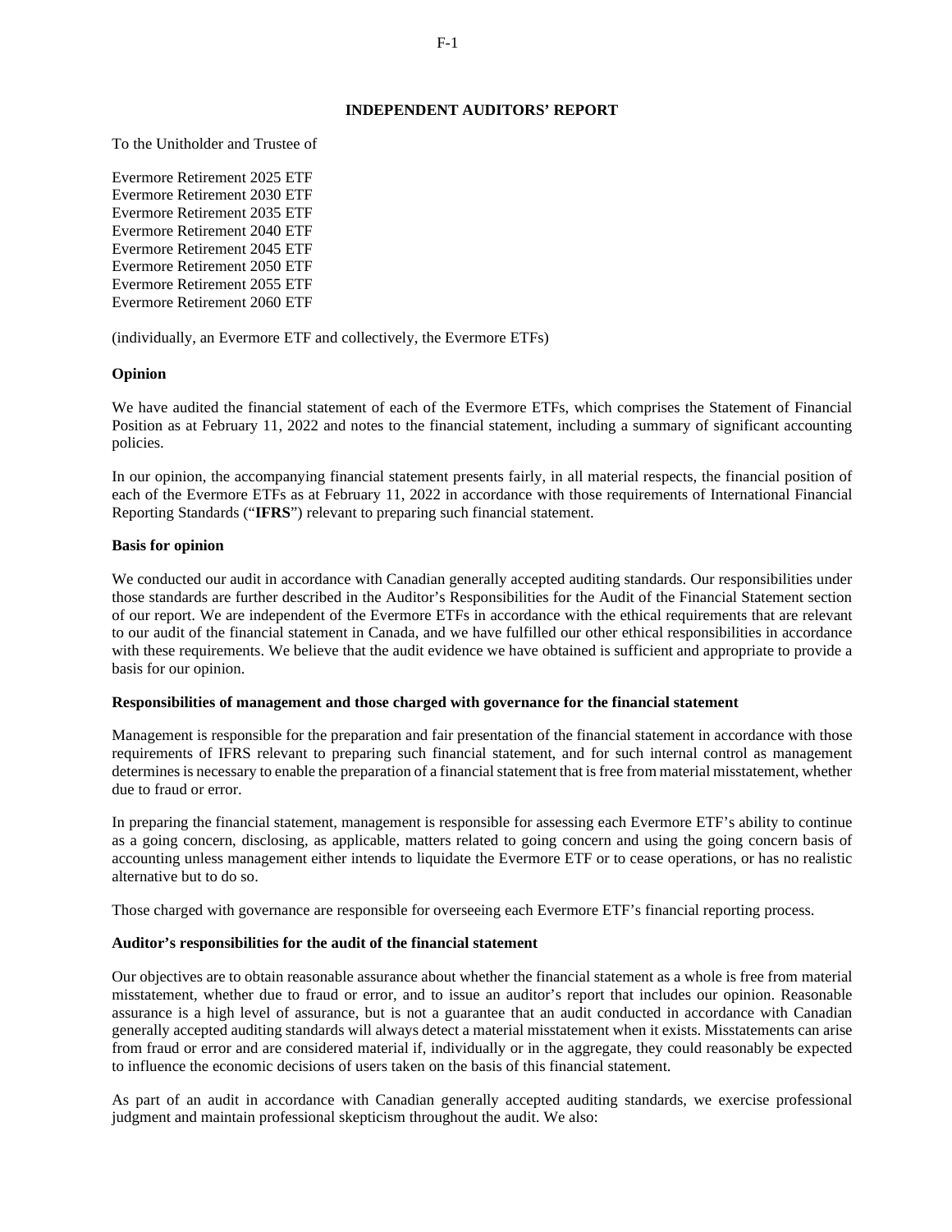## INDEPENDENT AUDITORS' REPORT

To the Unitholder and Trustee of

Evermore Retirement 2025 ETF
Evermore Retirement 2030 ETF
Evermore Retirement 2035 ETF
Evermore Retirement 2040 ETF
Evermore Retirement 2045 ETF
Evermore Retirement 2050 ETF
Evermore Retirement 2055 ETF
Evermore Retirement 2060 ETF

(individually, an Evermore ETF and collectively, the Evermore ETFs)

### Opinion

We have audited the financial statement of each of the Evermore ETFs, which comprises the Statement of Financial Position as at February 11, 2022 and notes to the financial statement, including a summary of significant accounting policies.

In our opinion, the accompanying financial statement presents fairly, in all material respects, the financial position of each of the Evermore ETFs as at February 11, 2022 in accordance with those requirements of International Financial Reporting Standards ("**IFRS**") relevant to preparing such financial statement.

### Basis for opinion

We conducted our audit in accordance with Canadian generally accepted auditing standards. Our responsibilities under those standards are further described in the Auditor's Responsibilities for the Audit of the Financial Statement section of our report. We are independent of the Evermore ETFs in accordance with the ethical requirements that are relevant to our audit of the financial statement in Canada, and we have fulfilled our other ethical responsibilities in accordance with these requirements. We believe that the audit evidence we have obtained is sufficient and appropriate to provide a basis for our opinion.

### Responsibilities of management and those charged with governance for the financial statement

Management is responsible for the preparation and fair presentation of the financial statement in accordance with those requirements of IFRS relevant to preparing such financial statement, and for such internal control as management determines is necessary to enable the preparation of a financial statement that is free from material misstatement, whether due to fraud or error.

In preparing the financial statement, management is responsible for assessing each Evermore ETF's ability to continue as a going concern, disclosing, as applicable, matters related to going concern and using the going concern basis of accounting unless management either intends to liquidate the Evermore ETF or to cease operations, or has no realistic alternative but to do so.

Those charged with governance are responsible for overseeing each Evermore ETF's financial reporting process.

### Auditor's responsibilities for the audit of the financial statement

Our objectives are to obtain reasonable assurance about whether the financial statement as a whole is free from material misstatement, whether due to fraud or error, and to issue an auditor's report that includes our opinion. Reasonable assurance is a high level of assurance, but is not a guarantee that an audit conducted in accordance with Canadian generally accepted auditing standards will always detect a material misstatement when it exists. Misstatements can arise from fraud or error and are considered material if, individually or in the aggregate, they could reasonably be expected to influence the economic decisions of users taken on the basis of this financial statement.

As part of an audit in accordance with Canadian generally accepted auditing standards, we exercise professional judgment and maintain professional skepticism throughout the audit. We also: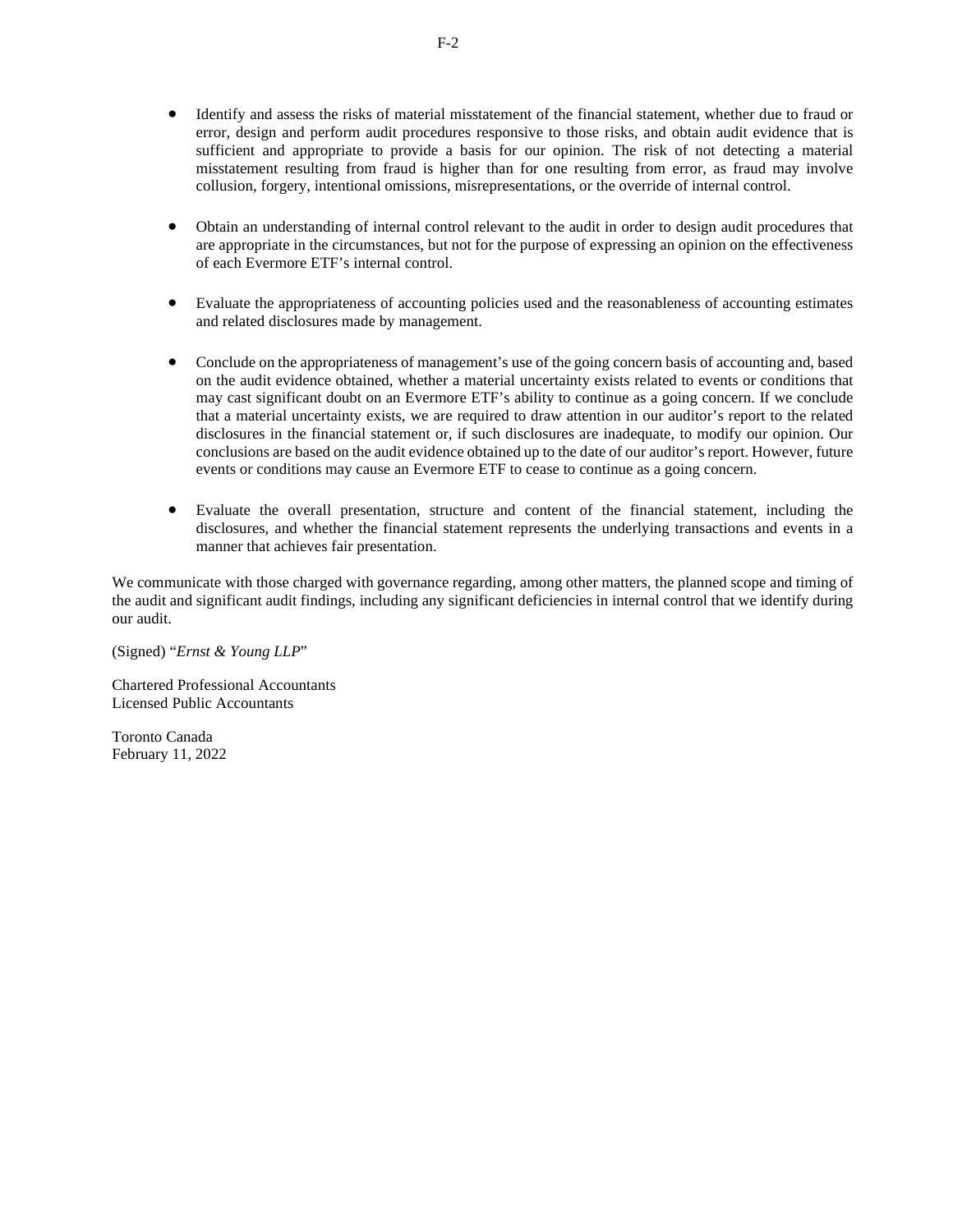- Identify and assess the risks of material misstatement of the financial statement, whether due to fraud or error, design and perform audit procedures responsive to those risks, and obtain audit evidence that is sufficient and appropriate to provide a basis for our opinion. The risk of not detecting a material misstatement resulting from fraud is higher than for one resulting from error, as fraud may involve collusion, forgery, intentional omissions, misrepresentations, or the override of internal control.

- Obtain an understanding of internal control relevant to the audit in order to design audit procedures that are appropriate in the circumstances, but not for the purpose of expressing an opinion on the effectiveness of each Evermore ETF's internal control.

- Evaluate the appropriateness of accounting policies used and the reasonableness of accounting estimates and related disclosures made by management.

- Conclude on the appropriateness of management's use of the going concern basis of accounting and, based on the audit evidence obtained, whether a material uncertainty exists related to events or conditions that may cast significant doubt on an Evermore ETF's ability to continue as a going concern. If we conclude that a material uncertainty exists, we are required to draw attention in our auditor's report to the related disclosures in the financial statement or, if such disclosures are inadequate, to modify our opinion. Our conclusions are based on the audit evidence obtained up to the date of our auditor's report. However, future events or conditions may cause an Evermore ETF to cease to continue as a going concern.

- Evaluate the overall presentation, structure and content of the financial statement, including the disclosures, and whether the financial statement represents the underlying transactions and events in a manner that achieves fair presentation.

We communicate with those charged with governance regarding, among other matters, the planned scope and timing of the audit and significant audit findings, including any significant deficiencies in internal control that we identify during our audit.

(Signed) "*Ernst & Young LLP*"

Chartered Professional Accountants
Licensed Public Accountants

Toronto Canada
February 11, 2022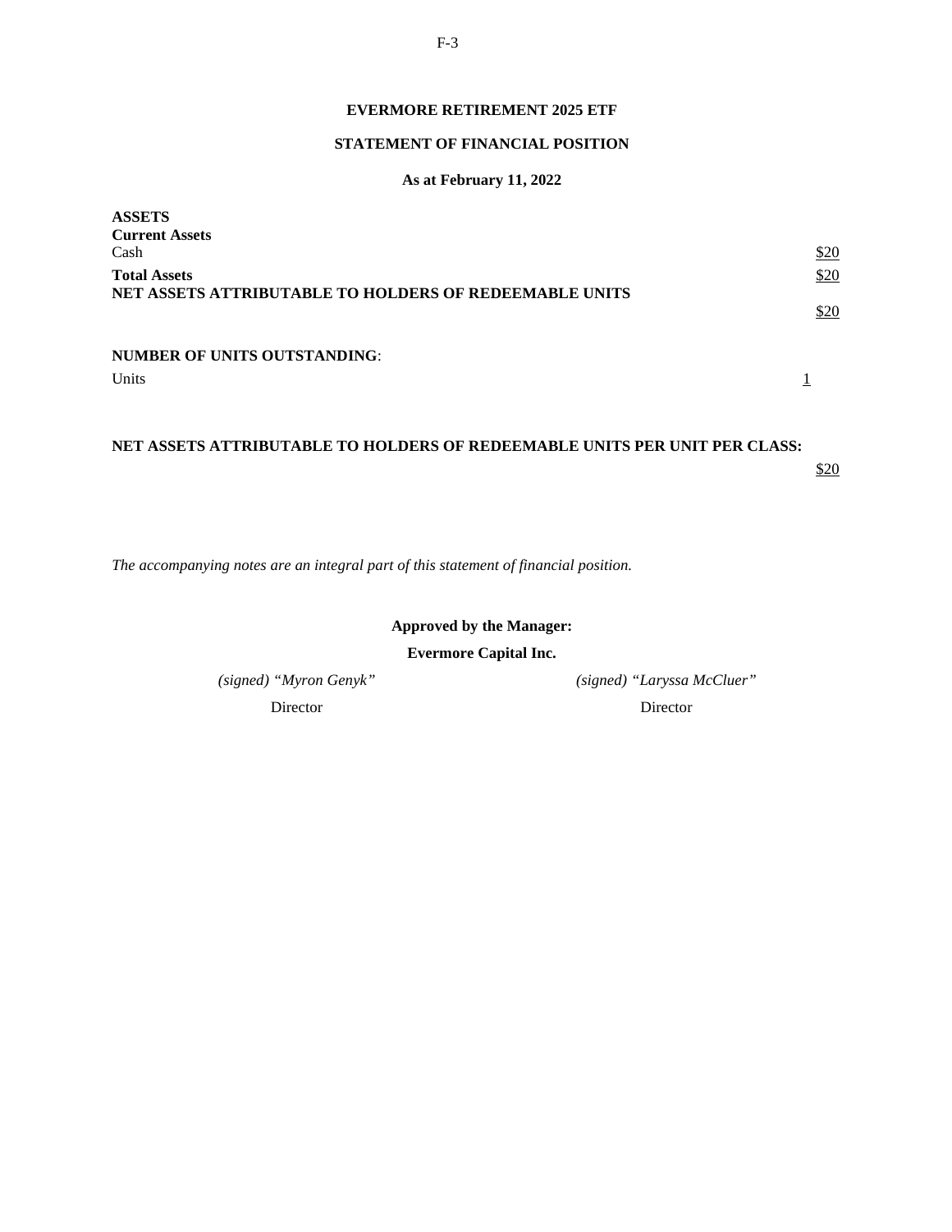**EVERMORE RETIREMENT 2025 ETF**

**STATEMENT OF FINANCIAL POSITION**

**As at February 11, 2022**

| | |
|---|---|
| **ASSETS** | |
| **Current Assets** | |
| Cash | $20 |
| **Total Assets** | $20 |
| **NET ASSETS ATTRIBUTABLE TO HOLDERS OF REDEEMABLE UNITS** | $20 |
| | |
| **NUMBER OF UNITS OUTSTANDING**: | |
| Units | 1 |
| | |
| **NET ASSETS ATTRIBUTABLE TO HOLDERS OF REDEEMABLE UNITS PER UNIT PER CLASS:** | $20 |

*The accompanying notes are an integral part of this statement of financial position.*

**Approved by the Manager:**

**Evermore Capital Inc.**

*(signed) "Myron Genyk"*
Director

*(signed) "Laryssa McCluer"*
Director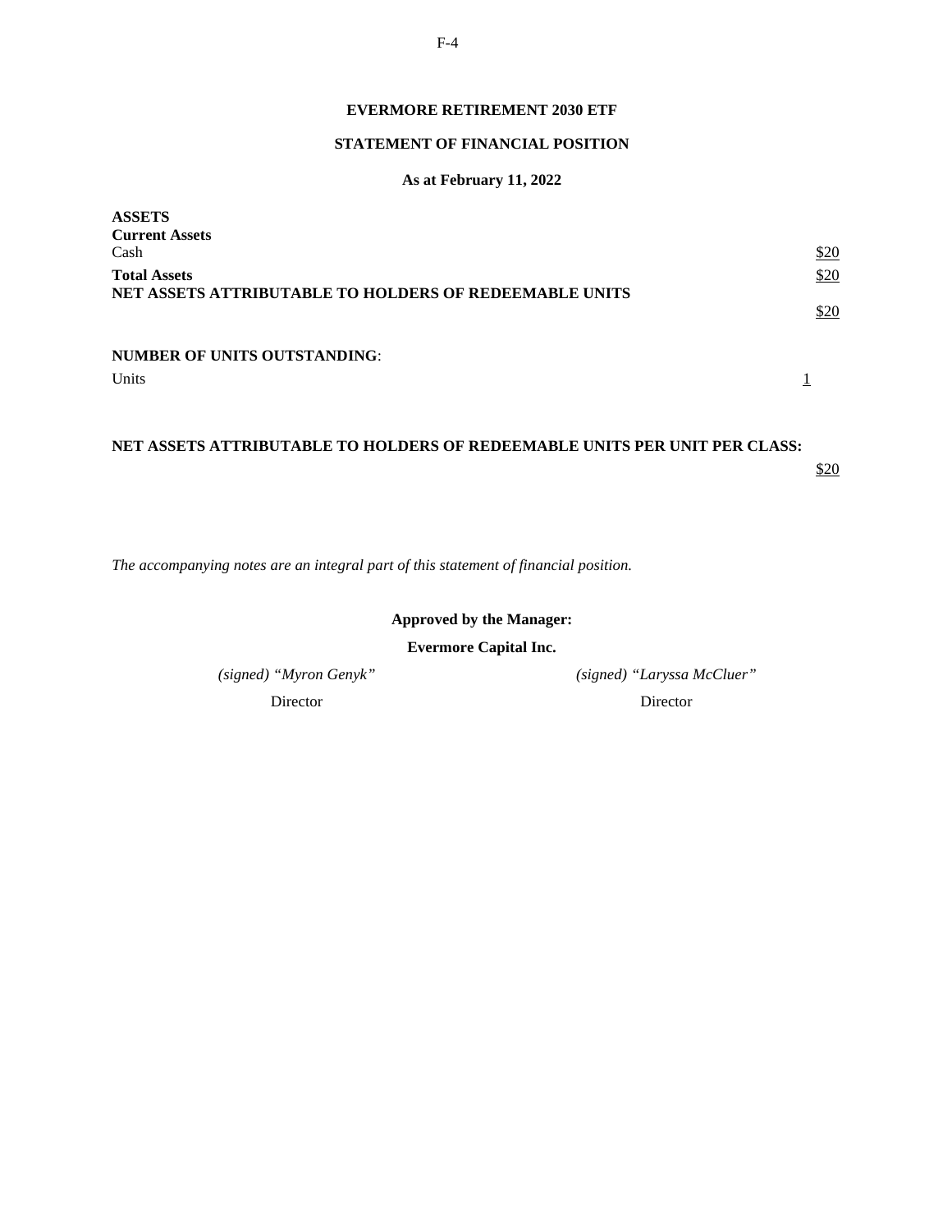**EVERMORE RETIREMENT 2030 ETF**

**STATEMENT OF FINANCIAL POSITION**

**As at February 11, 2022**

| | |
|---|---|
| **ASSETS** | |
| **Current Assets** | |
| Cash | $20 |
| **Total Assets** | $20 |
| **NET ASSETS ATTRIBUTABLE TO HOLDERS OF REDEEMABLE UNITS** | $20 |
| | |
| **NUMBER OF UNITS OUTSTANDING**: | |
| Units | 1 |
| | |
| **NET ASSETS ATTRIBUTABLE TO HOLDERS OF REDEEMABLE UNITS PER UNIT PER CLASS:** | $20 |

*The accompanying notes are an integral part of this statement of financial position.*

**Approved by the Manager:**

**Evermore Capital Inc.**

*(signed) "Myron Genyk"*
Director

*(signed) "Laryssa McCluer"*
Director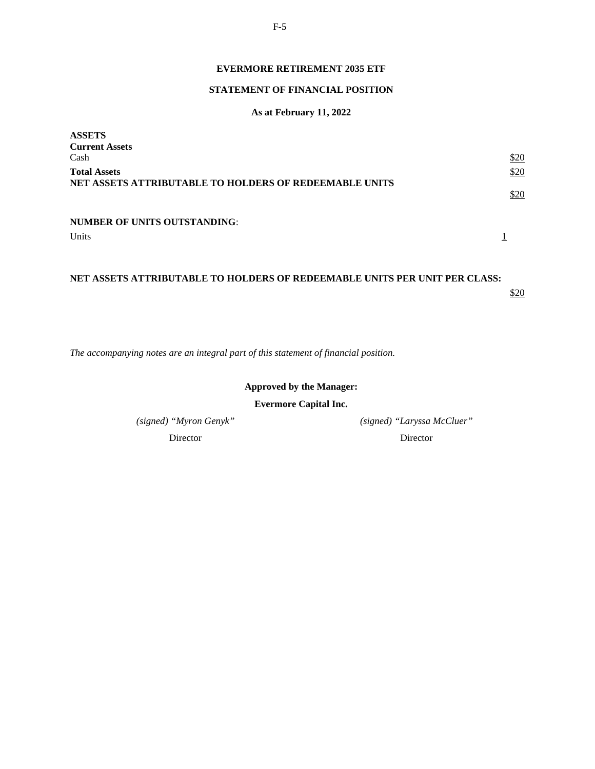**EVERMORE RETIREMENT 2035 ETF**

**STATEMENT OF FINANCIAL POSITION**

**As at February 11, 2022**

| | |
|---|---|
| **ASSETS** | |
| **Current Assets** | |
| Cash | $20 |
| **Total Assets** | $20 |
| **NET ASSETS ATTRIBUTABLE TO HOLDERS OF REDEEMABLE UNITS** | $20 |
| | |
| **NUMBER OF UNITS OUTSTANDING**: | |
| Units | 1 |
| | |
| **NET ASSETS ATTRIBUTABLE TO HOLDERS OF REDEEMABLE UNITS PER UNIT PER CLASS:** | $20 |

*The accompanying notes are an integral part of this statement of financial position.*

**Approved by the Manager:**

**Evermore Capital Inc.**

*(signed) "Myron Genyk"*
Director

*(signed) "Laryssa McCluer"*
Director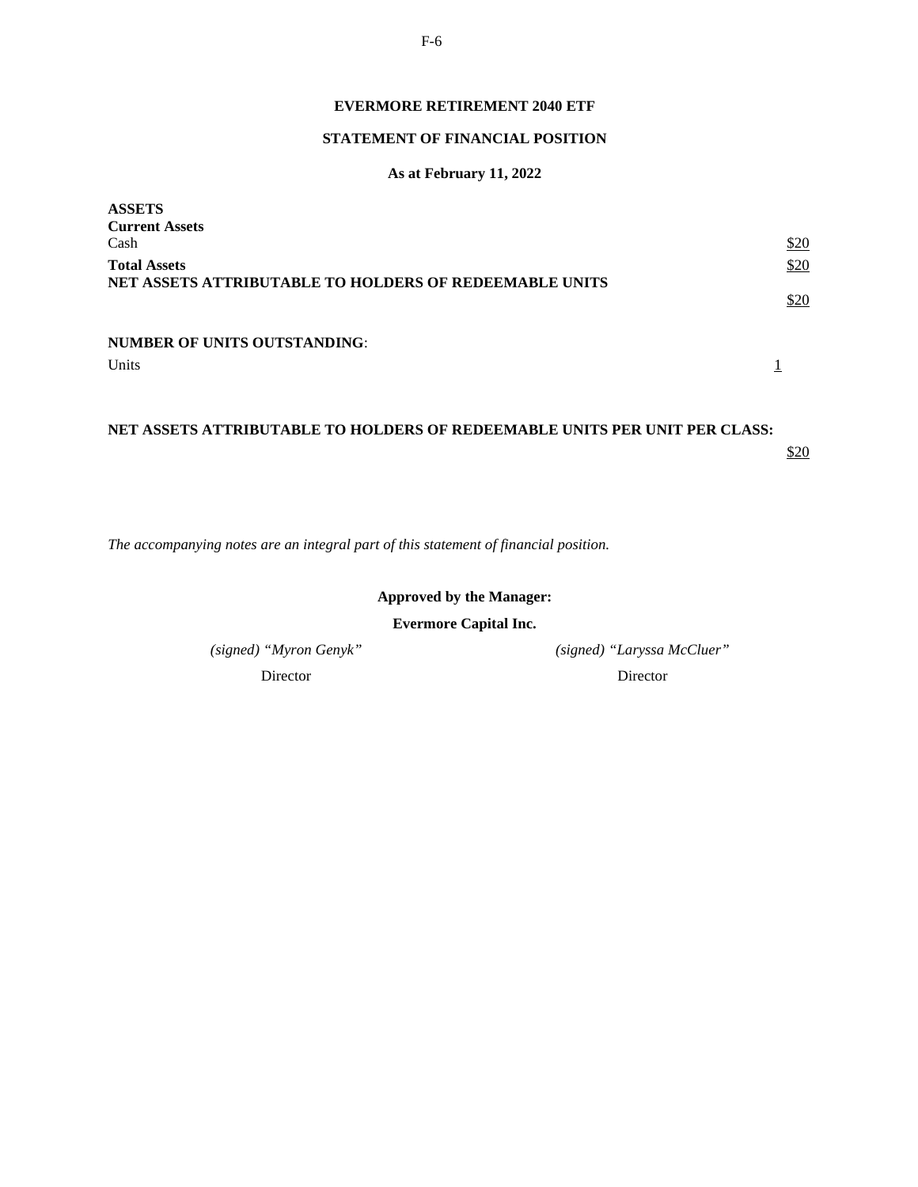# EVERMORE RETIREMENT 2040 ETF

## STATEMENT OF FINANCIAL POSITION

### As at February 11, 2022

| | |
|---|---|
| **ASSETS** | |
| **Current Assets** | |
| Cash | $20 |
| **Total Assets** | $20 |
| **NET ASSETS ATTRIBUTABLE TO HOLDERS OF REDEEMABLE UNITS** | $20 |
| | |
| **NUMBER OF UNITS OUTSTANDING**: | |
| Units | 1 |
| | |
| **NET ASSETS ATTRIBUTABLE TO HOLDERS OF REDEEMABLE UNITS PER UNIT PER CLASS:** | $20 |

*The accompanying notes are an integral part of this statement of financial position.*

**Approved by the Manager:**

**Evermore Capital Inc.**

*(signed) "Myron Genyk"*
Director

*(signed) "Laryssa McCluer"*
Director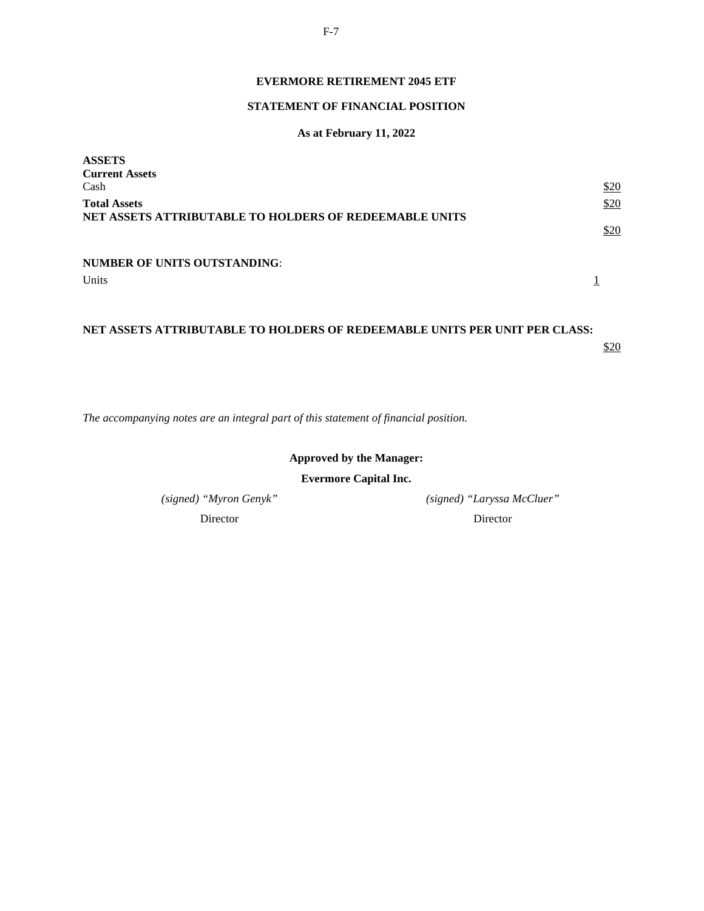**EVERMORE RETIREMENT 2045 ETF**

**STATEMENT OF FINANCIAL POSITION**

**As at February 11, 2022**

| | |
|---|---|
| **ASSETS** | |
| **Current Assets** | |
| Cash | $20 |
| **Total Assets** | $20 |
| **NET ASSETS ATTRIBUTABLE TO HOLDERS OF REDEEMABLE UNITS** | $20 |
| | |
| **NUMBER OF UNITS OUTSTANDING**: | |
| Units | 1 |
| | |
| **NET ASSETS ATTRIBUTABLE TO HOLDERS OF REDEEMABLE UNITS PER UNIT PER CLASS:** | $20 |

*The accompanying notes are an integral part of this statement of financial position.*

**Approved by the Manager:**

**Evermore Capital Inc.**

*(signed) "Myron Genyk"*
Director

*(signed) "Laryssa McCluer"*
Director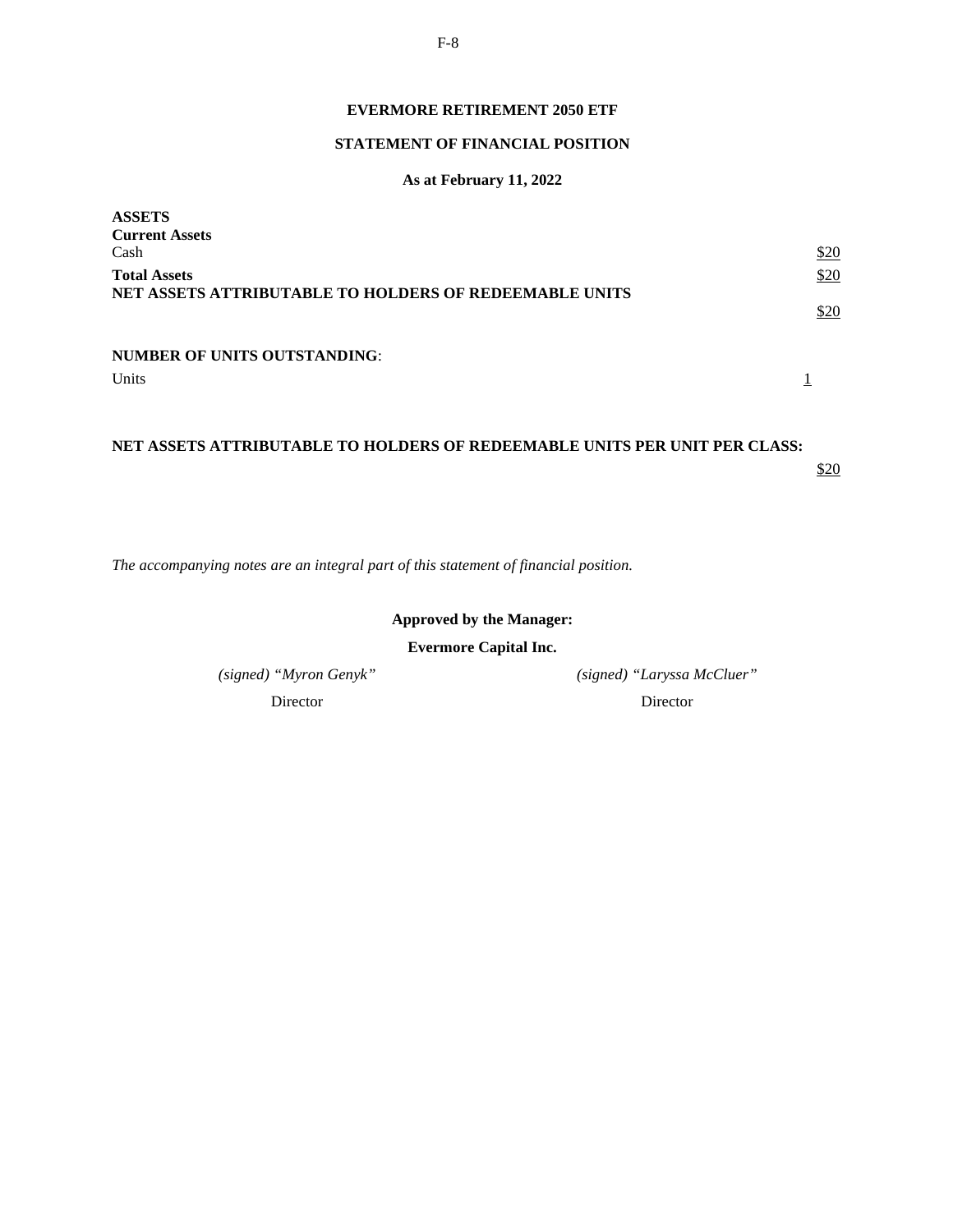**EVERMORE RETIREMENT 2050 ETF**

**STATEMENT OF FINANCIAL POSITION**

**As at February 11, 2022**

| | |
|---|---|
| **ASSETS** | |
| **Current Assets** | |
| Cash | $20 |
| **Total Assets** | $20 |
| **NET ASSETS ATTRIBUTABLE TO HOLDERS OF REDEEMABLE UNITS** | $20 |
| | |
| **NUMBER OF UNITS OUTSTANDING**: | |
| Units | 1 |
| | |
| **NET ASSETS ATTRIBUTABLE TO HOLDERS OF REDEEMABLE UNITS PER UNIT PER CLASS:** | $20 |

*The accompanying notes are an integral part of this statement of financial position.*

**Approved by the Manager:**

**Evermore Capital Inc.**

*(signed) "Myron Genyk"*
Director

*(signed) "Laryssa McCluer"*
Director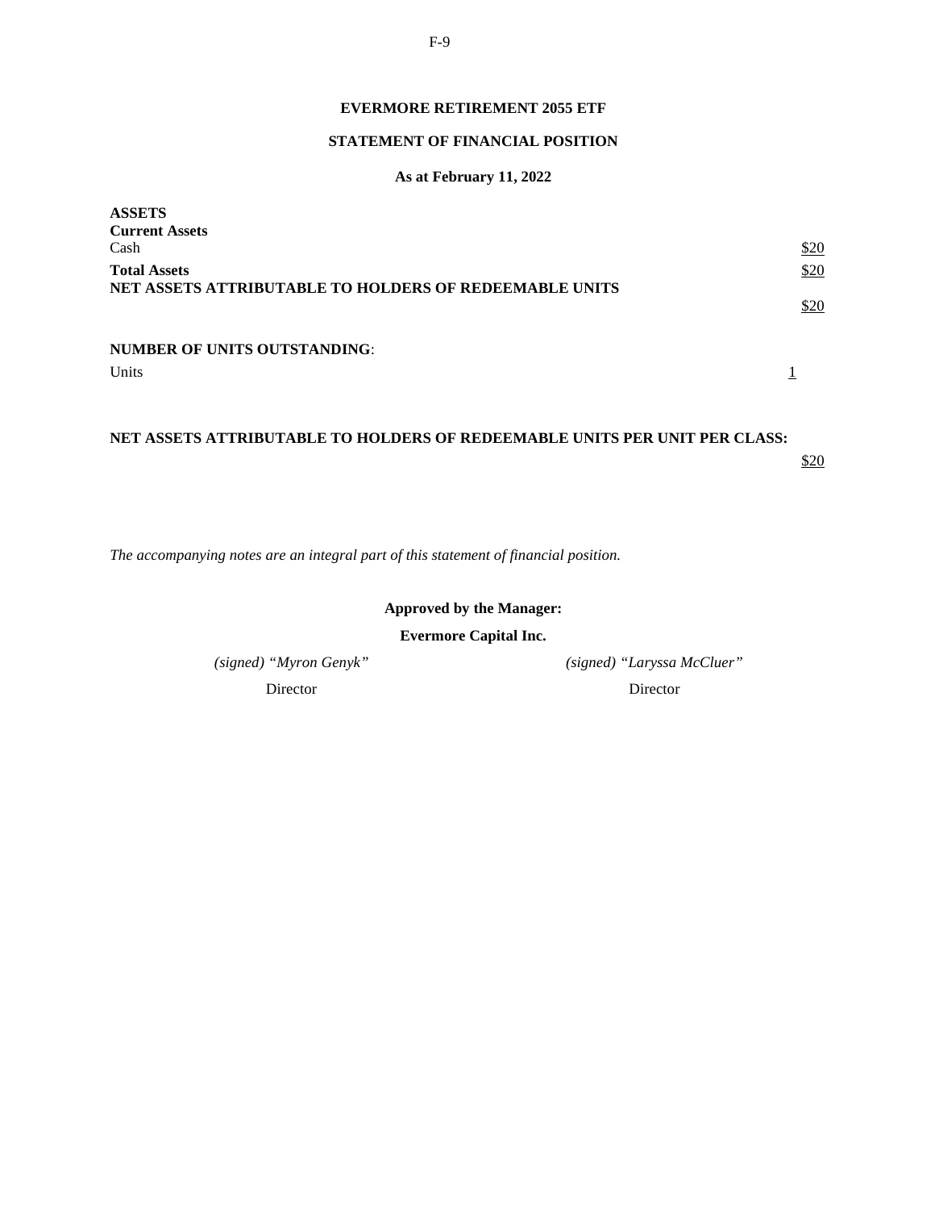# EVERMORE RETIREMENT 2055 ETF

## STATEMENT OF FINANCIAL POSITION

### As at February 11, 2022

| | |
|---|---|
| **ASSETS** | |
| **Current Assets** | |
| Cash | $20 |
| **Total Assets** | $20 |
| **NET ASSETS ATTRIBUTABLE TO HOLDERS OF REDEEMABLE UNITS** | $20 |
| | |
| **NUMBER OF UNITS OUTSTANDING**: | |
| Units | 1 |
| | |
| **NET ASSETS ATTRIBUTABLE TO HOLDERS OF REDEEMABLE UNITS PER UNIT PER CLASS:** | $20 |

*The accompanying notes are an integral part of this statement of financial position.*

**Approved by the Manager:**

**Evermore Capital Inc.**

*(signed) "Myron Genyk"*
Director

*(signed) "Laryssa McCluer"*
Director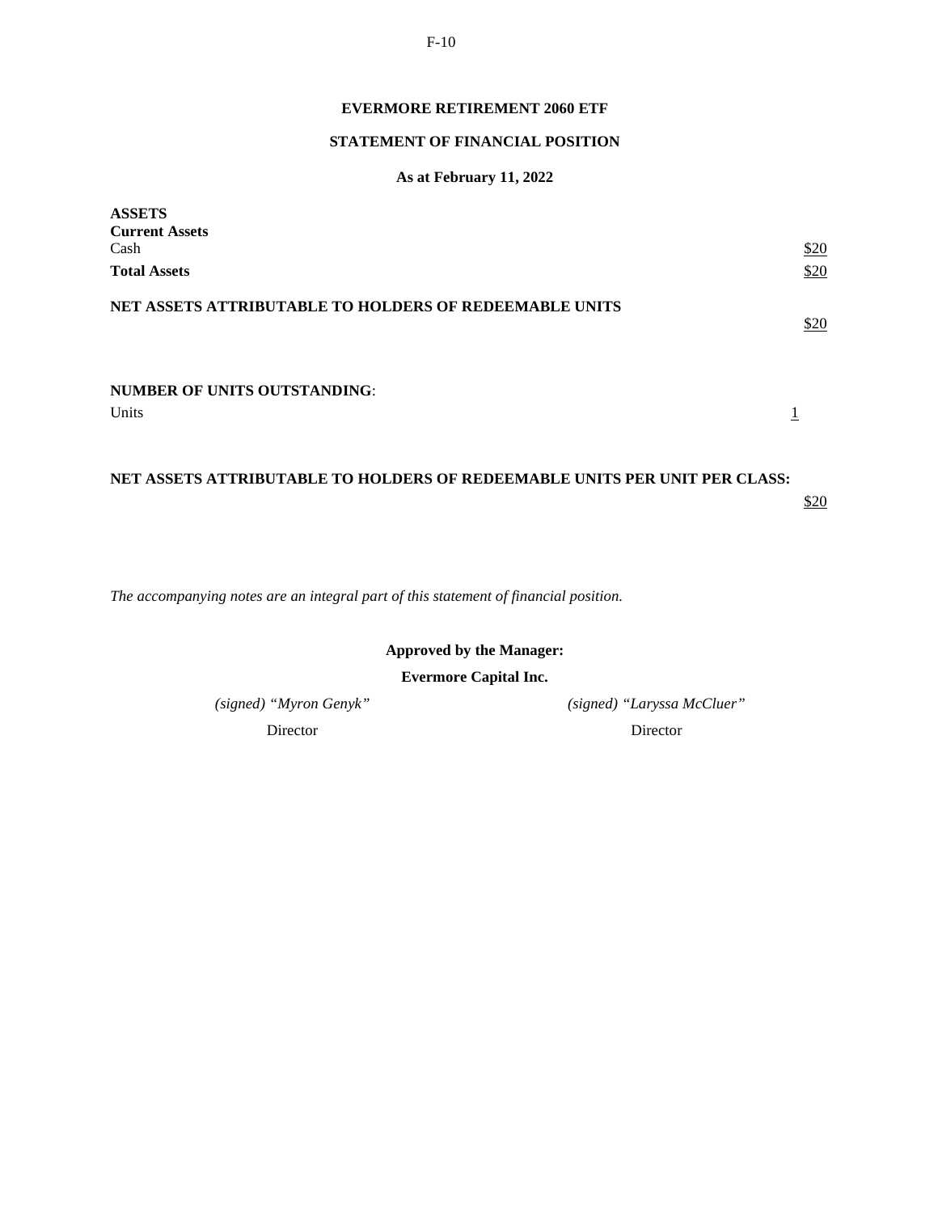**EVERMORE RETIREMENT 2060 ETF**

**STATEMENT OF FINANCIAL POSITION**

**As at February 11, 2022**

| | |
|---|---|
| **ASSETS** | |
| **Current Assets** | |
| Cash | $20 |
| **Total Assets** | $20 |
| **NET ASSETS ATTRIBUTABLE TO HOLDERS OF REDEEMABLE UNITS** | $20 |
| **NUMBER OF UNITS OUTSTANDING**: | |
| Units | 1 |
| **NET ASSETS ATTRIBUTABLE TO HOLDERS OF REDEEMABLE UNITS PER UNIT PER CLASS:** | $20 |

*The accompanying notes are an integral part of this statement of financial position.*

**Approved by the Manager:**

**Evermore Capital Inc.**

*(signed) "Myron Genyk"*
Director

*(signed) "Laryssa McCluer"*
Director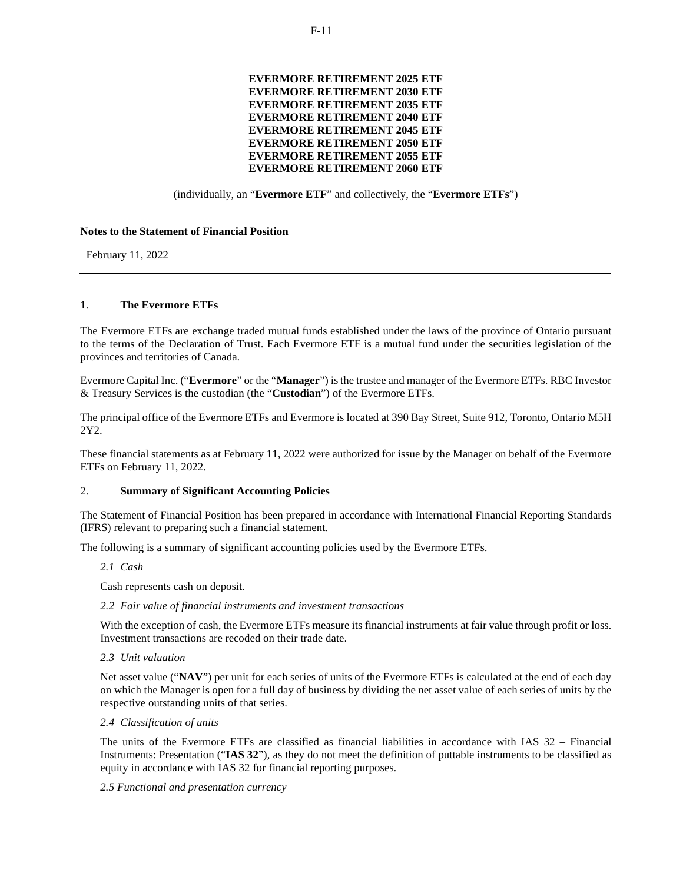**EVERMORE RETIREMENT 2025 ETF**
**EVERMORE RETIREMENT 2030 ETF**
**EVERMORE RETIREMENT 2035 ETF**
**EVERMORE RETIREMENT 2040 ETF**
**EVERMORE RETIREMENT 2045 ETF**
**EVERMORE RETIREMENT 2050 ETF**
**EVERMORE RETIREMENT 2055 ETF**
**EVERMORE RETIREMENT 2060 ETF**

(individually, an "**Evermore ETF**" and collectively, the "**Evermore ETFs**")

**Notes to the Statement of Financial Position**

February 11, 2022

---

## 1. The Evermore ETFs

The Evermore ETFs are exchange traded mutual funds established under the laws of the province of Ontario pursuant to the terms of the Declaration of Trust. Each Evermore ETF is a mutual fund under the securities legislation of the provinces and territories of Canada.

Evermore Capital Inc. ("**Evermore**" or the "**Manager**") is the trustee and manager of the Evermore ETFs. RBC Investor & Treasury Services is the custodian (the "**Custodian**") of the Evermore ETFs.

The principal office of the Evermore ETFs and Evermore is located at 390 Bay Street, Suite 912, Toronto, Ontario M5H 2Y2.

These financial statements as at February 11, 2022 were authorized for issue by the Manager on behalf of the Evermore ETFs on February 11, 2022.

## 2. Summary of Significant Accounting Policies

The Statement of Financial Position has been prepared in accordance with International Financial Reporting Standards (IFRS) relevant to preparing such a financial statement.

The following is a summary of significant accounting policies used by the Evermore ETFs.

*2.1 Cash*

Cash represents cash on deposit.

*2.2 Fair value of financial instruments and investment transactions*

With the exception of cash, the Evermore ETFs measure its financial instruments at fair value through profit or loss. Investment transactions are recoded on their trade date.

*2.3 Unit valuation*

Net asset value ("**NAV**") per unit for each series of units of the Evermore ETFs is calculated at the end of each day on which the Manager is open for a full day of business by dividing the net asset value of each series of units by the respective outstanding units of that series.

*2.4 Classification of units*

The units of the Evermore ETFs are classified as financial liabilities in accordance with IAS 32 – Financial Instruments: Presentation ("**IAS 32**"), as they do not meet the definition of puttable instruments to be classified as equity in accordance with IAS 32 for financial reporting purposes.

*2.5 Functional and presentation currency*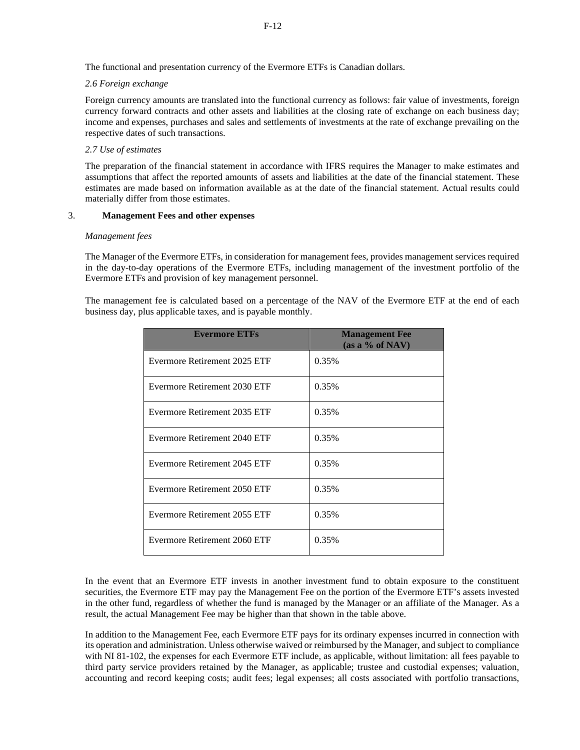The functional and presentation currency of the Evermore ETFs is Canadian dollars.

*2.6 Foreign exchange*

Foreign currency amounts are translated into the functional currency as follows: fair value of investments, foreign currency forward contracts and other assets and liabilities at the closing rate of exchange on each business day; income and expenses, purchases and sales and settlements of investments at the rate of exchange prevailing on the respective dates of such transactions.

*2.7 Use of estimates*

The preparation of the financial statement in accordance with IFRS requires the Manager to make estimates and assumptions that affect the reported amounts of assets and liabilities at the date of the financial statement. These estimates are made based on information available as at the date of the financial statement. Actual results could materially differ from those estimates.

## 3. Management Fees and other expenses

*Management fees*

The Manager of the Evermore ETFs, in consideration for management fees, provides management services required in the day-to-day operations of the Evermore ETFs, including management of the investment portfolio of the Evermore ETFs and provision of key management personnel.

The management fee is calculated based on a percentage of the NAV of the Evermore ETF at the end of each business day, plus applicable taxes, and is payable monthly.

| Evermore ETFs | Management Fee (as a % of NAV) |
|---|---|
| Evermore Retirement 2025 ETF | 0.35% |
| Evermore Retirement 2030 ETF | 0.35% |
| Evermore Retirement 2035 ETF | 0.35% |
| Evermore Retirement 2040 ETF | 0.35% |
| Evermore Retirement 2045 ETF | 0.35% |
| Evermore Retirement 2050 ETF | 0.35% |
| Evermore Retirement 2055 ETF | 0.35% |
| Evermore Retirement 2060 ETF | 0.35% |

In the event that an Evermore ETF invests in another investment fund to obtain exposure to the constituent securities, the Evermore ETF may pay the Management Fee on the portion of the Evermore ETF's assets invested in the other fund, regardless of whether the fund is managed by the Manager or an affiliate of the Manager. As a result, the actual Management Fee may be higher than that shown in the table above.

In addition to the Management Fee, each Evermore ETF pays for its ordinary expenses incurred in connection with its operation and administration. Unless otherwise waived or reimbursed by the Manager, and subject to compliance with NI 81-102, the expenses for each Evermore ETF include, as applicable, without limitation: all fees payable to third party service providers retained by the Manager, as applicable; trustee and custodial expenses; valuation, accounting and record keeping costs; audit fees; legal expenses; all costs associated with portfolio transactions,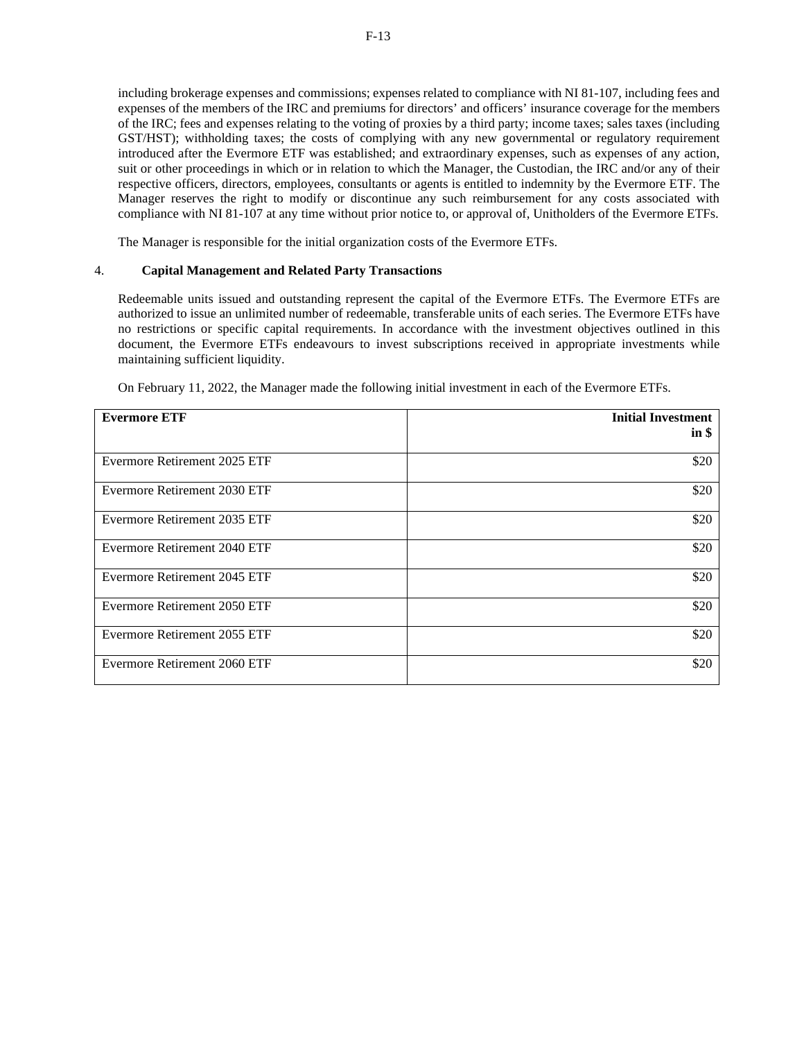including brokerage expenses and commissions; expenses related to compliance with NI 81-107, including fees and expenses of the members of the IRC and premiums for directors' and officers' insurance coverage for the members of the IRC; fees and expenses relating to the voting of proxies by a third party; income taxes; sales taxes (including GST/HST); withholding taxes; the costs of complying with any new governmental or regulatory requirement introduced after the Evermore ETF was established; and extraordinary expenses, such as expenses of any action, suit or other proceedings in which or in relation to which the Manager, the Custodian, the IRC and/or any of their respective officers, directors, employees, consultants or agents is entitled to indemnity by the Evermore ETF. The Manager reserves the right to modify or discontinue any such reimbursement for any costs associated with compliance with NI 81-107 at any time without prior notice to, or approval of, Unitholders of the Evermore ETFs.

The Manager is responsible for the initial organization costs of the Evermore ETFs.

## 4. Capital Management and Related Party Transactions

Redeemable units issued and outstanding represent the capital of the Evermore ETFs. The Evermore ETFs are authorized to issue an unlimited number of redeemable, transferable units of each series. The Evermore ETFs have no restrictions or specific capital requirements. In accordance with the investment objectives outlined in this document, the Evermore ETFs endeavours to invest subscriptions received in appropriate investments while maintaining sufficient liquidity.

On February 11, 2022, the Manager made the following initial investment in each of the Evermore ETFs.

| **Evermore ETF** | **Initial Investment in $** |
|---|---:|
| Evermore Retirement 2025 ETF | $20 |
| Evermore Retirement 2030 ETF | $20 |
| Evermore Retirement 2035 ETF | $20 |
| Evermore Retirement 2040 ETF | $20 |
| Evermore Retirement 2045 ETF | $20 |
| Evermore Retirement 2050 ETF | $20 |
| Evermore Retirement 2055 ETF | $20 |
| Evermore Retirement 2060 ETF | $20 |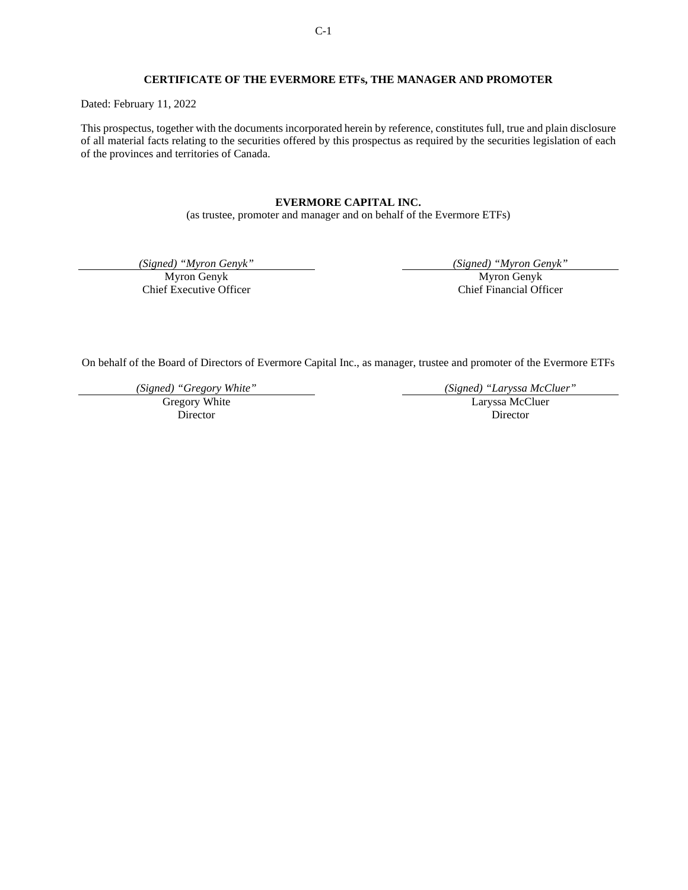**CERTIFICATE OF THE EVERMORE ETFs, THE MANAGER AND PROMOTER**

Dated: February 11, 2022

This prospectus, together with the documents incorporated herein by reference, constitutes full, true and plain disclosure of all material facts relating to the securities offered by this prospectus as required by the securities legislation of each of the provinces and territories of Canada.

**EVERMORE CAPITAL INC.**
(as trustee, promoter and manager and on behalf of the Evermore ETFs)

| | |
|---|---|
| *(Signed) "Myron Genyk"* | *(Signed) "Myron Genyk"* |
| Myron Genyk | Myron Genyk |
| Chief Executive Officer | Chief Financial Officer |

On behalf of the Board of Directors of Evermore Capital Inc., as manager, trustee and promoter of the Evermore ETFs

| | |
|---|---|
| *(Signed) "Gregory White"* | *(Signed) "Laryssa McCluer"* |
| Gregory White | Laryssa McCluer |
| Director | Director |